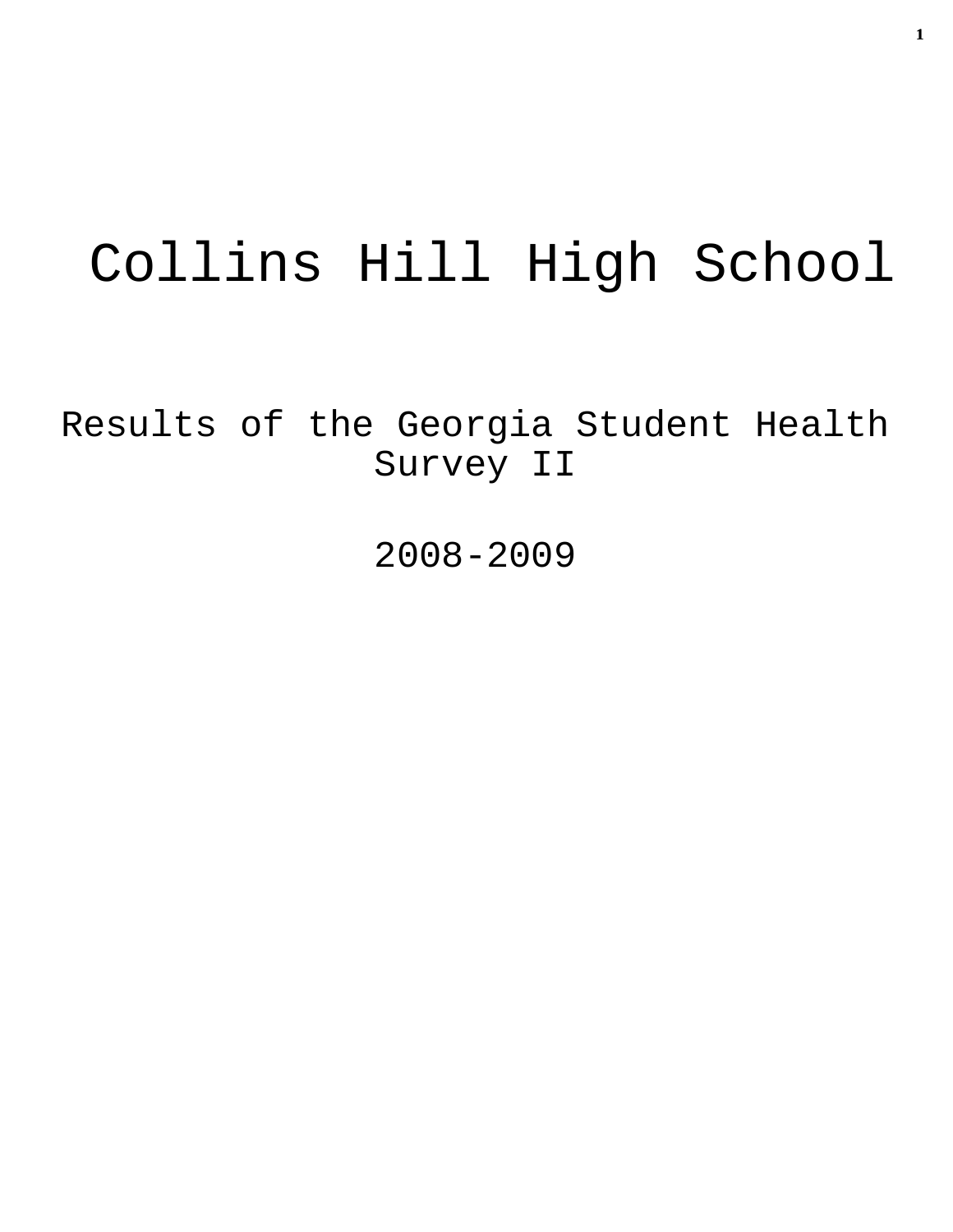# Collins Hill High School

## Results of the Georgia Student Health Survey II

## 2008-2009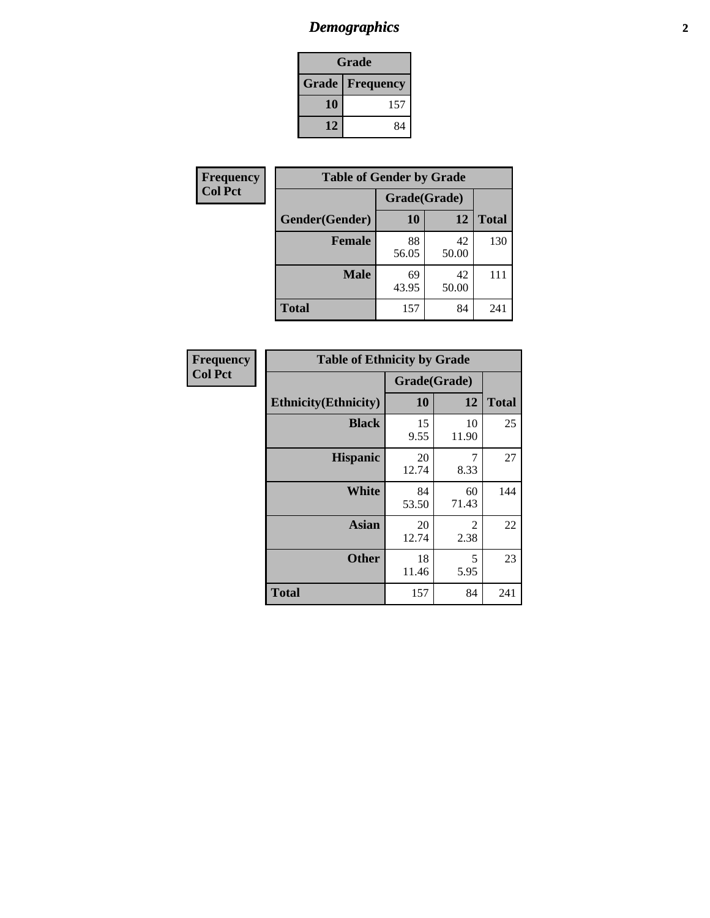# Demographics

| Grade | |
|---|---|
| **Grade** | **Frequency** |
| 10 | 157 |
| 12 | 84 |

**Frequency**
**Col Pct**

| Table of Gender by Grade | | | |
|---|---|---|---|
| | Grade(Grade) | | |
| **Gender(Gender)** | **10** | **12** | **Total** |
| **Female** | 88<br>56.05 | 42<br>50.00 | 130 |
| **Male** | 69<br>43.95 | 42<br>50.00 | 111 |
| **Total** | 157 | 84 | 241 |

**Frequency**
**Col Pct**

| Table of Ethnicity by Grade | | | |
|---|---|---|---|
| | Grade(Grade) | | |
| **Ethnicity(Ethnicity)** | **10** | **12** | **Total** |
| **Black** | 15<br>9.55 | 10<br>11.90 | 25 |
| **Hispanic** | 20<br>12.74 | 7<br>8.33 | 27 |
| **White** | 84<br>53.50 | 60<br>71.43 | 144 |
| **Asian** | 20<br>12.74 | 2<br>2.38 | 22 |
| **Other** | 18<br>11.46 | 5<br>5.95 | 23 |
| **Total** | 157 | 84 | 241 |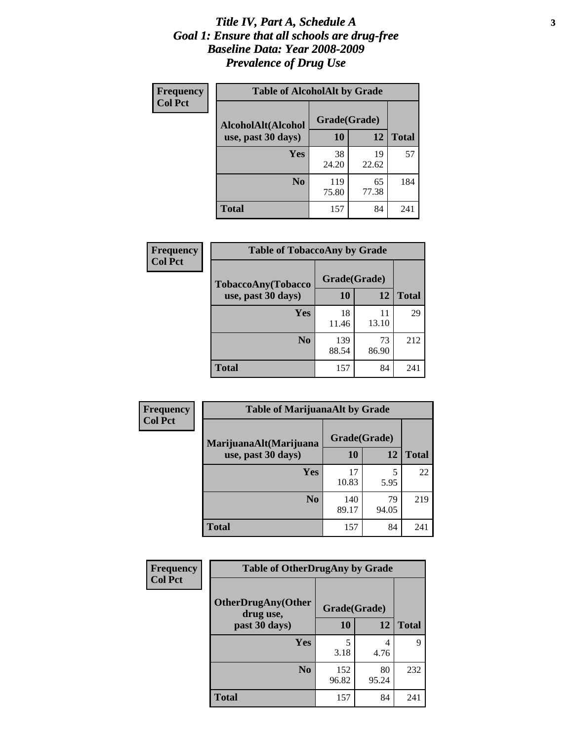# *Title IV, Part A, Schedule A*
# *Goal 1: Ensure that all schools are drug-free*
# *Baseline Data: Year 2008-2009*
# *Prevalence of Drug Use*

**Frequency**
**Col Pct**

**Table of AlcoholAlt by Grade**

| AlcoholAlt(Alcohol use, past 30 days) | Grade(Grade) | | Total |
|---|---|---|---|
| | 10 | 12 | |
| Yes | 38<br>24.20 | 19<br>22.62 | 57 |
| No | 119<br>75.80 | 65<br>77.38 | 184 |
| Total | 157 | 84 | 241 |

**Frequency**
**Col Pct**

**Table of TobaccoAny by Grade**

| TobaccoAny(Tobacco use, past 30 days) | Grade(Grade) | | Total |
|---|---|---|---|
| | 10 | 12 | |
| Yes | 18<br>11.46 | 11<br>13.10 | 29 |
| No | 139<br>88.54 | 73<br>86.90 | 212 |
| Total | 157 | 84 | 241 |

**Frequency**
**Col Pct**

**Table of MarijuanaAlt by Grade**

| MarijuanaAlt(Marijuana use, past 30 days) | Grade(Grade) | | Total |
|---|---|---|---|
| | 10 | 12 | |
| Yes | 17<br>10.83 | 5<br>5.95 | 22 |
| No | 140<br>89.17 | 79<br>94.05 | 219 |
| Total | 157 | 84 | 241 |

**Frequency**
**Col Pct**

**Table of OtherDrugAny by Grade**

| OtherDrugAny(Other drug use, past 30 days) | Grade(Grade) | | Total |
|---|---|---|---|
| | 10 | 12 | |
| Yes | 5<br>3.18 | 4<br>4.76 | 9 |
| No | 152<br>96.82 | 80<br>95.24 | 232 |
| Total | 157 | 84 | 241 |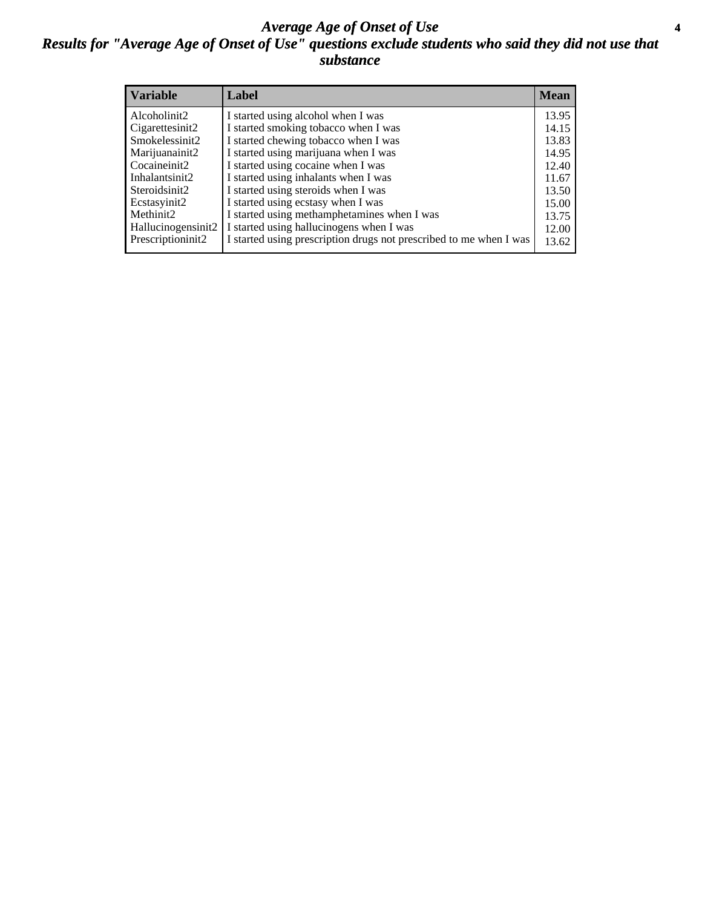# Average Age of Onset of Use

## Results for "Average Age of Onset of Use" questions exclude students who said they did not use that substance

| Variable | Label | Mean |
|---|---|---|
| Alcoholinit2 | I started using alcohol when I was | 13.95 |
| Cigarettesinit2 | I started smoking tobacco when I was | 14.15 |
| Smokelessinit2 | I started chewing tobacco when I was | 13.83 |
| Marijuanainit2 | I started using marijuana when I was | 14.95 |
| Cocaineinit2 | I started using cocaine when I was | 12.40 |
| Inhalantsinit2 | I started using inhalants when I was | 11.67 |
| Steroidsinit2 | I started using steroids when I was | 13.50 |
| Ecstasyinit2 | I started using ecstasy when I was | 15.00 |
| Methinit2 | I started using methamphetamines when I was | 13.75 |
| Hallucinogensinit2 | I started using hallucinogens when I was | 12.00 |
| Prescriptioninit2 | I started using prescription drugs not prescribed to me when I was | 13.62 |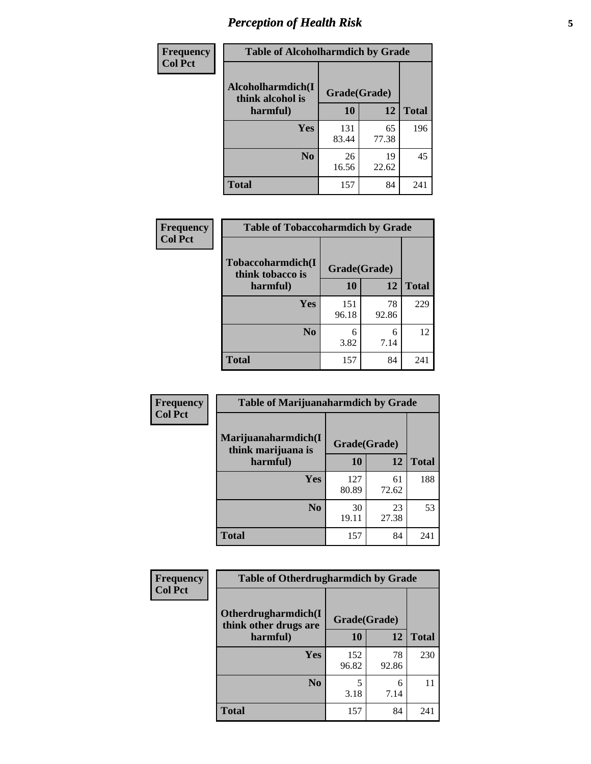# Perception of Health Risk

**Frequency**
**Col Pct**

| Table of Alcoholharmdich by Grade | | | |
|---|---|---|---|
| Alcoholharmdich(I think alcohol is harmful) | Grade(Grade) | | Total |
| | 10 | 12 | |
| Yes | 131<br>83.44 | 65<br>77.38 | 196 |
| No | 26<br>16.56 | 19<br>22.62 | 45 |
| Total | 157 | 84 | 241 |

**Frequency**
**Col Pct**

| Table of Tobaccoharmdich by Grade | | | |
|---|---|---|---|
| Tobaccoharmdich(I think tobacco is harmful) | Grade(Grade) | | Total |
| | 10 | 12 | |
| Yes | 151<br>96.18 | 78<br>92.86 | 229 |
| No | 6<br>3.82 | 6<br>7.14 | 12 |
| Total | 157 | 84 | 241 |

**Frequency**
**Col Pct**

| Table of Marijuanaharmdich by Grade | | | |
|---|---|---|---|
| Marijuanaharmdich(I think marijuana is harmful) | Grade(Grade) | | Total |
| | 10 | 12 | |
| Yes | 127<br>80.89 | 61<br>72.62 | 188 |
| No | 30<br>19.11 | 23<br>27.38 | 53 |
| Total | 157 | 84 | 241 |

**Frequency**
**Col Pct**

| Table of Otherdrugharmdich by Grade | | | |
|---|---|---|---|
| Otherdrugharmdich(I think other drugs are harmful) | Grade(Grade) | | Total |
| | 10 | 12 | |
| Yes | 152<br>96.82 | 78<br>92.86 | 230 |
| No | 5<br>3.18 | 6<br>7.14 | 11 |
| Total | 157 | 84 | 241 |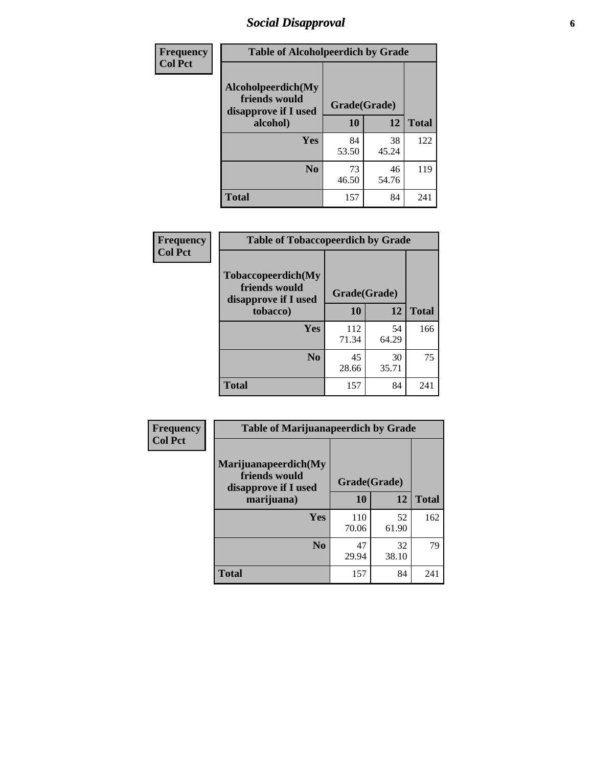| Frequency<br>Col Pct | | | |
|---|---|---|---|

**Table of Alcoholpeerdich by Grade**

| Alcoholpeerdich(My friends would disapprove if I used alcohol) | Grade(Grade) | | |
|---|---|---|---|
| | 10 | 12 | Total |
| Yes | 84<br>53.50 | 38<br>45.24 | 122 |
| No | 73<br>46.50 | 46<br>54.76 | 119 |
| Total | 157 | 84 | 241 |

| Frequency<br>Col Pct | | | |
|---|---|---|---|

**Table of Tobaccopeerdich by Grade**

| Tobaccopeerdich(My friends would disapprove if I used tobacco) | Grade(Grade) | | |
|---|---|---|---|
| | 10 | 12 | Total |
| Yes | 112<br>71.34 | 54<br>64.29 | 166 |
| No | 45<br>28.66 | 30<br>35.71 | 75 |
| Total | 157 | 84 | 241 |

| Frequency<br>Col Pct | | | |
|---|---|---|---|

**Table of Marijuanapeerdich by Grade**

| Marijuanapeerdich(My friends would disapprove if I used marijuana) | Grade(Grade) | | |
|---|---|---|---|
| | 10 | 12 | Total |
| Yes | 110<br>70.06 | 52<br>61.90 | 162 |
| No | 47<br>29.94 | 32<br>38.10 | 79 |
| Total | 157 | 84 | 241 |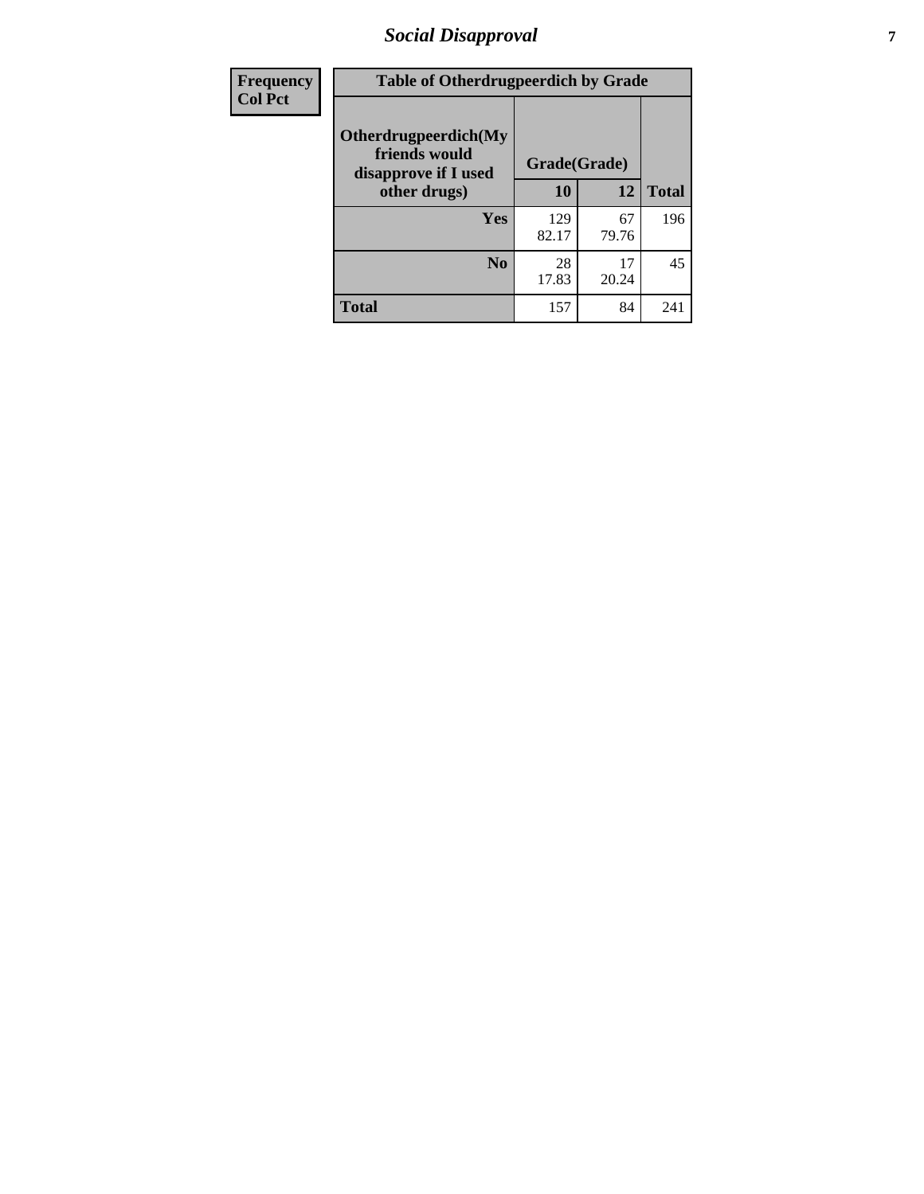| Frequency<br>Col Pct | Table of Otherdrugpeerdich by Grade | | | |
|---|---|---|---|---|
| | Otherdrugpeerdich(My friends would disapprove if I used other drugs) | Grade(Grade) | | Total |
| | | 10 | 12 | |
| | Yes | 129<br>82.17 | 67<br>79.76 | 196 |
| | No | 28<br>17.83 | 17<br>20.24 | 45 |
| | Total | 157 | 84 | 241 |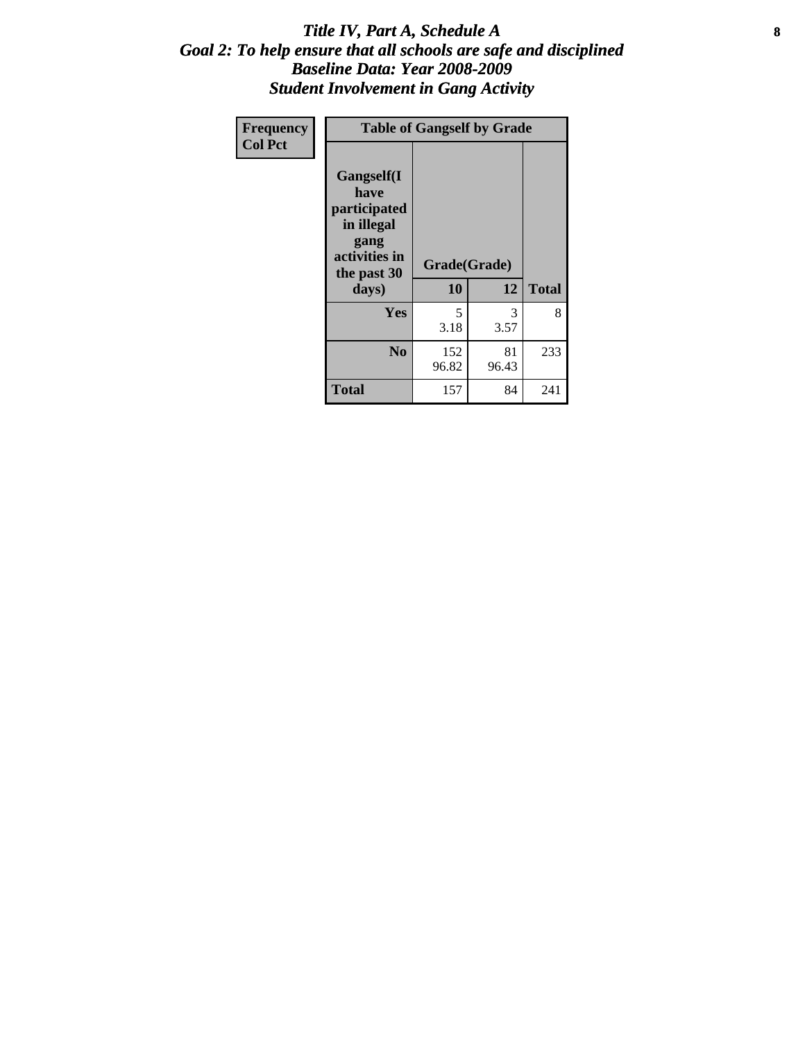# *Title IV, Part A, Schedule A*
## *Goal 2: To help ensure that all schools are safe and disciplined*
## *Baseline Data: Year 2008-2009*
## *Student Involvement in Gang Activity*

**Frequency**
**Col Pct**

| Table of Gangself by Grade | | | |
|---|---|---|---|
| **Gangself(I have participated in illegal gang activities in the past 30 days)** | **Grade(Grade)** | | |
| | **10** | **12** | **Total** |
| **Yes** | 5<br>3.18 | 3<br>3.57 | 8 |
| **No** | 152<br>96.82 | 81<br>96.43 | 233 |
| **Total** | 157 | 84 | 241 |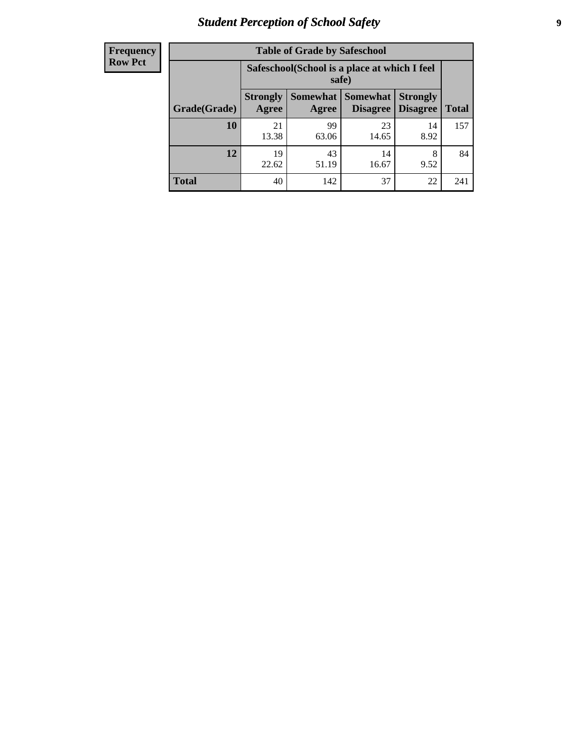| Frequency Row Pct |
|---|

**Table of Grade by Safeschool**

| Grade(Grade) | Safeschool(School is a place at which I feel safe) | | | | Total |
|---|---|---|---|---|---|
| | Strongly Agree | Somewhat Agree | Somewhat Disagree | Strongly Disagree | |
| 10 | 21<br>13.38 | 99<br>63.06 | 23<br>14.65 | 14<br>8.92 | 157 |
| 12 | 19<br>22.62 | 43<br>51.19 | 14<br>16.67 | 8<br>9.52 | 84 |
| Total | 40 | 142 | 37 | 22 | 241 |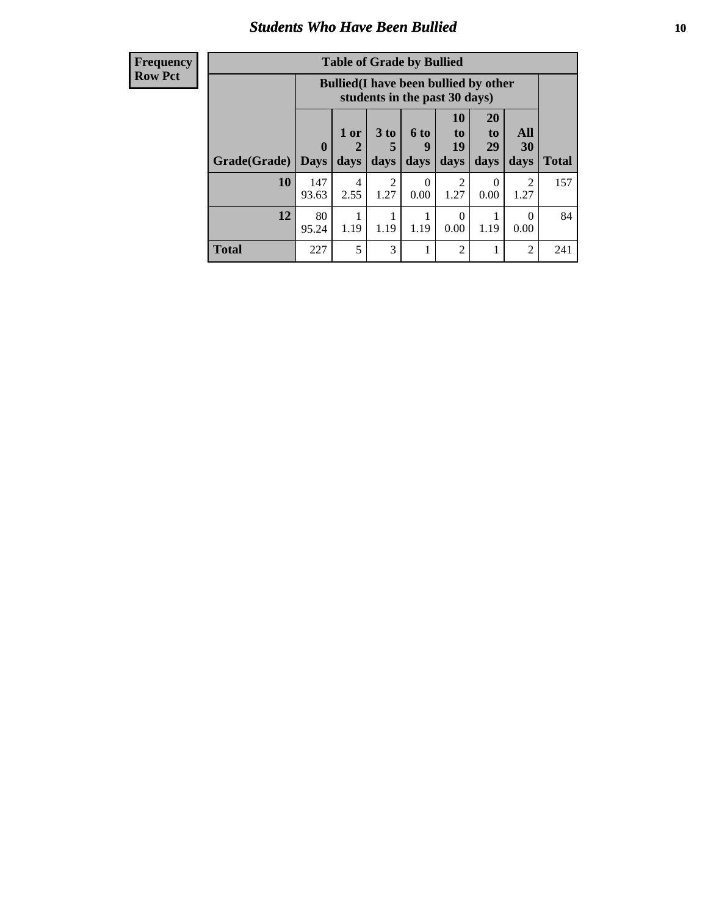# Students Who Have Been Bullied

| Frequency<br>Row Pct |
|---|

**Table of Grade by Bullied**

| Grade(Grade) | Bullied(I have been bullied by other students in the past 30 days) | | | | | | | Total |
|---|---|---|---|---|---|---|---|---|
| | 0 Days | 1 or 2 days | 3 to 5 days | 6 to 9 days | 10 to 19 days | 20 to 29 days | All 30 days | |
| **10** | 147<br>93.63 | 4<br>2.55 | 2<br>1.27 | 0<br>0.00 | 2<br>1.27 | 0<br>0.00 | 2<br>1.27 | 157 |
| **12** | 80<br>95.24 | 1<br>1.19 | 1<br>1.19 | 1<br>1.19 | 0<br>0.00 | 1<br>1.19 | 0<br>0.00 | 84 |
| **Total** | 227 | 5 | 3 | 1 | 2 | 1 | 2 | 241 |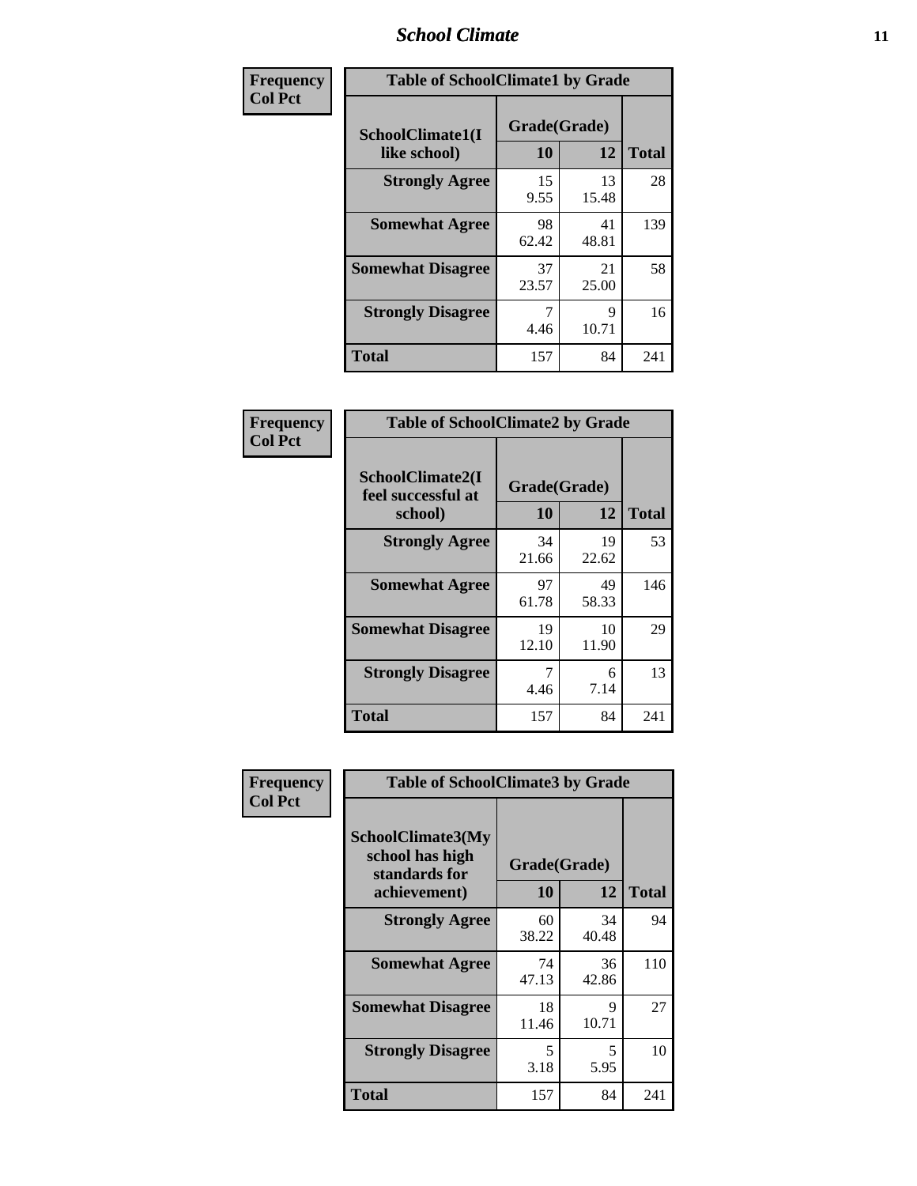| Frequency Col Pct | Table of SchoolClimate1 by Grade | | |
|---|---|---|---|
| SchoolClimate1(I like school) | Grade(Grade) | | Total |
| | 10 | 12 | |
| Strongly Agree | 15<br>9.55 | 13<br>15.48 | 28 |
| Somewhat Agree | 98<br>62.42 | 41<br>48.81 | 139 |
| Somewhat Disagree | 37<br>23.57 | 21<br>25.00 | 58 |
| Strongly Disagree | 7<br>4.46 | 9<br>10.71 | 16 |
| Total | 157 | 84 | 241 |

| Frequency Col Pct | Table of SchoolClimate2 by Grade | | |
|---|---|---|---|
| SchoolClimate2(I feel successful at school) | Grade(Grade) | | Total |
| | 10 | 12 | |
| Strongly Agree | 34<br>21.66 | 19<br>22.62 | 53 |
| Somewhat Agree | 97<br>61.78 | 49<br>58.33 | 146 |
| Somewhat Disagree | 19<br>12.10 | 10<br>11.90 | 29 |
| Strongly Disagree | 7<br>4.46 | 6<br>7.14 | 13 |
| Total | 157 | 84 | 241 |

| Frequency Col Pct | Table of SchoolClimate3 by Grade | | |
|---|---|---|---|
| SchoolClimate3(My school has high standards for achievement) | Grade(Grade) | | Total |
| | 10 | 12 | |
| Strongly Agree | 60<br>38.22 | 34<br>40.48 | 94 |
| Somewhat Agree | 74<br>47.13 | 36<br>42.86 | 110 |
| Somewhat Disagree | 18<br>11.46 | 9<br>10.71 | 27 |
| Strongly Disagree | 5<br>3.18 | 5<br>5.95 | 10 |
| Total | 157 | 84 | 241 |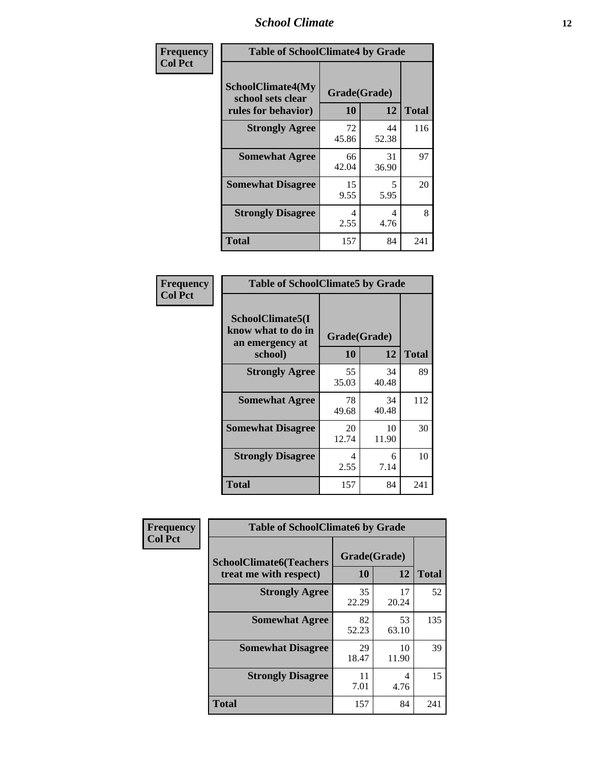| Frequency Col Pct | Table of SchoolClimate4 by Grade | | |
|---|---|---|---|
| SchoolClimate4(My school sets clear rules for behavior) | Grade(Grade) | | |
| | 10 | 12 | Total |
| Strongly Agree | 72<br>45.86 | 44<br>52.38 | 116 |
| Somewhat Agree | 66<br>42.04 | 31<br>36.90 | 97 |
| Somewhat Disagree | 15<br>9.55 | 5<br>5.95 | 20 |
| Strongly Disagree | 4<br>2.55 | 4<br>4.76 | 8 |
| Total | 157 | 84 | 241 |

| Frequency Col Pct | Table of SchoolClimate5 by Grade | | |
|---|---|---|---|
| SchoolClimate5(I know what to do in an emergency at school) | Grade(Grade) | | |
| | 10 | 12 | Total |
| Strongly Agree | 55<br>35.03 | 34<br>40.48 | 89 |
| Somewhat Agree | 78<br>49.68 | 34<br>40.48 | 112 |
| Somewhat Disagree | 20<br>12.74 | 10<br>11.90 | 30 |
| Strongly Disagree | 4<br>2.55 | 6<br>7.14 | 10 |
| Total | 157 | 84 | 241 |

| Frequency Col Pct | Table of SchoolClimate6 by Grade | | |
|---|---|---|---|
| SchoolClimate6(Teachers treat me with respect) | Grade(Grade) | | |
| | 10 | 12 | Total |
| Strongly Agree | 35<br>22.29 | 17<br>20.24 | 52 |
| Somewhat Agree | 82<br>52.23 | 53<br>63.10 | 135 |
| Somewhat Disagree | 29<br>18.47 | 10<br>11.90 | 39 |
| Strongly Disagree | 11<br>7.01 | 4<br>4.76 | 15 |
| Total | 157 | 84 | 241 |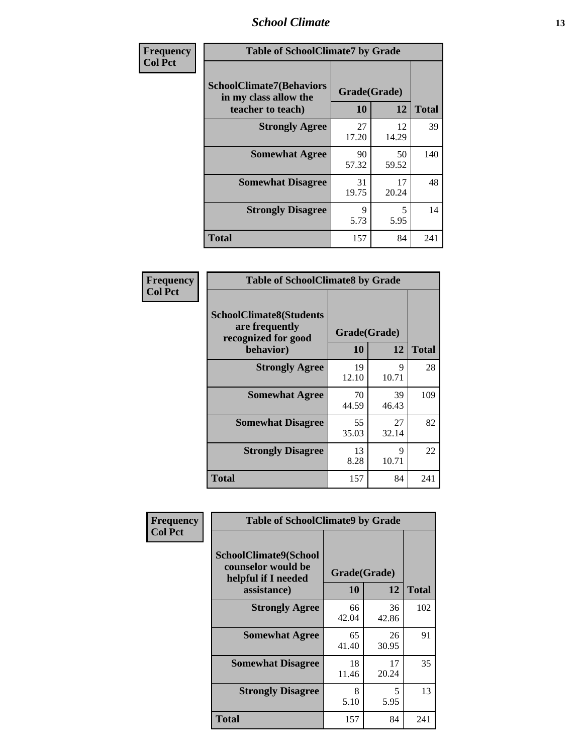| Frequency<br>Col Pct | Table of SchoolClimate7 by Grade | | |
|---|---|---|---|
| SchoolClimate7(Behaviors in my class allow the teacher to teach) | Grade(Grade) | | |
| | 10 | 12 | Total |
| Strongly Agree | 27<br>17.20 | 12<br>14.29 | 39 |
| Somewhat Agree | 90<br>57.32 | 50<br>59.52 | 140 |
| Somewhat Disagree | 31<br>19.75 | 17<br>20.24 | 48 |
| Strongly Disagree | 9<br>5.73 | 5<br>5.95 | 14 |
| Total | 157 | 84 | 241 |

| Frequency<br>Col Pct | Table of SchoolClimate8 by Grade | | |
|---|---|---|---|
| SchoolClimate8(Students are frequently recognized for good behavior) | Grade(Grade) | | |
| | 10 | 12 | Total |
| Strongly Agree | 19<br>12.10 | 9<br>10.71 | 28 |
| Somewhat Agree | 70<br>44.59 | 39<br>46.43 | 109 |
| Somewhat Disagree | 55<br>35.03 | 27<br>32.14 | 82 |
| Strongly Disagree | 13<br>8.28 | 9<br>10.71 | 22 |
| Total | 157 | 84 | 241 |

| Frequency<br>Col Pct | Table of SchoolClimate9 by Grade | | |
|---|---|---|---|
| SchoolClimate9(School counselor would be helpful if I needed assistance) | Grade(Grade) | | |
| | 10 | 12 | Total |
| Strongly Agree | 66<br>42.04 | 36<br>42.86 | 102 |
| Somewhat Agree | 65<br>41.40 | 26<br>30.95 | 91 |
| Somewhat Disagree | 18<br>11.46 | 17<br>20.24 | 35 |
| Strongly Disagree | 8<br>5.10 | 5<br>5.95 | 13 |
| Total | 157 | 84 | 241 |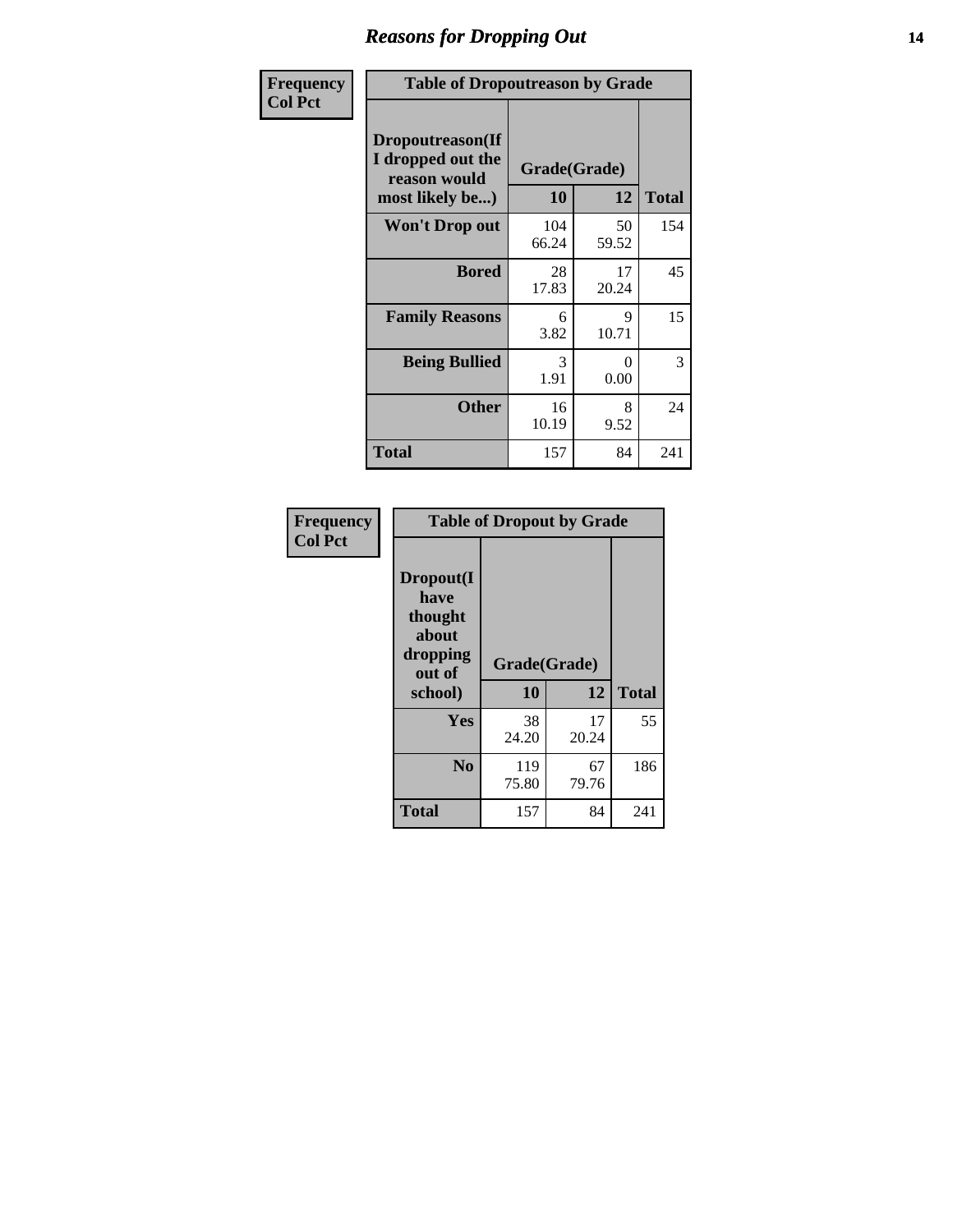# Reasons for Dropping Out

**Frequency**
**Col Pct**

| Table of Dropoutreason by Grade | | | |
|---|---|---|---|
| **Dropoutreason(If I dropped out the reason would most likely be...)** | **Grade(Grade)** | | |
| | **10** | **12** | **Total** |
| **Won't Drop out** | 104<br>66.24 | 50<br>59.52 | 154 |
| **Bored** | 28<br>17.83 | 17<br>20.24 | 45 |
| **Family Reasons** | 6<br>3.82 | 9<br>10.71 | 15 |
| **Being Bullied** | 3<br>1.91 | 0<br>0.00 | 3 |
| **Other** | 16<br>10.19 | 8<br>9.52 | 24 |
| **Total** | 157 | 84 | 241 |

**Frequency**
**Col Pct**

| Table of Dropout by Grade | | | |
|---|---|---|---|
| **Dropout(I have thought about dropping out of school)** | **Grade(Grade)** | | |
| | **10** | **12** | **Total** |
| **Yes** | 38<br>24.20 | 17<br>20.24 | 55 |
| **No** | 119<br>75.80 | 67<br>79.76 | 186 |
| **Total** | 157 | 84 | 241 |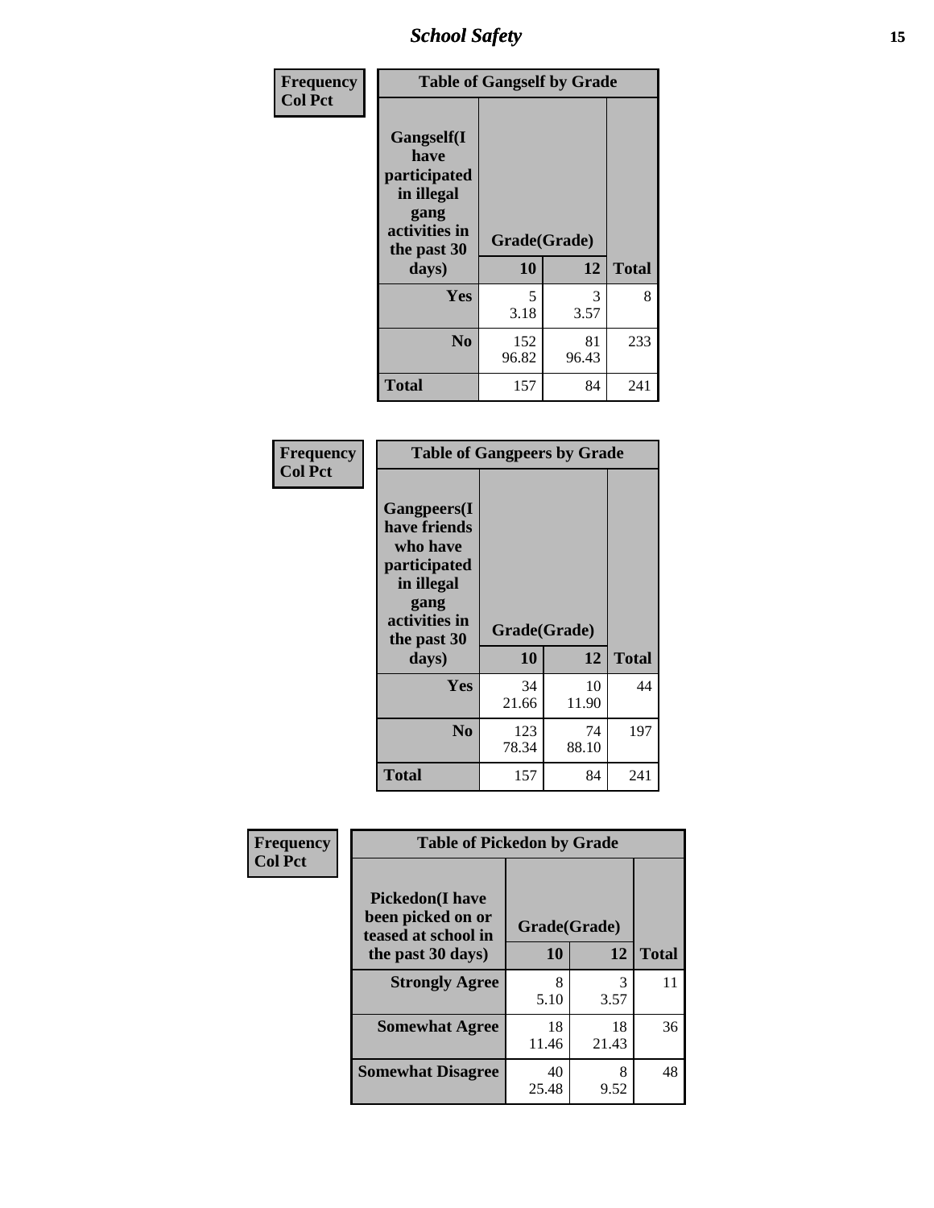| Frequency<br>Col Pct | Table of Gangself by Grade | | |
|---|---|---|---|
| Gangself(I have participated in illegal gang activities in the past 30 days) | Grade(Grade) | | |
| | 10 | 12 | Total |
| Yes | 5<br>3.18 | 3<br>3.57 | 8 |
| No | 152<br>96.82 | 81<br>96.43 | 233 |
| Total | 157 | 84 | 241 |

| Frequency<br>Col Pct | Table of Gangpeers by Grade | | |
|---|---|---|---|
| Gangpeers(I have friends who have participated in illegal gang activities in the past 30 days) | Grade(Grade) | | |
| | 10 | 12 | Total |
| Yes | 34<br>21.66 | 10<br>11.90 | 44 |
| No | 123<br>78.34 | 74<br>88.10 | 197 |
| Total | 157 | 84 | 241 |

| Frequency<br>Col Pct | Table of Pickedon by Grade | | |
|---|---|---|---|
| Pickedon(I have been picked on or teased at school in the past 30 days) | Grade(Grade) | | |
| | 10 | 12 | Total |
| Strongly Agree | 8<br>5.10 | 3<br>3.57 | 11 |
| Somewhat Agree | 18<br>11.46 | 18<br>21.43 | 36 |
| Somewhat Disagree | 40<br>25.48 | 8<br>9.52 | 48 |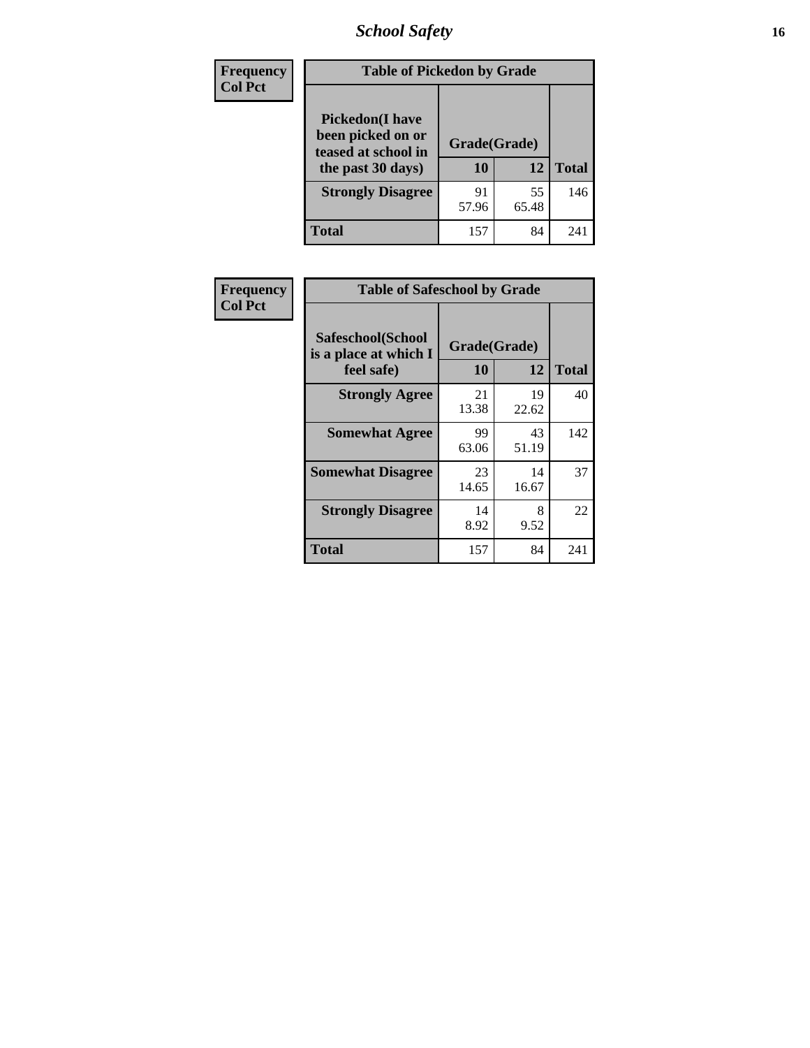| Frequency<br>Col Pct | Table of Pickedon by Grade | | |
|---|---|---|---|
| Pickedon(I have been picked on or teased at school in the past 30 days) | Grade(Grade) | | |
| | 10 | 12 | Total |
| Strongly Disagree | 91<br>57.96 | 55<br>65.48 | 146 |
| Total | 157 | 84 | 241 |

| Frequency<br>Col Pct | Table of Safeschool by Grade | | |
|---|---|---|---|
| Safeschool(School is a place at which I feel safe) | Grade(Grade) | | |
| | 10 | 12 | Total |
| Strongly Agree | 21<br>13.38 | 19<br>22.62 | 40 |
| Somewhat Agree | 99<br>63.06 | 43<br>51.19 | 142 |
| Somewhat Disagree | 23<br>14.65 | 14<br>16.67 | 37 |
| Strongly Disagree | 14<br>8.92 | 8<br>9.52 | 22 |
| Total | 157 | 84 | 241 |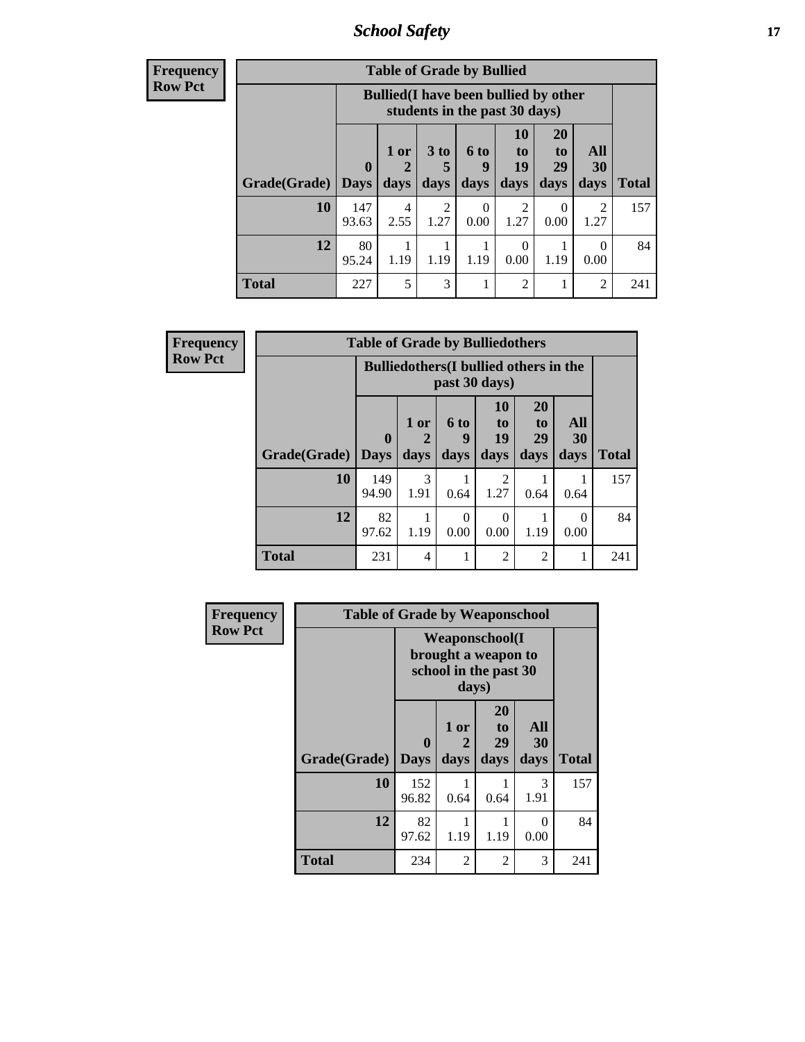## School Safety

**Frequency**
**Row Pct**

| Table of Grade by Bullied | | | | | | | | |
|---|---|---|---|---|---|---|---|---|
| | Bullied(I have been bullied by other students in the past 30 days) | | | | | | | |
| Grade(Grade) | 0 Days | 1 or 2 days | 3 to 5 days | 6 to 9 days | 10 to 19 days | 20 to 29 days | All 30 days | Total |
| 10 | 147<br>93.63 | 4<br>2.55 | 2<br>1.27 | 0<br>0.00 | 2<br>1.27 | 0<br>0.00 | 2<br>1.27 | 157 |
| 12 | 80<br>95.24 | 1<br>1.19 | 1<br>1.19 | 1<br>1.19 | 0<br>0.00 | 1<br>1.19 | 0<br>0.00 | 84 |
| Total | 227 | 5 | 3 | 1 | 2 | 1 | 2 | 241 |

**Frequency**
**Row Pct**

| Table of Grade by Bulliedothers | | | | | | | |
|---|---|---|---|---|---|---|---|
| | Bulliedothers(I bullied others in the past 30 days) | | | | | | |
| Grade(Grade) | 0 Days | 1 or 2 days | 6 to 9 days | 10 to 19 days | 20 to 29 days | All 30 days | Total |
| 10 | 149<br>94.90 | 3<br>1.91 | 1<br>0.64 | 2<br>1.27 | 1<br>0.64 | 1<br>0.64 | 157 |
| 12 | 82<br>97.62 | 1<br>1.19 | 0<br>0.00 | 0<br>0.00 | 1<br>1.19 | 0<br>0.00 | 84 |
| Total | 231 | 4 | 1 | 2 | 2 | 1 | 241 |

**Frequency**
**Row Pct**

| Table of Grade by Weaponschool | | | | | |
|---|---|---|---|---|---|
| | Weaponschool(I brought a weapon to school in the past 30 days) | | | | |
| Grade(Grade) | 0 Days | 1 or 2 days | 20 to 29 days | All 30 days | Total |
| 10 | 152<br>96.82 | 1<br>0.64 | 1<br>0.64 | 3<br>1.91 | 157 |
| 12 | 82<br>97.62 | 1<br>1.19 | 1<br>1.19 | 0<br>0.00 | 84 |
| Total | 234 | 2 | 2 | 3 | 241 |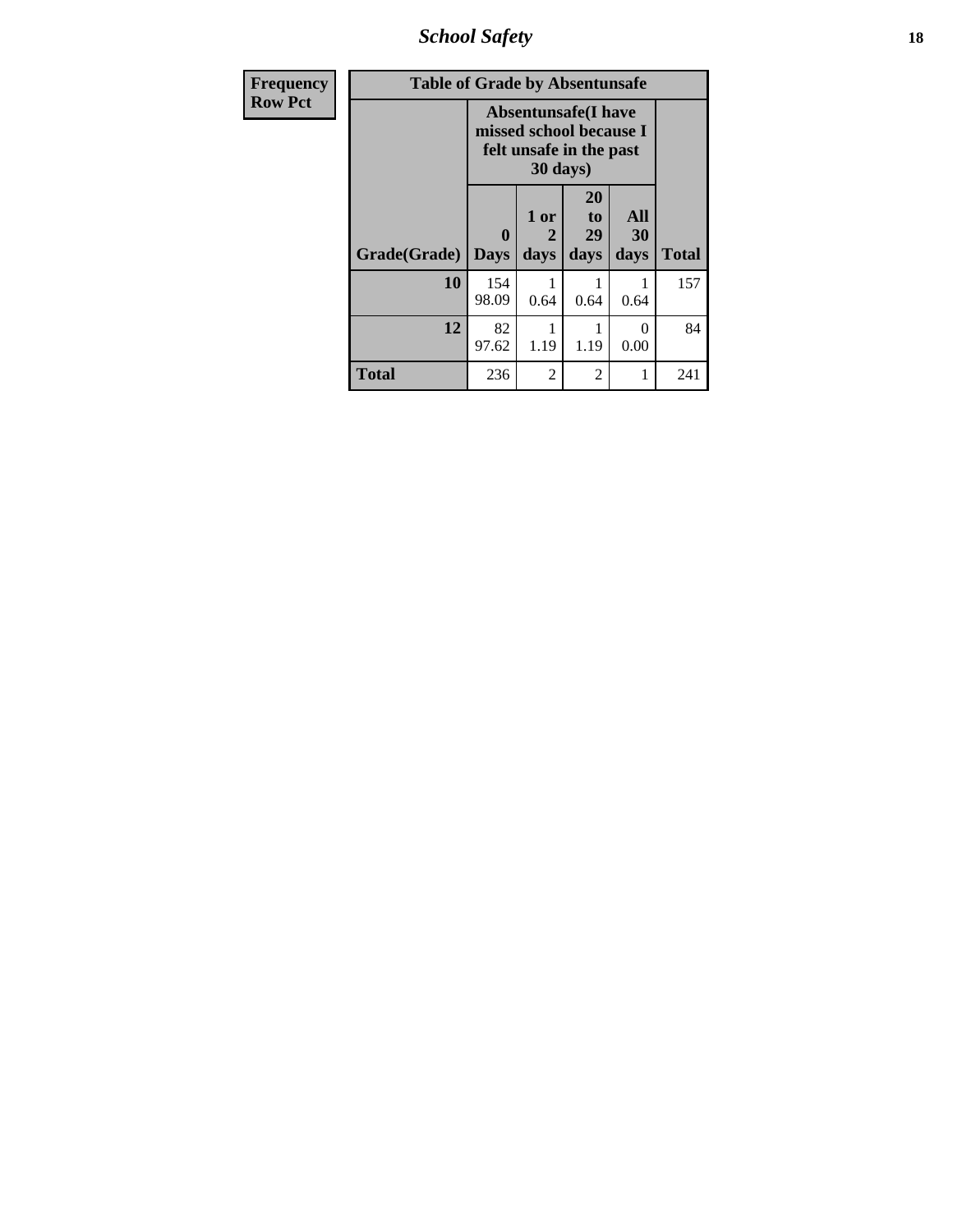| Frequency Row Pct | Table of Grade by Absentunsafe | | | | |
|---|---|---|---|---|---|
| | Absentunsafe(I have missed school because I felt unsafe in the past 30 days) | | | | |
| Grade(Grade) | 0 Days | 1 or 2 days | 20 to 29 days | All 30 days | Total |
| 10 | 154<br>98.09 | 1<br>0.64 | 1<br>0.64 | 1<br>0.64 | 157 |
| 12 | 82<br>97.62 | 1<br>1.19 | 1<br>1.19 | 0<br>0.00 | 84 |
| Total | 236 | 2 | 2 | 1 | 241 |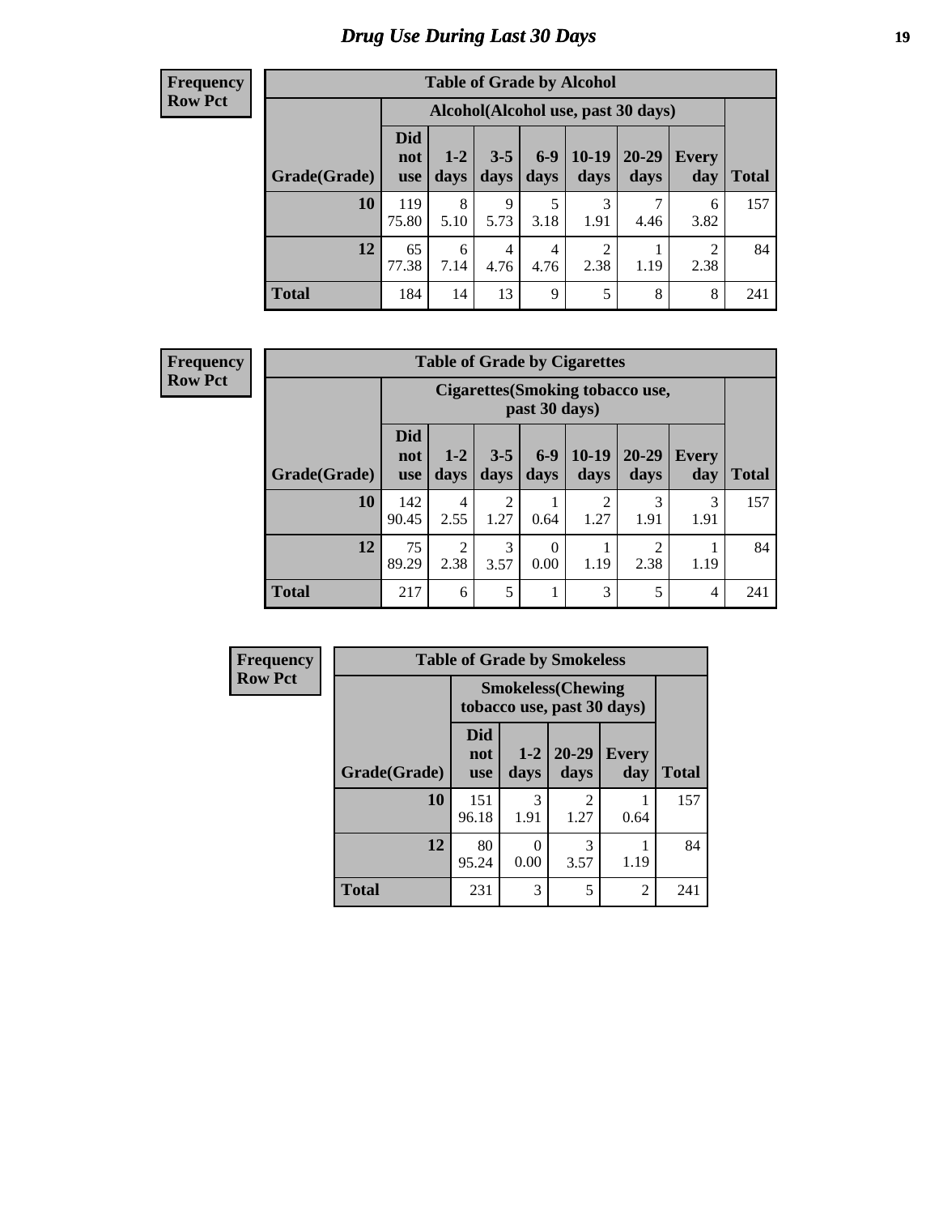# Drug Use During Last 30 Days

**Frequency**
**Row Pct**

**Table of Grade by Alcohol**

| | Alcohol(Alcohol use, past 30 days) | | | | | | | |
|---|---|---|---|---|---|---|---|---|
| **Grade(Grade)** | **Did not use** | **1-2 days** | **3-5 days** | **6-9 days** | **10-19 days** | **20-29 days** | **Every day** | **Total** |
| **10** | 119<br>75.80 | 8<br>5.10 | 9<br>5.73 | 5<br>3.18 | 3<br>1.91 | 7<br>4.46 | 6<br>3.82 | 157 |
| **12** | 65<br>77.38 | 6<br>7.14 | 4<br>4.76 | 4<br>4.76 | 2<br>2.38 | 1<br>1.19 | 2<br>2.38 | 84 |
| **Total** | 184 | 14 | 13 | 9 | 5 | 8 | 8 | 241 |

**Frequency**
**Row Pct**

**Table of Grade by Cigarettes**

| | Cigarettes(Smoking tobacco use, past 30 days) | | | | | | | |
|---|---|---|---|---|---|---|---|---|
| **Grade(Grade)** | **Did not use** | **1-2 days** | **3-5 days** | **6-9 days** | **10-19 days** | **20-29 days** | **Every day** | **Total** |
| **10** | 142<br>90.45 | 4<br>2.55 | 2<br>1.27 | 1<br>0.64 | 2<br>1.27 | 3<br>1.91 | 3<br>1.91 | 157 |
| **12** | 75<br>89.29 | 2<br>2.38 | 3<br>3.57 | 0<br>0.00 | 1<br>1.19 | 2<br>2.38 | 1<br>1.19 | 84 |
| **Total** | 217 | 6 | 5 | 1 | 3 | 5 | 4 | 241 |

**Frequency**
**Row Pct**

**Table of Grade by Smokeless**

| | Smokeless(Chewing tobacco use, past 30 days) | | | | |
|---|---|---|---|---|---|
| **Grade(Grade)** | **Did not use** | **1-2 days** | **20-29 days** | **Every day** | **Total** |
| **10** | 151<br>96.18 | 3<br>1.91 | 2<br>1.27 | 1<br>0.64 | 157 |
| **12** | 80<br>95.24 | 0<br>0.00 | 3<br>3.57 | 1<br>1.19 | 84 |
| **Total** | 231 | 3 | 5 | 2 | 241 |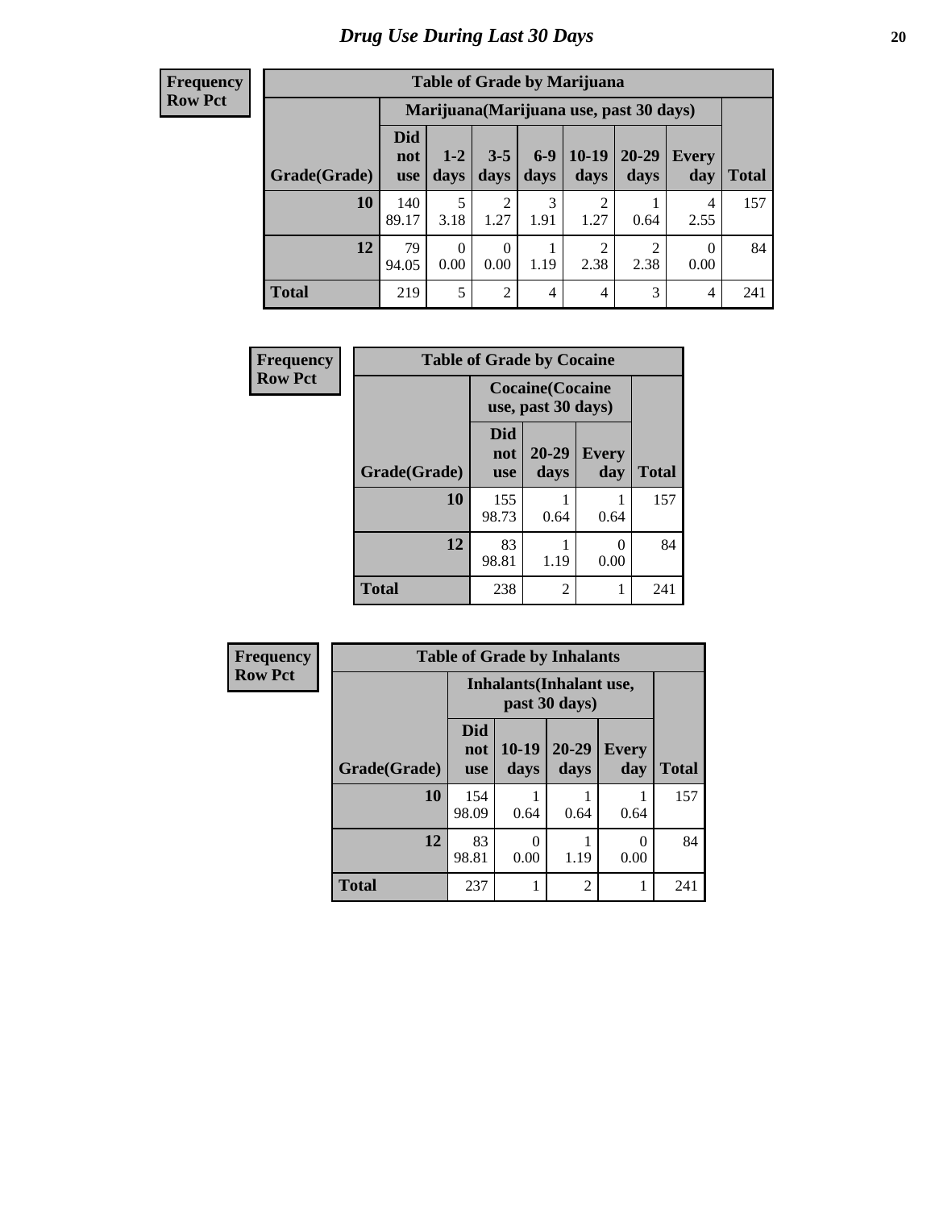# Drug Use During Last 30 Days

**Frequency**
**Row Pct**

| Table of Grade by Marijuana | | | | | | | | |
|---|---|---|---|---|---|---|---|---|
| | Marijuana(Marijuana use, past 30 days) | | | | | | | |
| Grade(Grade) | Did not use | 1-2 days | 3-5 days | 6-9 days | 10-19 days | 20-29 days | Every day | Total |
| 10 | 140<br>89.17 | 5<br>3.18 | 2<br>1.27 | 3<br>1.91 | 2<br>1.27 | 1<br>0.64 | 4<br>2.55 | 157 |
| 12 | 79<br>94.05 | 0<br>0.00 | 0<br>0.00 | 1<br>1.19 | 2<br>2.38 | 2<br>2.38 | 0<br>0.00 | 84 |
| Total | 219 | 5 | 2 | 4 | 4 | 3 | 4 | 241 |

**Frequency**
**Row Pct**

| Table of Grade by Cocaine | | | | |
|---|---|---|---|---|
| | Cocaine(Cocaine use, past 30 days) | | | |
| Grade(Grade) | Did not use | 20-29 days | Every day | Total |
| 10 | 155<br>98.73 | 1<br>0.64 | 1<br>0.64 | 157 |
| 12 | 83<br>98.81 | 1<br>1.19 | 0<br>0.00 | 84 |
| Total | 238 | 2 | 1 | 241 |

**Frequency**
**Row Pct**

| Table of Grade by Inhalants | | | | | |
|---|---|---|---|---|---|
| | Inhalants(Inhalant use, past 30 days) | | | | |
| Grade(Grade) | Did not use | 10-19 days | 20-29 days | Every day | Total |
| 10 | 154<br>98.09 | 1<br>0.64 | 1<br>0.64 | 1<br>0.64 | 157 |
| 12 | 83<br>98.81 | 0<br>0.00 | 1<br>1.19 | 0<br>0.00 | 84 |
| Total | 237 | 1 | 2 | 1 | 241 |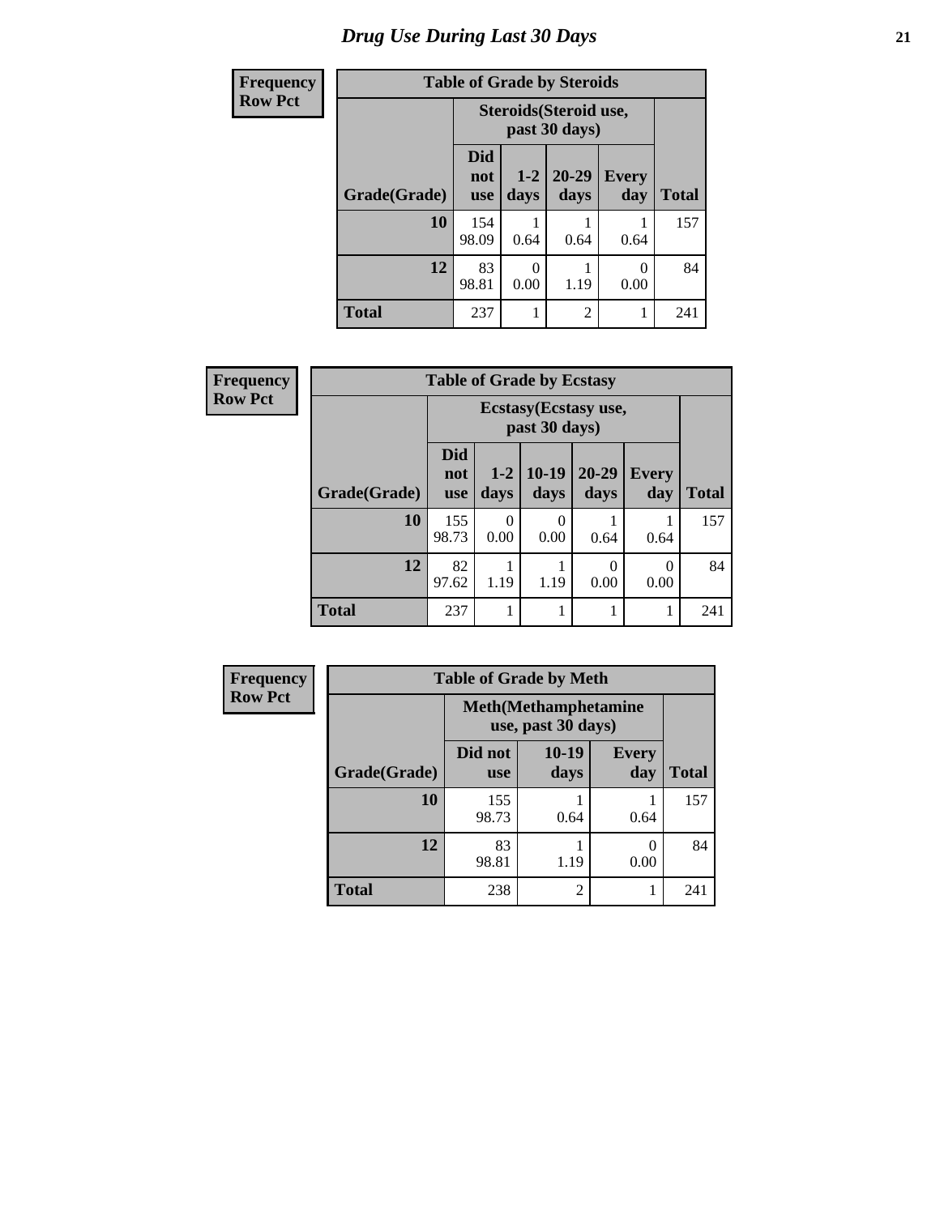# Drug Use During Last 30 Days

**Frequency**
**Row Pct**

**Table of Grade by Steroids**

| Grade(Grade) | Steroids(Steroid use, past 30 days) | | | | Total |
|---|---|---|---|---|---|
| | Did not use | 1-2 days | 20-29 days | Every day | |
| **10** | 154<br>98.09 | 1<br>0.64 | 1<br>0.64 | 1<br>0.64 | 157 |
| **12** | 83<br>98.81 | 0<br>0.00 | 1<br>1.19 | 0<br>0.00 | 84 |
| **Total** | 237 | 1 | 2 | 1 | 241 |

**Frequency**
**Row Pct**

**Table of Grade by Ecstasy**

| Grade(Grade) | Ecstasy(Ecstasy use, past 30 days) | | | | | Total |
|---|---|---|---|---|---|---|
| | Did not use | 1-2 days | 10-19 days | 20-29 days | Every day | |
| **10** | 155<br>98.73 | 0<br>0.00 | 0<br>0.00 | 1<br>0.64 | 1<br>0.64 | 157 |
| **12** | 82<br>97.62 | 1<br>1.19 | 1<br>1.19 | 0<br>0.00 | 0<br>0.00 | 84 |
| **Total** | 237 | 1 | 1 | 1 | 1 | 241 |

**Frequency**
**Row Pct**

**Table of Grade by Meth**

| Grade(Grade) | Meth(Methamphetamine use, past 30 days) | | | Total |
|---|---|---|---|---|
| | Did not use | 10-19 days | Every day | |
| **10** | 155<br>98.73 | 1<br>0.64 | 1<br>0.64 | 157 |
| **12** | 83<br>98.81 | 1<br>1.19 | 0<br>0.00 | 84 |
| **Total** | 238 | 2 | 1 | 241 |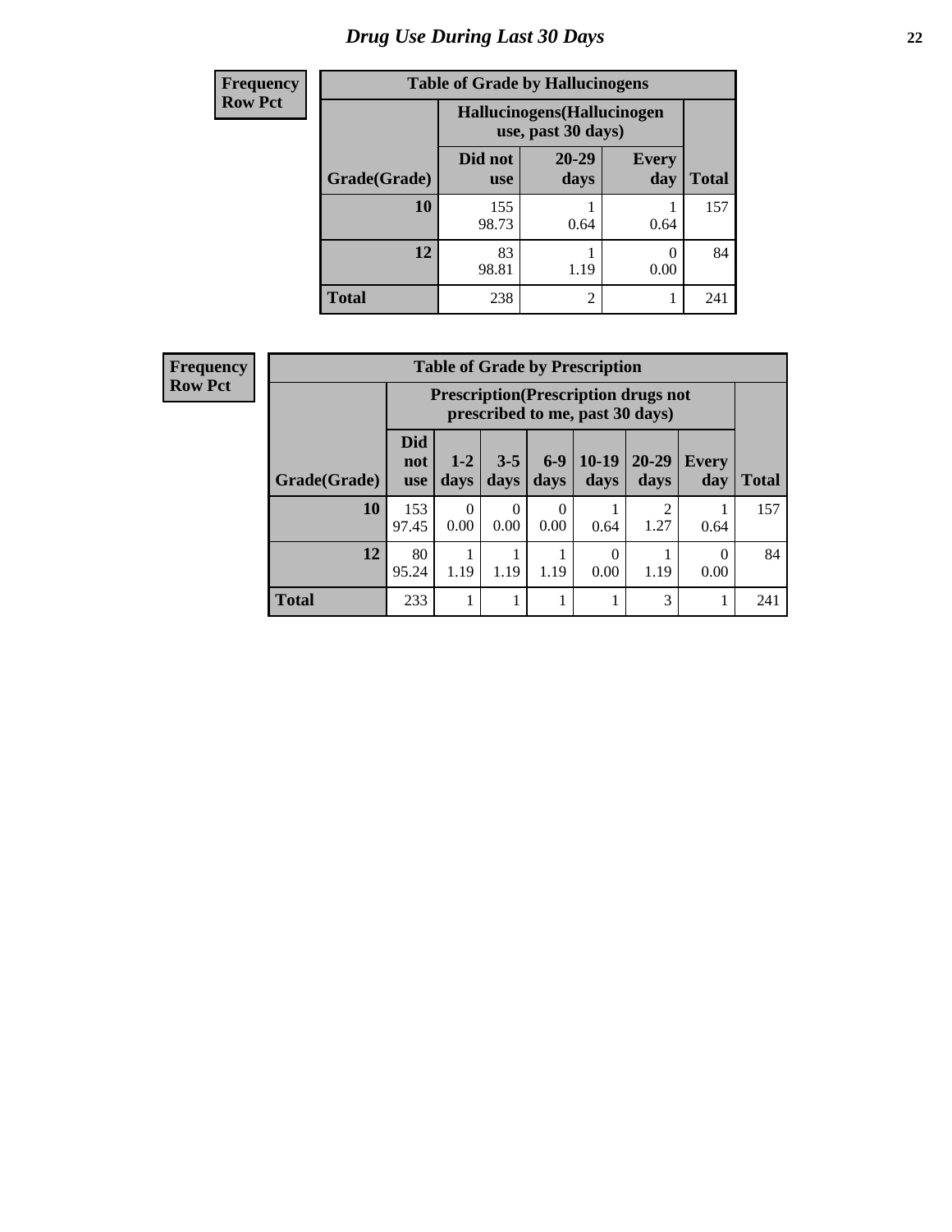# Drug Use During Last 30 Days

**Frequency**
**Row Pct**

**Table of Grade by Hallucinogens**

| Grade(Grade) | Hallucinogens(Hallucinogen use, past 30 days) Did not use | 20-29 days | Every day | Total |
|---|---|---|---|---|
| **10** | 155<br>98.73 | 1<br>0.64 | 1<br>0.64 | 157 |
| **12** | 83<br>98.81 | 1<br>1.19 | 0<br>0.00 | 84 |
| **Total** | 238 | 2 | 1 | 241 |

**Frequency**
**Row Pct**

**Table of Grade by Prescription**

| Grade(Grade) | Prescription(Prescription drugs not prescribed to me, past 30 days) Did not use | 1-2 days | 3-5 days | 6-9 days | 10-19 days | 20-29 days | Every day | Total |
|---|---|---|---|---|---|---|---|---|
| **10** | 153<br>97.45 | 0<br>0.00 | 0<br>0.00 | 0<br>0.00 | 1<br>0.64 | 2<br>1.27 | 1<br>0.64 | 157 |
| **12** | 80<br>95.24 | 1<br>1.19 | 1<br>1.19 | 1<br>1.19 | 0<br>0.00 | 1<br>1.19 | 0<br>0.00 | 84 |
| **Total** | 233 | 1 | 1 | 1 | 1 | 3 | 1 | 241 |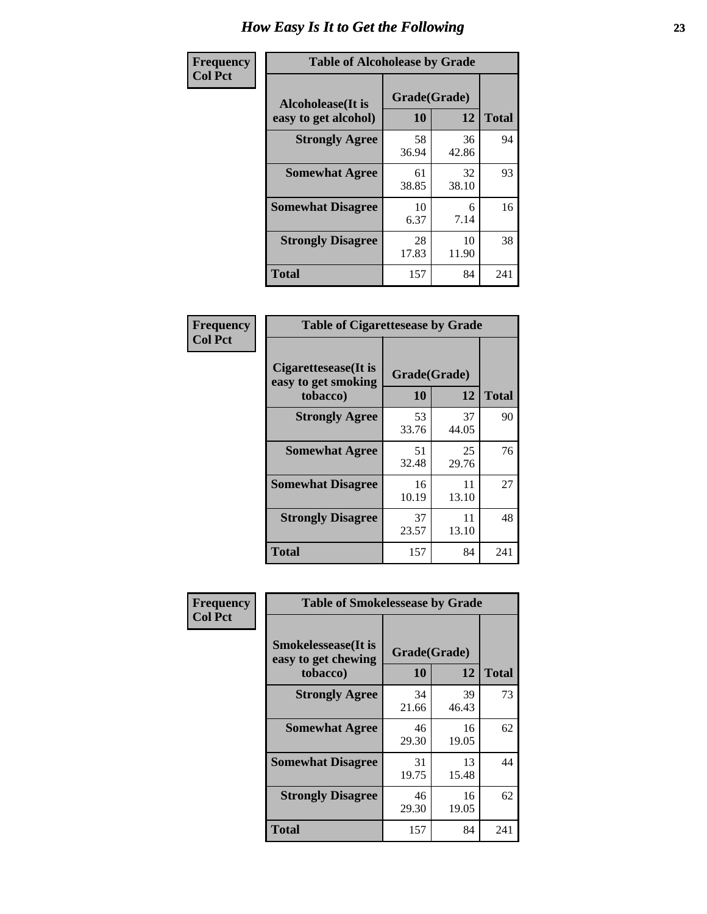# How Easy Is It to Get the Following

**Frequency**
**Col Pct**

**Table of Alcoholease by Grade**

| Alcoholease(It is easy to get alcohol) | Grade(Grade) | | Total |
|---|---|---|---|
| | 10 | 12 | |
| **Strongly Agree** | 58<br>36.94 | 36<br>42.86 | 94 |
| **Somewhat Agree** | 61<br>38.85 | 32<br>38.10 | 93 |
| **Somewhat Disagree** | 10<br>6.37 | 6<br>7.14 | 16 |
| **Strongly Disagree** | 28<br>17.83 | 10<br>11.90 | 38 |
| **Total** | 157 | 84 | 241 |

**Frequency**
**Col Pct**

**Table of Cigarettesease by Grade**

| Cigarettesease(It is easy to get smoking tobacco) | Grade(Grade) | | Total |
|---|---|---|---|
| | 10 | 12 | |
| **Strongly Agree** | 53<br>33.76 | 37<br>44.05 | 90 |
| **Somewhat Agree** | 51<br>32.48 | 25<br>29.76 | 76 |
| **Somewhat Disagree** | 16<br>10.19 | 11<br>13.10 | 27 |
| **Strongly Disagree** | 37<br>23.57 | 11<br>13.10 | 48 |
| **Total** | 157 | 84 | 241 |

**Frequency**
**Col Pct**

**Table of Smokelessease by Grade**

| Smokelessease(It is easy to get chewing tobacco) | Grade(Grade) | | Total |
|---|---|---|---|
| | 10 | 12 | |
| **Strongly Agree** | 34<br>21.66 | 39<br>46.43 | 73 |
| **Somewhat Agree** | 46<br>29.30 | 16<br>19.05 | 62 |
| **Somewhat Disagree** | 31<br>19.75 | 13<br>15.48 | 44 |
| **Strongly Disagree** | 46<br>29.30 | 16<br>19.05 | 62 |
| **Total** | 157 | 84 | 241 |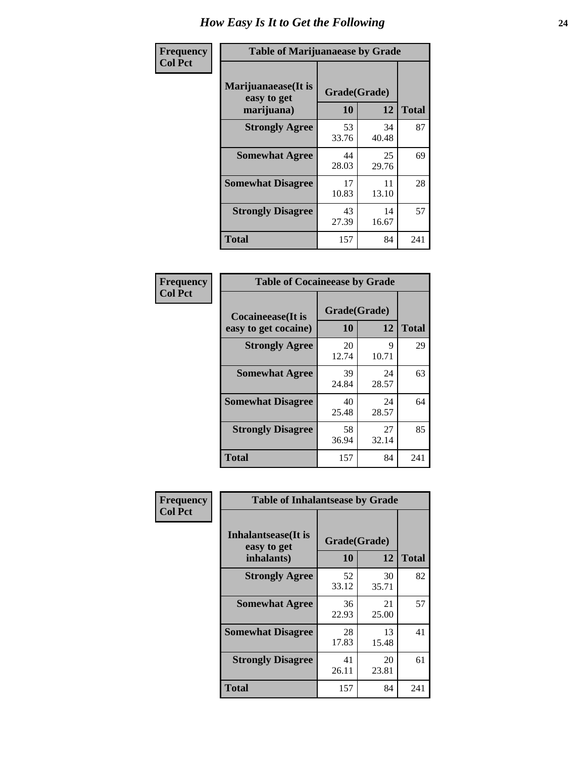# How Easy Is It to Get the Following

**Frequency**
**Col Pct**

| Table of Marijuanaease by Grade | | | |
|---|---|---|---|
| Marijuanaease(It is easy to get marijuana) | Grade(Grade) | | |
| | 10 | 12 | Total |
| **Strongly Agree** | 53<br>33.76 | 34<br>40.48 | 87 |
| **Somewhat Agree** | 44<br>28.03 | 25<br>29.76 | 69 |
| **Somewhat Disagree** | 17<br>10.83 | 11<br>13.10 | 28 |
| **Strongly Disagree** | 43<br>27.39 | 14<br>16.67 | 57 |
| **Total** | 157 | 84 | 241 |

**Frequency**
**Col Pct**

| Table of Cocaineease by Grade | | | |
|---|---|---|---|
| Cocaineease(It is easy to get cocaine) | Grade(Grade) | | |
| | 10 | 12 | Total |
| **Strongly Agree** | 20<br>12.74 | 9<br>10.71 | 29 |
| **Somewhat Agree** | 39<br>24.84 | 24<br>28.57 | 63 |
| **Somewhat Disagree** | 40<br>25.48 | 24<br>28.57 | 64 |
| **Strongly Disagree** | 58<br>36.94 | 27<br>32.14 | 85 |
| **Total** | 157 | 84 | 241 |

**Frequency**
**Col Pct**

| Table of Inhalantsease by Grade | | | |
|---|---|---|---|
| Inhalantsease(It is easy to get inhalants) | Grade(Grade) | | |
| | 10 | 12 | Total |
| **Strongly Agree** | 52<br>33.12 | 30<br>35.71 | 82 |
| **Somewhat Agree** | 36<br>22.93 | 21<br>25.00 | 57 |
| **Somewhat Disagree** | 28<br>17.83 | 13<br>15.48 | 41 |
| **Strongly Disagree** | 41<br>26.11 | 20<br>23.81 | 61 |
| **Total** | 157 | 84 | 241 |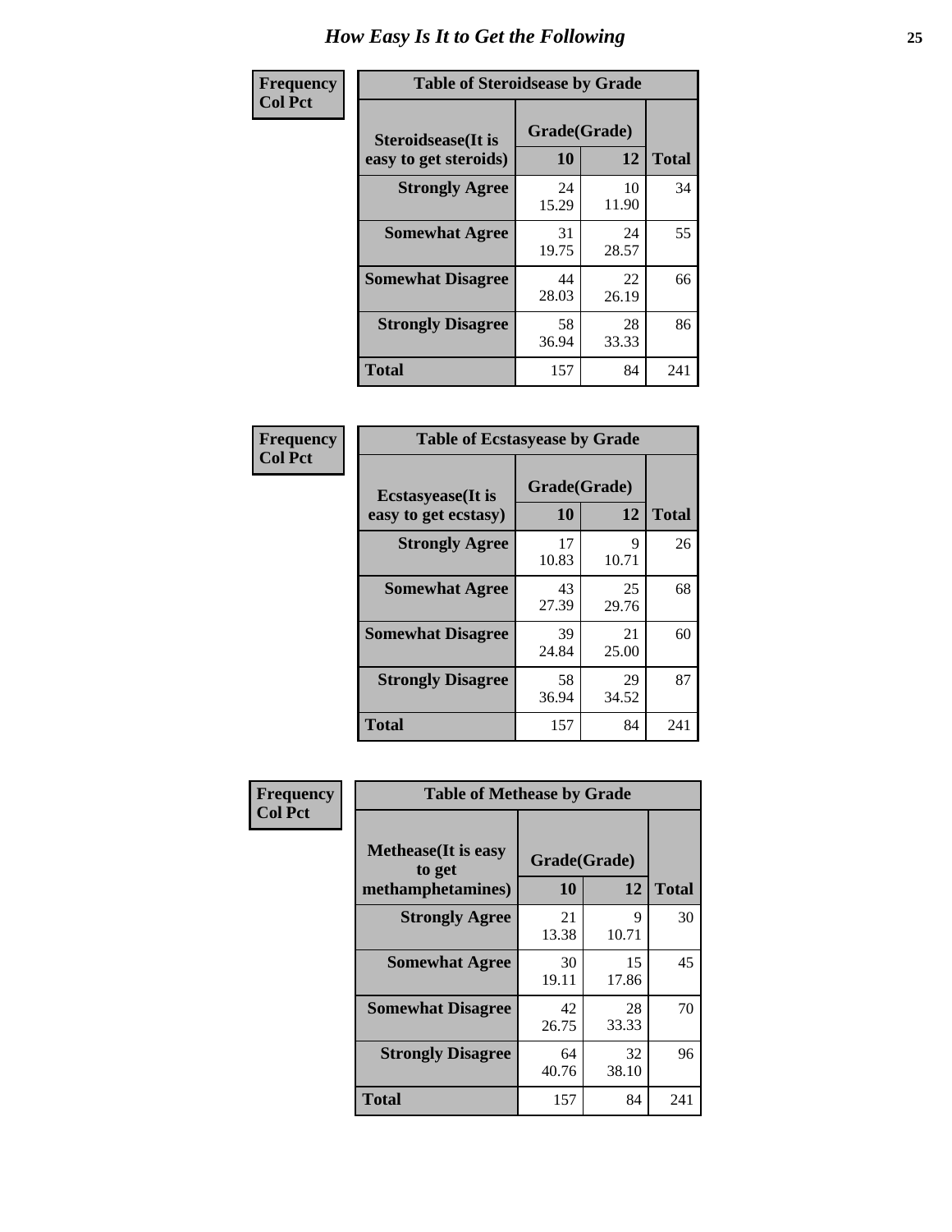# How Easy Is It to Get the Following

**Frequency / Col Pct**

**Table of Steroidsease by Grade**

| Steroidsease(It is easy to get steroids) | Grade(Grade) 10 | 12 | Total |
|---|---|---|---|
| **Strongly Agree** | 24<br>15.29 | 10<br>11.90 | 34 |
| **Somewhat Agree** | 31<br>19.75 | 24<br>28.57 | 55 |
| **Somewhat Disagree** | 44<br>28.03 | 22<br>26.19 | 66 |
| **Strongly Disagree** | 58<br>36.94 | 28<br>33.33 | 86 |
| **Total** | 157 | 84 | 241 |

**Frequency / Col Pct**

**Table of Ecstasyease by Grade**

| Ecstasyease(It is easy to get ecstasy) | Grade(Grade) 10 | 12 | Total |
|---|---|---|---|
| **Strongly Agree** | 17<br>10.83 | 9<br>10.71 | 26 |
| **Somewhat Agree** | 43<br>27.39 | 25<br>29.76 | 68 |
| **Somewhat Disagree** | 39<br>24.84 | 21<br>25.00 | 60 |
| **Strongly Disagree** | 58<br>36.94 | 29<br>34.52 | 87 |
| **Total** | 157 | 84 | 241 |

**Frequency / Col Pct**

**Table of Methease by Grade**

| Methease(It is easy to get methamphetamines) | Grade(Grade) 10 | 12 | Total |
|---|---|---|---|
| **Strongly Agree** | 21<br>13.38 | 9<br>10.71 | 30 |
| **Somewhat Agree** | 30<br>19.11 | 15<br>17.86 | 45 |
| **Somewhat Disagree** | 42<br>26.75 | 28<br>33.33 | 70 |
| **Strongly Disagree** | 64<br>40.76 | 32<br>38.10 | 96 |
| **Total** | 157 | 84 | 241 |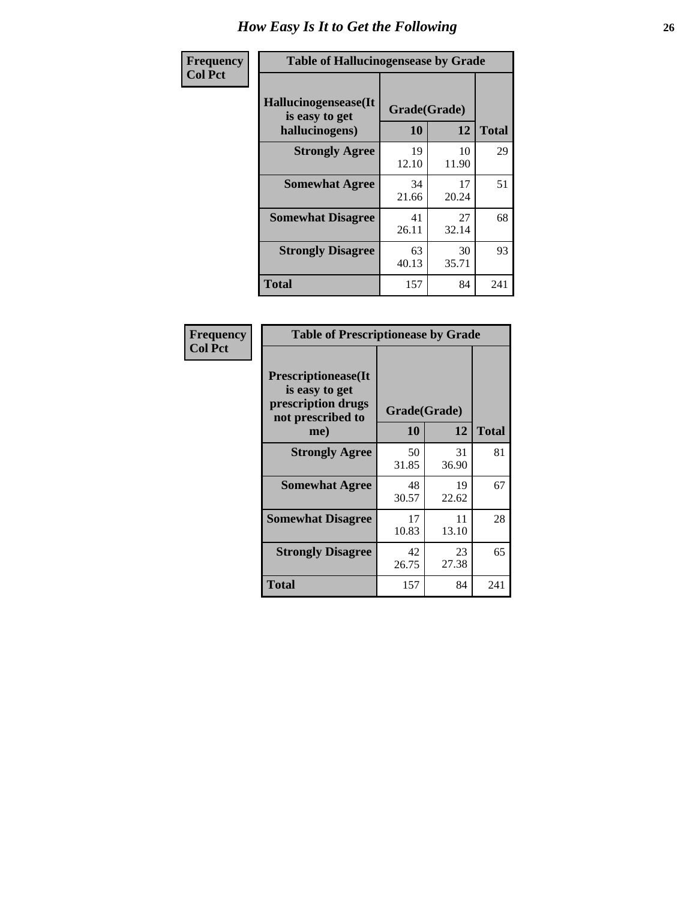# How Easy Is It to Get the Following

| Frequency<br>Col Pct |
|---|

**Table of Hallucinogensease by Grade**

| Hallucinogensease(It is easy to get hallucinogens) | Grade(Grade) 10 | 12 | Total |
|---|---|---|---|
| **Strongly Agree** | 19<br>12.10 | 10<br>11.90 | 29 |
| **Somewhat Agree** | 34<br>21.66 | 17<br>20.24 | 51 |
| **Somewhat Disagree** | 41<br>26.11 | 27<br>32.14 | 68 |
| **Strongly Disagree** | 63<br>40.13 | 30<br>35.71 | 93 |
| **Total** | 157 | 84 | 241 |

| Frequency<br>Col Pct |
|---|

**Table of Prescriptionease by Grade**

| Prescriptionease(It is easy to get prescription drugs not prescribed to me) | Grade(Grade) 10 | 12 | Total |
|---|---|---|---|
| **Strongly Agree** | 50<br>31.85 | 31<br>36.90 | 81 |
| **Somewhat Agree** | 48<br>30.57 | 19<br>22.62 | 67 |
| **Somewhat Disagree** | 17<br>10.83 | 11<br>13.10 | 28 |
| **Strongly Disagree** | 42<br>26.75 | 23<br>27.38 | 65 |
| **Total** | 157 | 84 | 241 |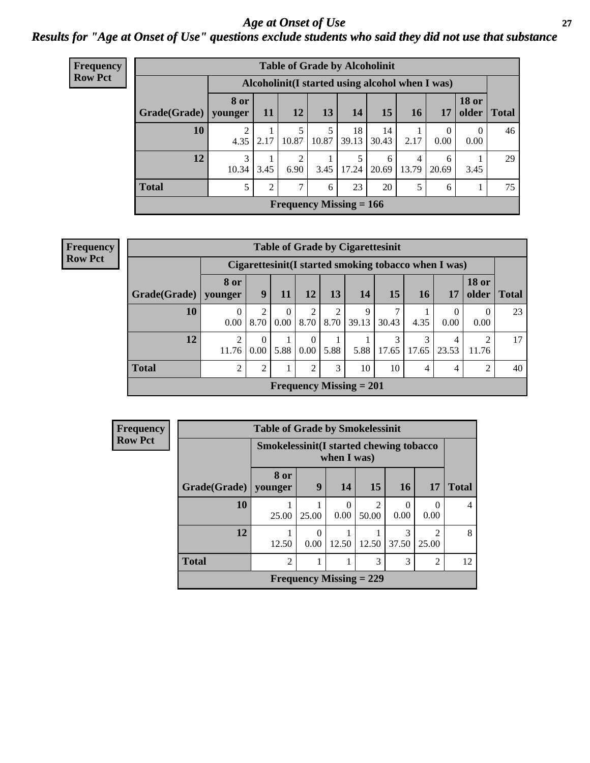# Age at Onset of Use

## Results for "Age at Onset of Use" questions exclude students who said they did not use that substance

**Frequency**
**Row Pct**

**Table of Grade by Alcoholinit**

| | Alcoholinit(I started using alcohol when I was) | | | | | | | | | |
|---|---|---|---|---|---|---|---|---|---|---|
| Grade(Grade) | 8 or younger | 11 | 12 | 13 | 14 | 15 | 16 | 17 | 18 or older | Total |
| 10 | 2<br>4.35 | 1<br>2.17 | 5<br>10.87 | 5<br>10.87 | 18<br>39.13 | 14<br>30.43 | 1<br>2.17 | 0<br>0.00 | 0<br>0.00 | 46 |
| 12 | 3<br>10.34 | 1<br>3.45 | 2<br>6.90 | 1<br>3.45 | 5<br>17.24 | 6<br>20.69 | 4<br>13.79 | 6<br>20.69 | 1<br>3.45 | 29 |
| Total | 5 | 2 | 7 | 6 | 23 | 20 | 5 | 6 | 1 | 75 |

Frequency Missing = 166

**Frequency**
**Row Pct**

**Table of Grade by Cigarettesinit**

| | Cigarettesinit(I started smoking tobacco when I was) | | | | | | | | | | |
|---|---|---|---|---|---|---|---|---|---|---|---|
| Grade(Grade) | 8 or younger | 9 | 11 | 12 | 13 | 14 | 15 | 16 | 17 | 18 or older | Total |
| 10 | 0<br>0.00 | 2<br>8.70 | 0<br>0.00 | 2<br>8.70 | 2<br>8.70 | 9<br>39.13 | 7<br>30.43 | 1<br>4.35 | 0<br>0.00 | 0<br>0.00 | 23 |
| 12 | 2<br>11.76 | 0<br>0.00 | 1<br>5.88 | 0<br>0.00 | 1<br>5.88 | 1<br>5.88 | 3<br>17.65 | 3<br>17.65 | 4<br>23.53 | 2<br>11.76 | 17 |
| Total | 2 | 2 | 1 | 2 | 3 | 10 | 10 | 4 | 4 | 2 | 40 |

Frequency Missing = 201

**Frequency**
**Row Pct**

**Table of Grade by Smokelessinit**

| | Smokelessinit(I started chewing tobacco when I was) | | | | | | |
|---|---|---|---|---|---|---|---|
| Grade(Grade) | 8 or younger | 9 | 14 | 15 | 16 | 17 | Total |
| 10 | 1<br>25.00 | 1<br>25.00 | 0<br>0.00 | 2<br>50.00 | 0<br>0.00 | 0<br>0.00 | 4 |
| 12 | 1<br>12.50 | 0<br>0.00 | 1<br>12.50 | 1<br>12.50 | 3<br>37.50 | 2<br>25.00 | 8 |
| Total | 2 | 1 | 1 | 3 | 3 | 2 | 12 |

Frequency Missing = 229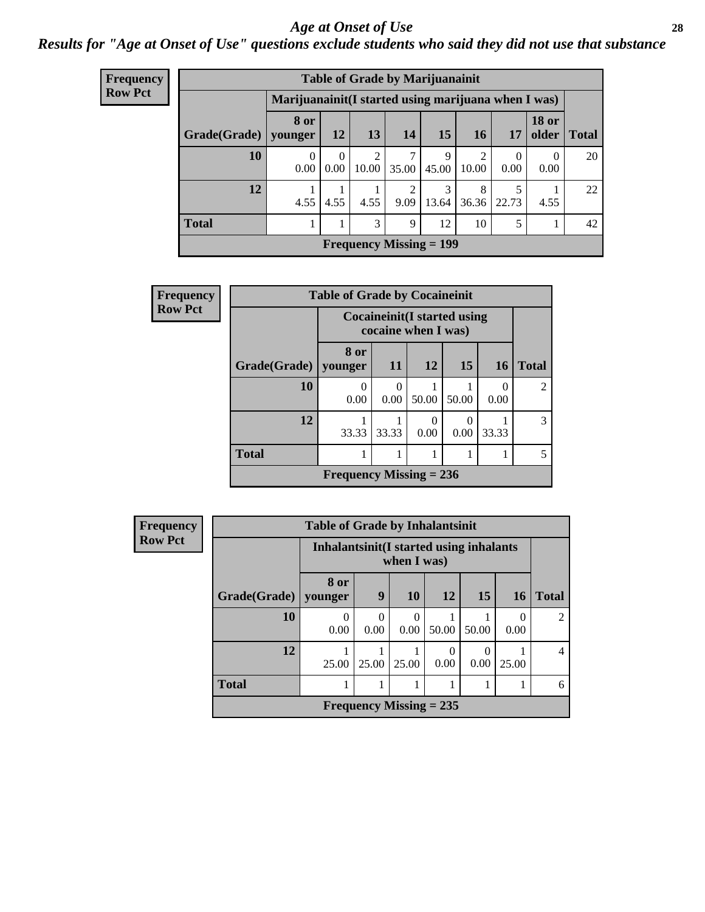# Age at Onset of Use

***Results for "Age at Onset of Use" questions exclude students who said they did not use that substance***

**Frequency**
**Row Pct**

| Table of Grade by Marijuanainit | | | | | | | | | |
|---|---|---|---|---|---|---|---|---|---|
| | Marijuanainit(I started using marijuana when I was) | | | | | | | | |
| Grade(Grade) | 8 or younger | 12 | 13 | 14 | 15 | 16 | 17 | 18 or older | Total |
| 10 | 0<br>0.00 | 0<br>0.00 | 2<br>10.00 | 7<br>35.00 | 9<br>45.00 | 2<br>10.00 | 0<br>0.00 | 0<br>0.00 | 20 |
| 12 | 1<br>4.55 | 1<br>4.55 | 1<br>4.55 | 2<br>9.09 | 3<br>13.64 | 8<br>36.36 | 5<br>22.73 | 1<br>4.55 | 22 |
| Total | 1 | 1 | 3 | 9 | 12 | 10 | 5 | 1 | 42 |
| Frequency Missing = 199 | | | | | | | | | |

**Frequency**
**Row Pct**

| Table of Grade by Cocaineinit | | | | | | |
|---|---|---|---|---|---|---|
| | Cocaineinit(I started using cocaine when I was) | | | | | |
| Grade(Grade) | 8 or younger | 11 | 12 | 15 | 16 | Total |
| 10 | 0<br>0.00 | 0<br>0.00 | 1<br>50.00 | 1<br>50.00 | 0<br>0.00 | 2 |
| 12 | 1<br>33.33 | 1<br>33.33 | 0<br>0.00 | 0<br>0.00 | 1<br>33.33 | 3 |
| Total | 1 | 1 | 1 | 1 | 1 | 5 |
| Frequency Missing = 236 | | | | | | |

**Frequency**
**Row Pct**

| Table of Grade by Inhalantsinit | | | | | | | |
|---|---|---|---|---|---|---|---|
| | Inhalantsinit(I started using inhalants when I was) | | | | | | |
| Grade(Grade) | 8 or younger | 9 | 10 | 12 | 15 | 16 | Total |
| 10 | 0<br>0.00 | 0<br>0.00 | 0<br>0.00 | 1<br>50.00 | 1<br>50.00 | 0<br>0.00 | 2 |
| 12 | 1<br>25.00 | 1<br>25.00 | 1<br>25.00 | 0<br>0.00 | 0<br>0.00 | 1<br>25.00 | 4 |
| Total | 1 | 1 | 1 | 1 | 1 | 1 | 6 |
| Frequency Missing = 235 | | | | | | | |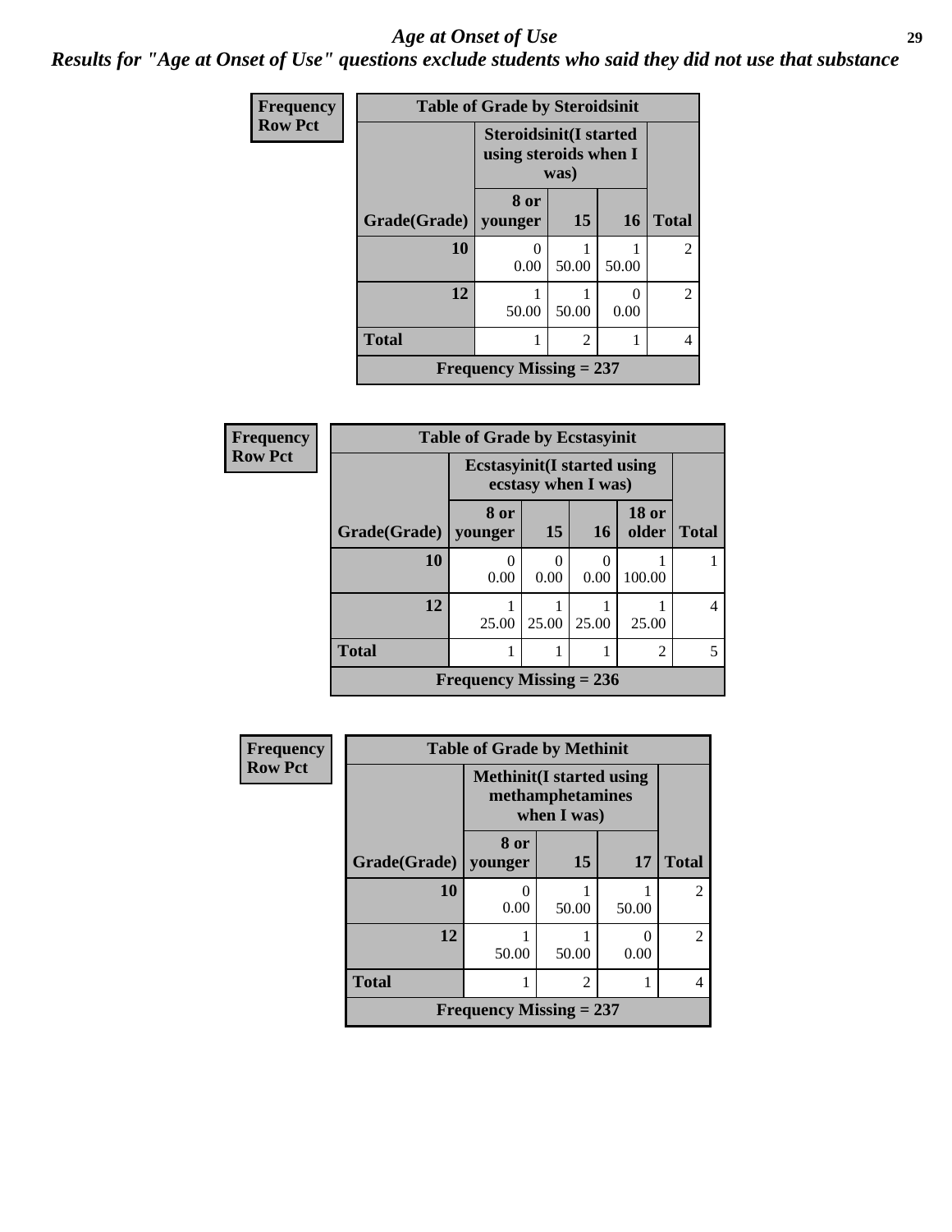# *Age at Onset of Use*

***Results for "Age at Onset of Use" questions exclude students who said they did not use that substance***

**Frequency**
**Row Pct**

| Table of Grade by Steroidsinit | | | | |
|---|---|---|---|---|
| | Steroidsinit(I started using steroids when I was) | | | |
| Grade(Grade) | 8 or younger | 15 | 16 | Total |
| 10 | 0<br>0.00 | 1<br>50.00 | 1<br>50.00 | 2 |
| 12 | 1<br>50.00 | 1<br>50.00 | 0<br>0.00 | 2 |
| Total | 1 | 2 | 1 | 4 |
| Frequency Missing = 237 | | | | |

**Frequency**
**Row Pct**

| Table of Grade by Ecstasyinit | | | | | |
|---|---|---|---|---|---|
| | Ecstasyinit(I started using ecstasy when I was) | | | | |
| Grade(Grade) | 8 or younger | 15 | 16 | 18 or older | Total |
| 10 | 0<br>0.00 | 0<br>0.00 | 0<br>0.00 | 1<br>100.00 | 1 |
| 12 | 1<br>25.00 | 1<br>25.00 | 1<br>25.00 | 1<br>25.00 | 4 |
| Total | 1 | 1 | 1 | 2 | 5 |
| Frequency Missing = 236 | | | | | |

**Frequency**
**Row Pct**

| Table of Grade by Methinit | | | | |
|---|---|---|---|---|
| | Methinit(I started using methamphetamines when I was) | | | |
| Grade(Grade) | 8 or younger | 15 | 17 | Total |
| 10 | 0<br>0.00 | 1<br>50.00 | 1<br>50.00 | 2 |
| 12 | 1<br>50.00 | 1<br>50.00 | 0<br>0.00 | 2 |
| Total | 1 | 2 | 1 | 4 |
| Frequency Missing = 237 | | | | |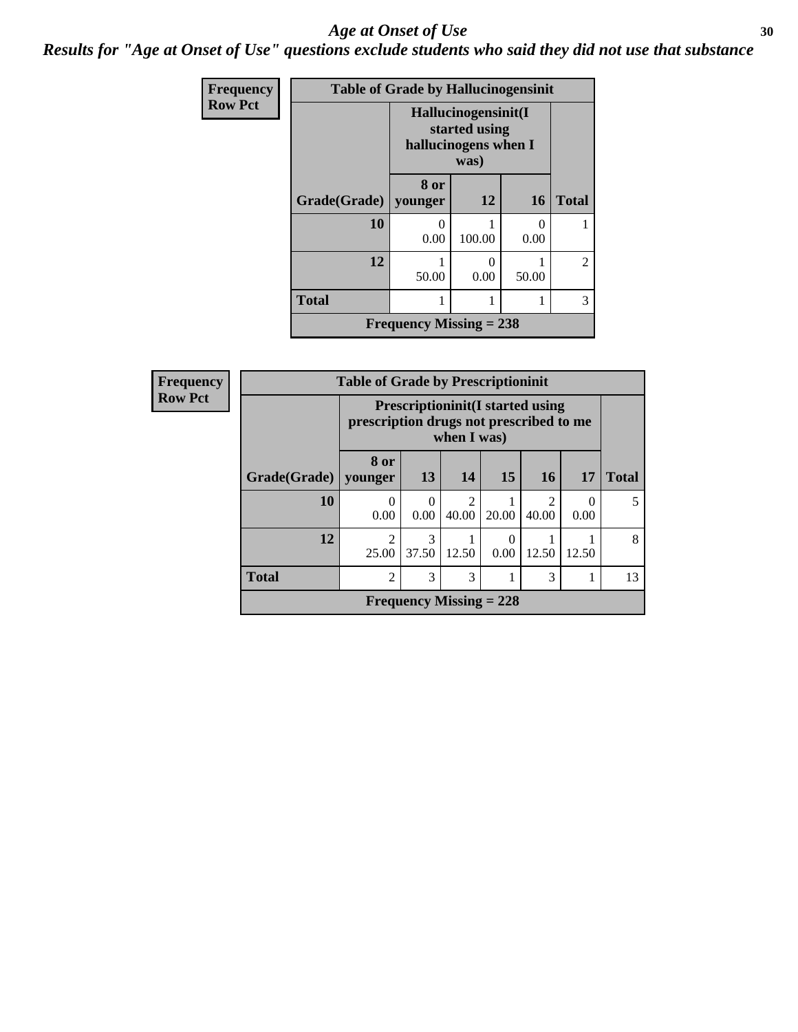# *Age at Onset of Use*

## *Results for "Age at Onset of Use" questions exclude students who said they did not use that substance*

**Frequency**
**Row Pct**

| Table of Grade by Hallucinogensinit | | | | |
|---|---|---|---|---|
| | Hallucinogensinit(I started using hallucinogens when I was) | | | |
| Grade(Grade) | 8 or younger | 12 | 16 | Total |
| 10 | 0<br>0.00 | 1<br>100.00 | 0<br>0.00 | 1 |
| 12 | 1<br>50.00 | 0<br>0.00 | 1<br>50.00 | 2 |
| Total | 1 | 1 | 1 | 3 |
| Frequency Missing = 238 | | | | |

**Frequency**
**Row Pct**

| Table of Grade by Prescriptioninit | | | | | | | |
|---|---|---|---|---|---|---|---|
| | Prescriptioninit(I started using prescription drugs not prescribed to me when I was) | | | | | | |
| Grade(Grade) | 8 or younger | 13 | 14 | 15 | 16 | 17 | Total |
| 10 | 0<br>0.00 | 0<br>0.00 | 2<br>40.00 | 1<br>20.00 | 2<br>40.00 | 0<br>0.00 | 5 |
| 12 | 2<br>25.00 | 3<br>37.50 | 1<br>12.50 | 0<br>0.00 | 1<br>12.50 | 1<br>12.50 | 8 |
| Total | 2 | 3 | 3 | 1 | 3 | 1 | 13 |
| Frequency Missing = 228 | | | | | | | |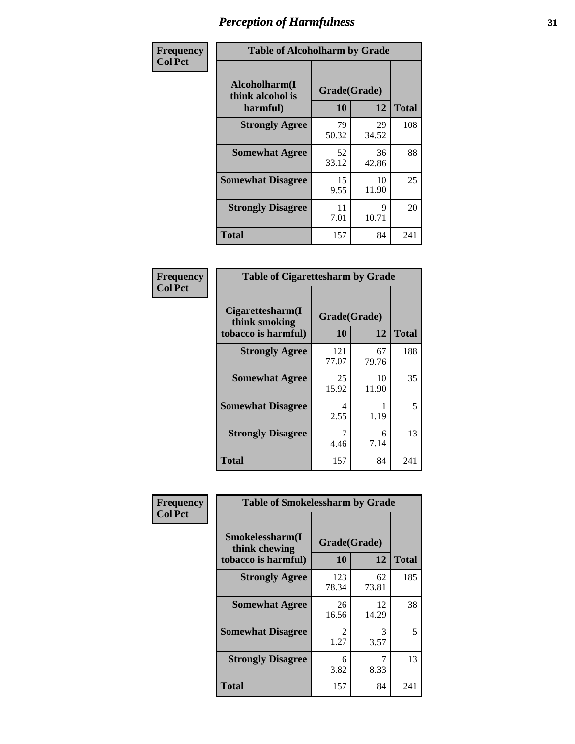# Perception of Harmfulness

**Frequency**
**Col Pct**

| Alcoholharm(I think alcohol is harmful) | Grade(Grade) | | Total |
|---|---|---|---|
| | 10 | 12 | |
| **Strongly Agree** | 79<br>50.32 | 29<br>34.52 | 108 |
| **Somewhat Agree** | 52<br>33.12 | 36<br>42.86 | 88 |
| **Somewhat Disagree** | 15<br>9.55 | 10<br>11.90 | 25 |
| **Strongly Disagree** | 11<br>7.01 | 9<br>10.71 | 20 |
| **Total** | 157 | 84 | 241 |

Table of Alcoholharm by Grade

**Frequency**
**Col Pct**

| Cigarettesharm(I think smoking tobacco is harmful) | Grade(Grade) | | Total |
|---|---|---|---|
| | 10 | 12 | |
| **Strongly Agree** | 121<br>77.07 | 67<br>79.76 | 188 |
| **Somewhat Agree** | 25<br>15.92 | 10<br>11.90 | 35 |
| **Somewhat Disagree** | 4<br>2.55 | 1<br>1.19 | 5 |
| **Strongly Disagree** | 7<br>4.46 | 6<br>7.14 | 13 |
| **Total** | 157 | 84 | 241 |

Table of Cigarettesharm by Grade

**Frequency**
**Col Pct**

| Smokelessharm(I think chewing tobacco is harmful) | Grade(Grade) | | Total |
|---|---|---|---|
| | 10 | 12 | |
| **Strongly Agree** | 123<br>78.34 | 62<br>73.81 | 185 |
| **Somewhat Agree** | 26<br>16.56 | 12<br>14.29 | 38 |
| **Somewhat Disagree** | 2<br>1.27 | 3<br>3.57 | 5 |
| **Strongly Disagree** | 6<br>3.82 | 7<br>8.33 | 13 |
| **Total** | 157 | 84 | 241 |

Table of Smokelessharm by Grade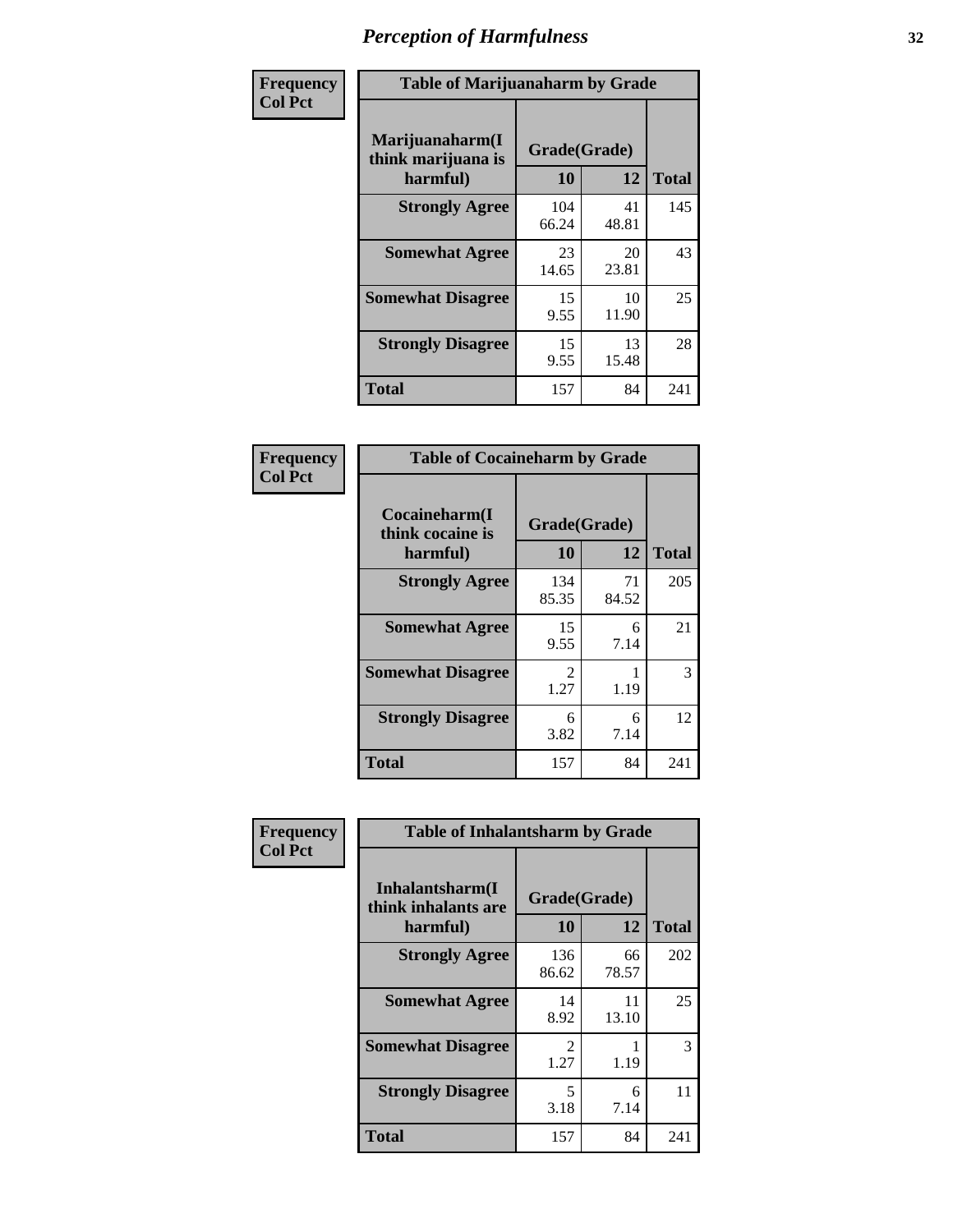# Perception of Harmfulness

**Frequency**
**Col Pct**

| Table of Marijuanaharm by Grade | | | |
|---|---|---|---|
| **Marijuanaharm(I think marijuana is harmful)** | **Grade(Grade)** | | **Total** |
| | **10** | **12** | |
| **Strongly Agree** | 104<br>66.24 | 41<br>48.81 | 145 |
| **Somewhat Agree** | 23<br>14.65 | 20<br>23.81 | 43 |
| **Somewhat Disagree** | 15<br>9.55 | 10<br>11.90 | 25 |
| **Strongly Disagree** | 15<br>9.55 | 13<br>15.48 | 28 |
| **Total** | 157 | 84 | 241 |

**Frequency**
**Col Pct**

| Table of Cocaineharm by Grade | | | |
|---|---|---|---|
| **Cocaineharm(I think cocaine is harmful)** | **Grade(Grade)** | | **Total** |
| | **10** | **12** | |
| **Strongly Agree** | 134<br>85.35 | 71<br>84.52 | 205 |
| **Somewhat Agree** | 15<br>9.55 | 6<br>7.14 | 21 |
| **Somewhat Disagree** | 2<br>1.27 | 1<br>1.19 | 3 |
| **Strongly Disagree** | 6<br>3.82 | 6<br>7.14 | 12 |
| **Total** | 157 | 84 | 241 |

**Frequency**
**Col Pct**

| Table of Inhalantsharm by Grade | | | |
|---|---|---|---|
| **Inhalantsharm(I think inhalants are harmful)** | **Grade(Grade)** | | **Total** |
| | **10** | **12** | |
| **Strongly Agree** | 136<br>86.62 | 66<br>78.57 | 202 |
| **Somewhat Agree** | 14<br>8.92 | 11<br>13.10 | 25 |
| **Somewhat Disagree** | 2<br>1.27 | 1<br>1.19 | 3 |
| **Strongly Disagree** | 5<br>3.18 | 6<br>7.14 | 11 |
| **Total** | 157 | 84 | 241 |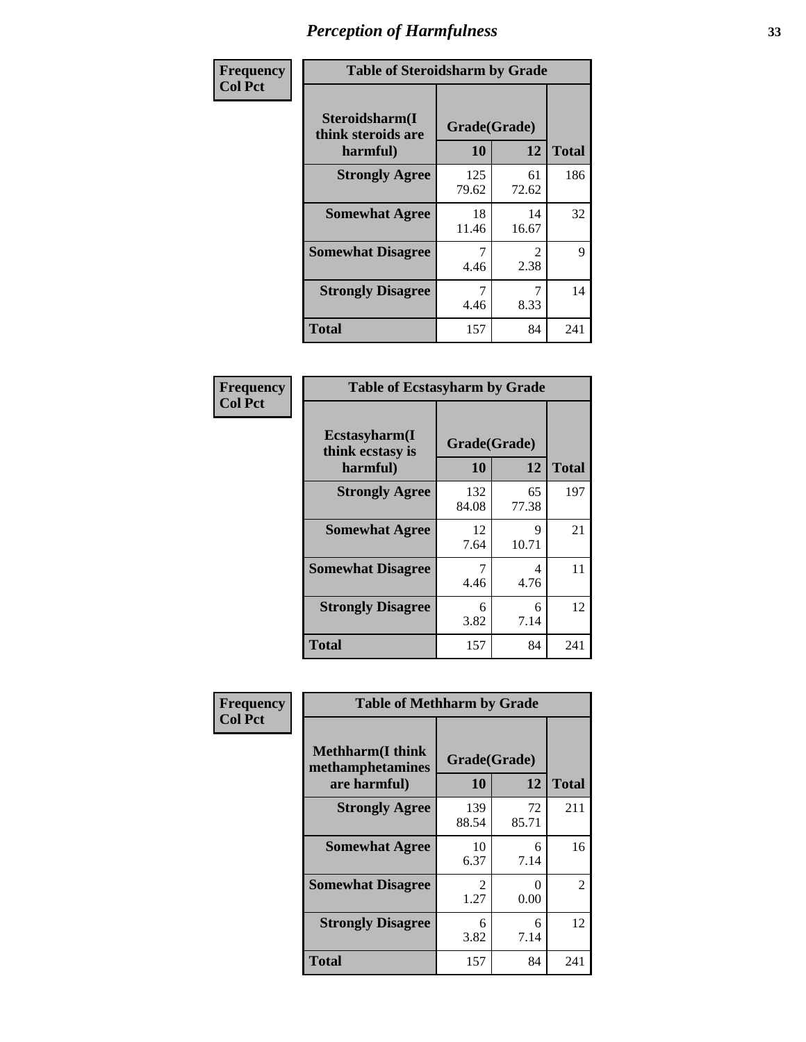# Perception of Harmfulness

| Frequency<br>Col Pct | Table of Steroidsharm by Grade | | |
|---|---|---|---|
| Steroidsharm(I think steroids are harmful) | Grade(Grade) | | |
| | 10 | 12 | Total |
| Strongly Agree | 125<br>79.62 | 61<br>72.62 | 186 |
| Somewhat Agree | 18<br>11.46 | 14<br>16.67 | 32 |
| Somewhat Disagree | 7<br>4.46 | 2<br>2.38 | 9 |
| Strongly Disagree | 7<br>4.46 | 7<br>8.33 | 14 |
| Total | 157 | 84 | 241 |

| Frequency<br>Col Pct | Table of Ecstasyharm by Grade | | |
|---|---|---|---|
| Ecstasyharm(I think ecstasy is harmful) | Grade(Grade) | | |
| | 10 | 12 | Total |
| Strongly Agree | 132<br>84.08 | 65<br>77.38 | 197 |
| Somewhat Agree | 12<br>7.64 | 9<br>10.71 | 21 |
| Somewhat Disagree | 7<br>4.46 | 4<br>4.76 | 11 |
| Strongly Disagree | 6<br>3.82 | 6<br>7.14 | 12 |
| Total | 157 | 84 | 241 |

| Frequency<br>Col Pct | Table of Methharm by Grade | | |
|---|---|---|---|
| Methharm(I think methamphetamines are harmful) | Grade(Grade) | | |
| | 10 | 12 | Total |
| Strongly Agree | 139<br>88.54 | 72<br>85.71 | 211 |
| Somewhat Agree | 10<br>6.37 | 6<br>7.14 | 16 |
| Somewhat Disagree | 2<br>1.27 | 0<br>0.00 | 2 |
| Strongly Disagree | 6<br>3.82 | 6<br>7.14 | 12 |
| Total | 157 | 84 | 241 |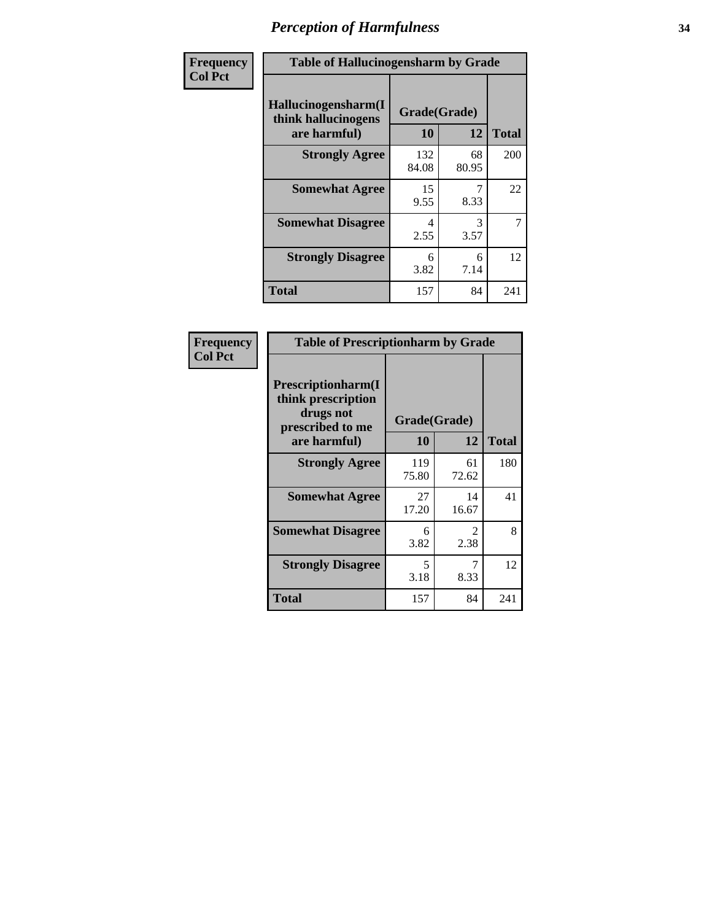# Perception of Harmfulness

| Frequency Col Pct | Table of Hallucinogensharm by Grade | | |
|---|---|---|---|
| Hallucinogensharm(I think hallucinogens are harmful) | Grade(Grade) | | |
| | 10 | 12 | Total |
| Strongly Agree | 132<br>84.08 | 68<br>80.95 | 200 |
| Somewhat Agree | 15<br>9.55 | 7<br>8.33 | 22 |
| Somewhat Disagree | 4<br>2.55 | 3<br>3.57 | 7 |
| Strongly Disagree | 6<br>3.82 | 6<br>7.14 | 12 |
| Total | 157 | 84 | 241 |

| Frequency Col Pct | Table of Prescriptionharm by Grade | | |
|---|---|---|---|
| Prescriptionharm(I think prescription drugs not prescribed to me are harmful) | Grade(Grade) | | |
| | 10 | 12 | Total |
| Strongly Agree | 119<br>75.80 | 61<br>72.62 | 180 |
| Somewhat Agree | 27<br>17.20 | 14<br>16.67 | 41 |
| Somewhat Disagree | 6<br>3.82 | 2<br>2.38 | 8 |
| Strongly Disagree | 5<br>3.18 | 7<br>8.33 | 12 |
| Total | 157 | 84 | 241 |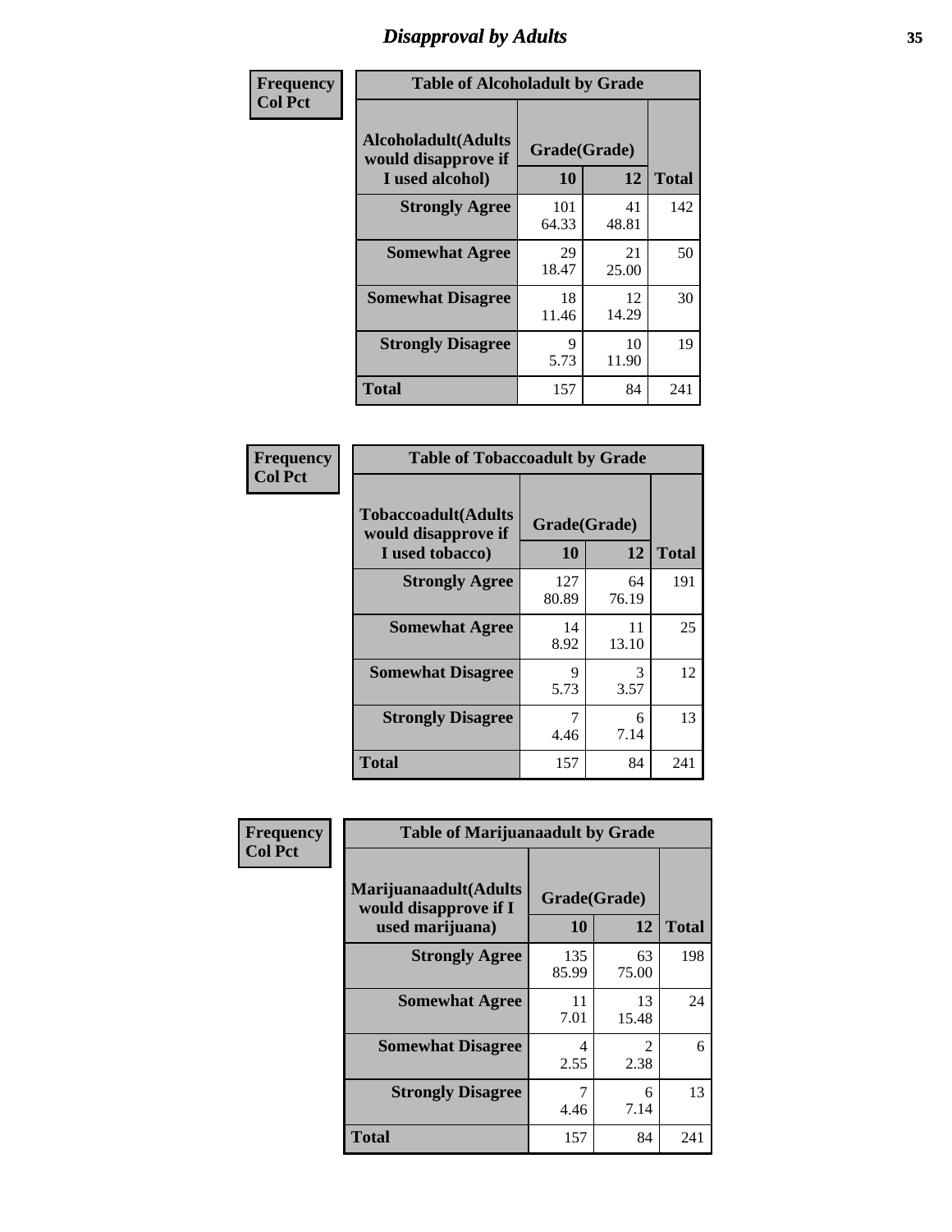# Disapproval by Adults

**Frequency**
**Col Pct**

**Table of Alcoholadult by Grade**

| Alcoholadult(Adults would disapprove if I used alcohol) | Grade(Grade) | | Total |
|---|---|---|---|
| | 10 | 12 | |
| Strongly Agree | 101<br>64.33 | 41<br>48.81 | 142 |
| Somewhat Agree | 29<br>18.47 | 21<br>25.00 | 50 |
| Somewhat Disagree | 18<br>11.46 | 12<br>14.29 | 30 |
| Strongly Disagree | 9<br>5.73 | 10<br>11.90 | 19 |
| Total | 157 | 84 | 241 |

**Frequency**
**Col Pct**

**Table of Tobaccoadult by Grade**

| Tobaccoadult(Adults would disapprove if I used tobacco) | Grade(Grade) | | Total |
|---|---|---|---|
| | 10 | 12 | |
| Strongly Agree | 127<br>80.89 | 64<br>76.19 | 191 |
| Somewhat Agree | 14<br>8.92 | 11<br>13.10 | 25 |
| Somewhat Disagree | 9<br>5.73 | 3<br>3.57 | 12 |
| Strongly Disagree | 7<br>4.46 | 6<br>7.14 | 13 |
| Total | 157 | 84 | 241 |

**Frequency**
**Col Pct**

**Table of Marijuanaadult by Grade**

| Marijuanaadult(Adults would disapprove if I used marijuana) | Grade(Grade) | | Total |
|---|---|---|---|
| | 10 | 12 | |
| Strongly Agree | 135<br>85.99 | 63<br>75.00 | 198 |
| Somewhat Agree | 11<br>7.01 | 13<br>15.48 | 24 |
| Somewhat Disagree | 4<br>2.55 | 2<br>2.38 | 6 |
| Strongly Disagree | 7<br>4.46 | 6<br>7.14 | 13 |
| Total | 157 | 84 | 241 |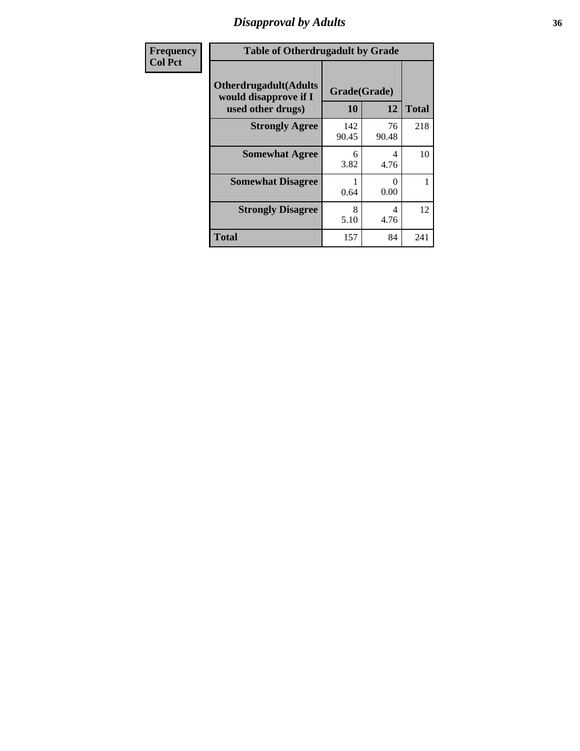| Frequency Col Pct |
| --- |

**Table of Otherdrugadult by Grade**

| Otherdrugadult(Adults would disapprove if I used other drugs) | Grade(Grade) 10 | 12 | Total |
| --- | --- | --- | --- |
| **Strongly Agree** | 142<br>90.45 | 76<br>90.48 | 218 |
| **Somewhat Agree** | 6<br>3.82 | 4<br>4.76 | 10 |
| **Somewhat Disagree** | 1<br>0.64 | 0<br>0.00 | 1 |
| **Strongly Disagree** | 8<br>5.10 | 4<br>4.76 | 12 |
| **Total** | 157 | 84 | 241 |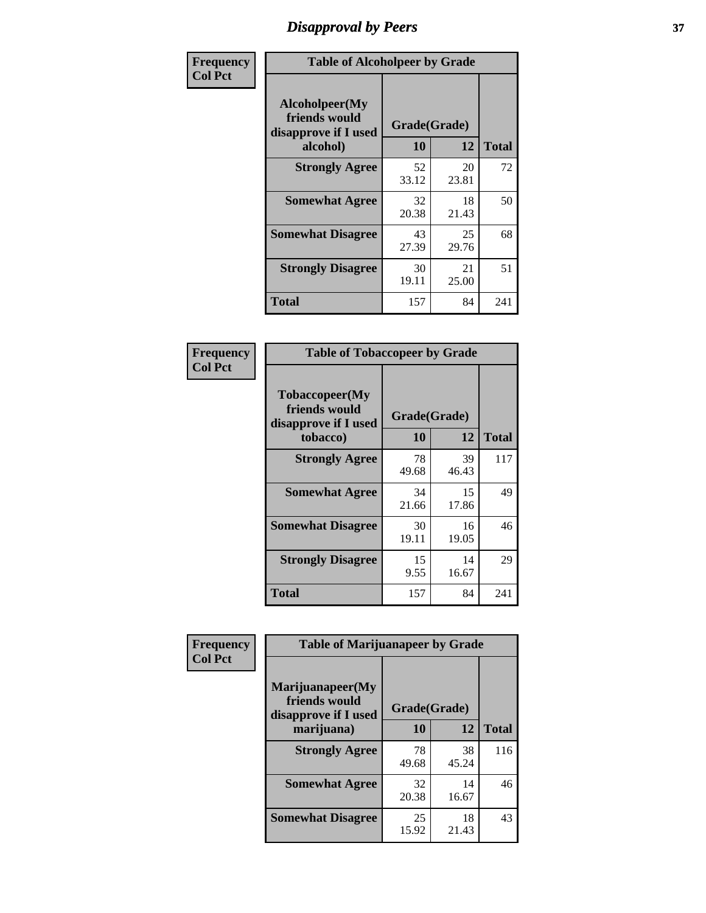# Disapproval by Peers

| Frequency<br>Col Pct | Table of Alcoholpeer by Grade | | |
|---|---|---|---|
| Alcoholpeer(My friends would disapprove if I used alcohol) | Grade(Grade) | | |
| | 10 | 12 | Total |
| Strongly Agree | 52<br>33.12 | 20<br>23.81 | 72 |
| Somewhat Agree | 32<br>20.38 | 18<br>21.43 | 50 |
| Somewhat Disagree | 43<br>27.39 | 25<br>29.76 | 68 |
| Strongly Disagree | 30<br>19.11 | 21<br>25.00 | 51 |
| Total | 157 | 84 | 241 |

| Frequency<br>Col Pct | Table of Tobaccopeer by Grade | | |
|---|---|---|---|
| Tobaccopeer(My friends would disapprove if I used tobacco) | Grade(Grade) | | |
| | 10 | 12 | Total |
| Strongly Agree | 78<br>49.68 | 39<br>46.43 | 117 |
| Somewhat Agree | 34<br>21.66 | 15<br>17.86 | 49 |
| Somewhat Disagree | 30<br>19.11 | 16<br>19.05 | 46 |
| Strongly Disagree | 15<br>9.55 | 14<br>16.67 | 29 |
| Total | 157 | 84 | 241 |

| Frequency<br>Col Pct | Table of Marijuanapeer by Grade | | |
|---|---|---|---|
| Marijuanapeer(My friends would disapprove if I used marijuana) | Grade(Grade) | | |
| | 10 | 12 | Total |
| Strongly Agree | 78<br>49.68 | 38<br>45.24 | 116 |
| Somewhat Agree | 32<br>20.38 | 14<br>16.67 | 46 |
| Somewhat Disagree | 25<br>15.92 | 18<br>21.43 | 43 |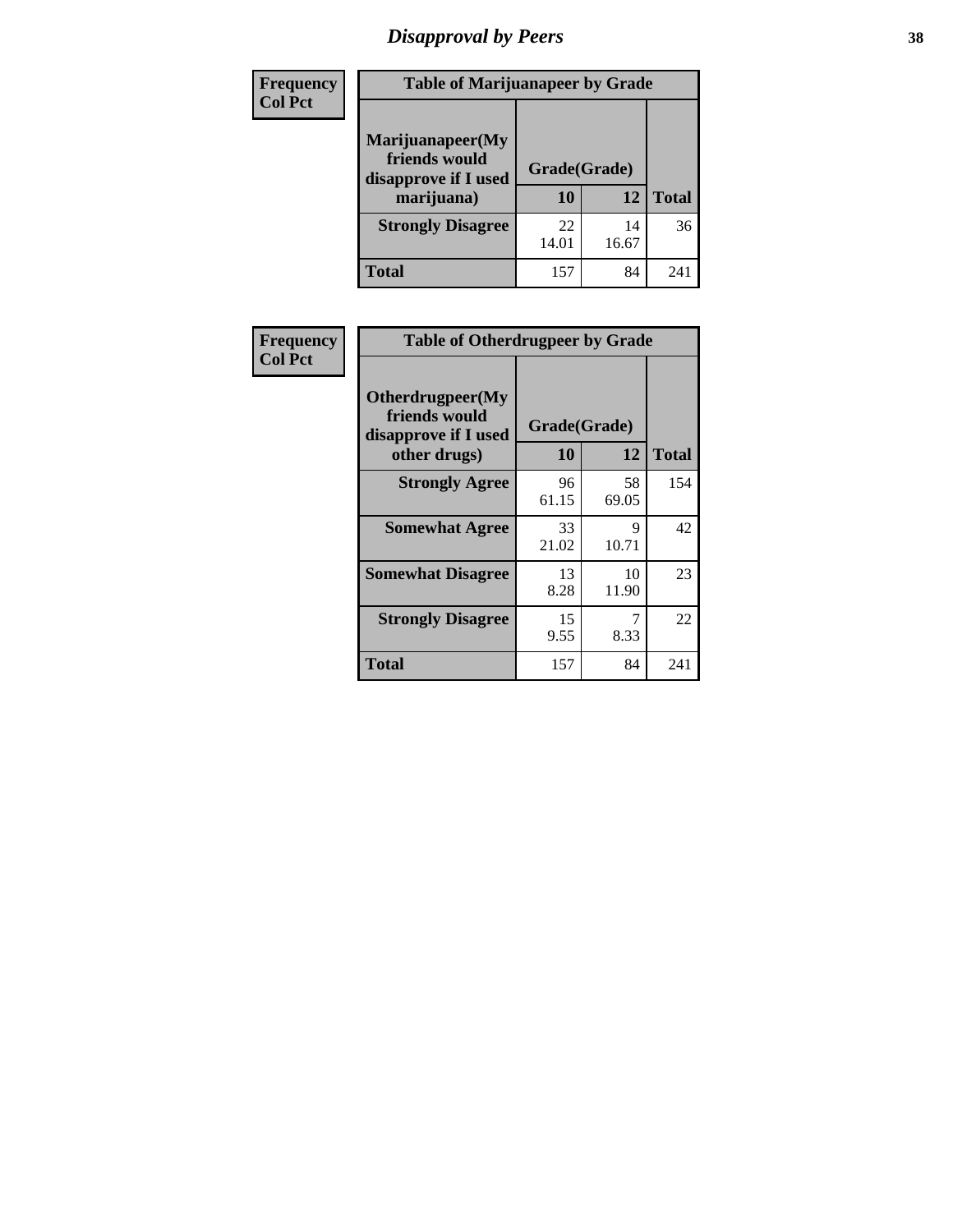# Disapproval by Peers

Frequency
Col Pct

| Table of Marijuanapeer by Grade | | | |
|---|---|---|---|
| Marijuanapeer(My friends would disapprove if I used marijuana) | Grade(Grade) | | |
| | 10 | 12 | Total |
| Strongly Disagree | 22<br>14.01 | 14<br>16.67 | 36 |
| Total | 157 | 84 | 241 |

Frequency
Col Pct

| Table of Otherdrugpeer by Grade | | | |
|---|---|---|---|
| Otherdrugpeer(My friends would disapprove if I used other drugs) | Grade(Grade) | | |
| | 10 | 12 | Total |
| Strongly Agree | 96<br>61.15 | 58<br>69.05 | 154 |
| Somewhat Agree | 33<br>21.02 | 9<br>10.71 | 42 |
| Somewhat Disagree | 13<br>8.28 | 10<br>11.90 | 23 |
| Strongly Disagree | 15<br>9.55 | 7<br>8.33 | 22 |
| Total | 157 | 84 | 241 |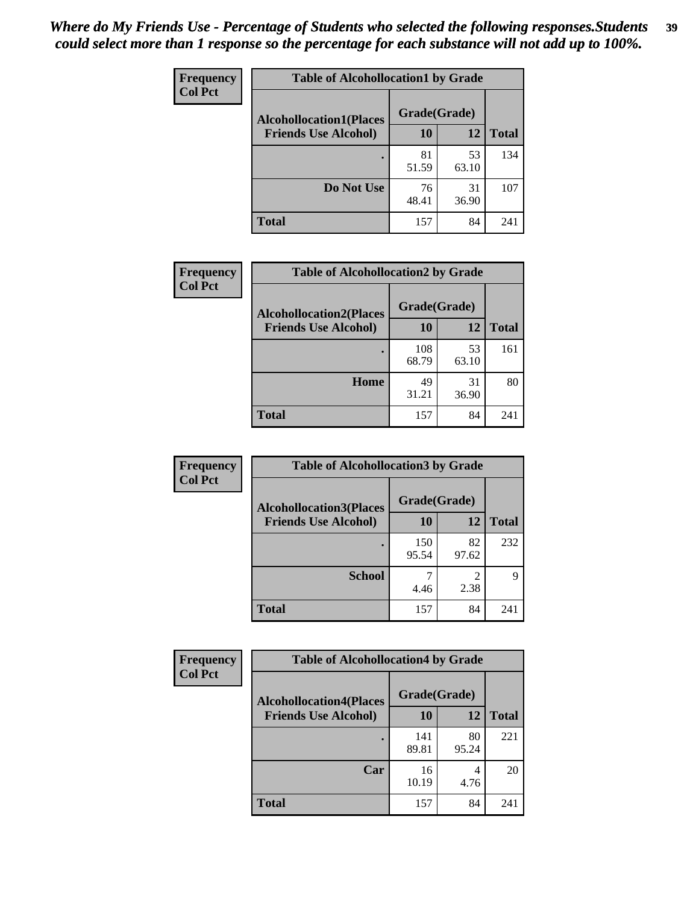*Where do My Friends Use - Percentage of Students who selected the following responses.Students could select more than 1 response so the percentage for each substance will not add up to 100%.*

**Frequency**
**Col Pct**

| Table of Alcohollocation1 by Grade | | | |
|---|---|---|---|
| **Alcohollocation1(Places Friends Use Alcohol)** | **Grade(Grade)** | | **Total** |
| | **10** | **12** | |
| **.** | 81<br>51.59 | 53<br>63.10 | 134 |
| **Do Not Use** | 76<br>48.41 | 31<br>36.90 | 107 |
| **Total** | 157 | 84 | 241 |

**Frequency**
**Col Pct**

| Table of Alcohollocation2 by Grade | | | |
|---|---|---|---|
| **Alcohollocation2(Places Friends Use Alcohol)** | **Grade(Grade)** | | **Total** |
| | **10** | **12** | |
| **.** | 108<br>68.79 | 53<br>63.10 | 161 |
| **Home** | 49<br>31.21 | 31<br>36.90 | 80 |
| **Total** | 157 | 84 | 241 |

**Frequency**
**Col Pct**

| Table of Alcohollocation3 by Grade | | | |
|---|---|---|---|
| **Alcohollocation3(Places Friends Use Alcohol)** | **Grade(Grade)** | | **Total** |
| | **10** | **12** | |
| **.** | 150<br>95.54 | 82<br>97.62 | 232 |
| **School** | 7<br>4.46 | 2<br>2.38 | 9 |
| **Total** | 157 | 84 | 241 |

**Frequency**
**Col Pct**

| Table of Alcohollocation4 by Grade | | | |
|---|---|---|---|
| **Alcohollocation4(Places Friends Use Alcohol)** | **Grade(Grade)** | | **Total** |
| | **10** | **12** | |
| **.** | 141<br>89.81 | 80<br>95.24 | 221 |
| **Car** | 16<br>10.19 | 4<br>4.76 | 20 |
| **Total** | 157 | 84 | 241 |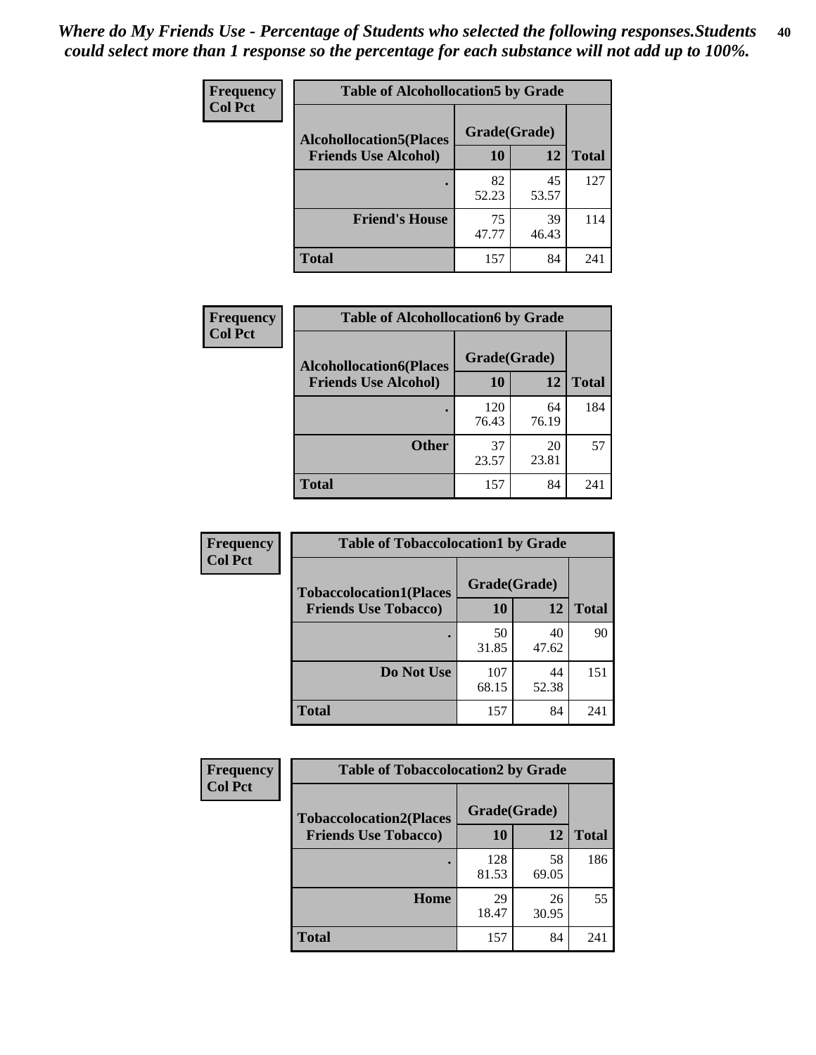*Where do My Friends Use - Percentage of Students who selected the following responses.Students could select more than 1 response so the percentage for each substance will not add up to 100%.*

**Frequency**
**Col Pct**

| Table of Alcohollocation5 by Grade | | | |
|---|---|---|---|
| **Alcohollocation5(Places Friends Use Alcohol)** | **Grade(Grade)** | | **Total** |
| | **10** | **12** | |
| **.** | 82<br>52.23 | 45<br>53.57 | 127 |
| **Friend's House** | 75<br>47.77 | 39<br>46.43 | 114 |
| **Total** | 157 | 84 | 241 |

**Frequency**
**Col Pct**

| Table of Alcohollocation6 by Grade | | | |
|---|---|---|---|
| **Alcohollocation6(Places Friends Use Alcohol)** | **Grade(Grade)** | | **Total** |
| | **10** | **12** | |
| **.** | 120<br>76.43 | 64<br>76.19 | 184 |
| **Other** | 37<br>23.57 | 20<br>23.81 | 57 |
| **Total** | 157 | 84 | 241 |

**Frequency**
**Col Pct**

| Table of Tobaccolocation1 by Grade | | | |
|---|---|---|---|
| **Tobaccolocation1(Places Friends Use Tobacco)** | **Grade(Grade)** | | **Total** |
| | **10** | **12** | |
| **.** | 50<br>31.85 | 40<br>47.62 | 90 |
| **Do Not Use** | 107<br>68.15 | 44<br>52.38 | 151 |
| **Total** | 157 | 84 | 241 |

**Frequency**
**Col Pct**

| Table of Tobaccolocation2 by Grade | | | |
|---|---|---|---|
| **Tobaccolocation2(Places Friends Use Tobacco)** | **Grade(Grade)** | | **Total** |
| | **10** | **12** | |
| **.** | 128<br>81.53 | 58<br>69.05 | 186 |
| **Home** | 29<br>18.47 | 26<br>30.95 | 55 |
| **Total** | 157 | 84 | 241 |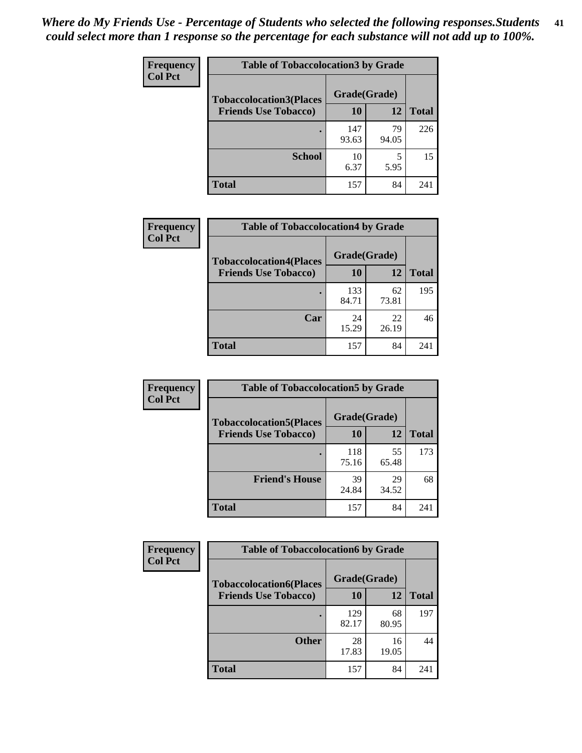*Where do My Friends Use - Percentage of Students who selected the following responses.Students could select more than 1 response so the percentage for each substance will not add up to 100%.*

**Frequency**
**Col Pct**

| Table of Tobaccolocation3 by Grade | | | |
|---|---|---|---|
| **Tobaccolocation3(Places Friends Use Tobacco)** | **Grade(Grade)** | | **Total** |
| | **10** | **12** | |
| **.** | 147<br>93.63 | 79<br>94.05 | 226 |
| **School** | 10<br>6.37 | 5<br>5.95 | 15 |
| **Total** | 157 | 84 | 241 |

**Frequency**
**Col Pct**

| Table of Tobaccolocation4 by Grade | | | |
|---|---|---|---|
| **Tobaccolocation4(Places Friends Use Tobacco)** | **Grade(Grade)** | | **Total** |
| | **10** | **12** | |
| **.** | 133<br>84.71 | 62<br>73.81 | 195 |
| **Car** | 24<br>15.29 | 22<br>26.19 | 46 |
| **Total** | 157 | 84 | 241 |

**Frequency**
**Col Pct**

| Table of Tobaccolocation5 by Grade | | | |
|---|---|---|---|
| **Tobaccolocation5(Places Friends Use Tobacco)** | **Grade(Grade)** | | **Total** |
| | **10** | **12** | |
| **.** | 118<br>75.16 | 55<br>65.48 | 173 |
| **Friend's House** | 39<br>24.84 | 29<br>34.52 | 68 |
| **Total** | 157 | 84 | 241 |

**Frequency**
**Col Pct**

| Table of Tobaccolocation6 by Grade | | | |
|---|---|---|---|
| **Tobaccolocation6(Places Friends Use Tobacco)** | **Grade(Grade)** | | **Total** |
| | **10** | **12** | |
| **.** | 129<br>82.17 | 68<br>80.95 | 197 |
| **Other** | 28<br>17.83 | 16<br>19.05 | 44 |
| **Total** | 157 | 84 | 241 |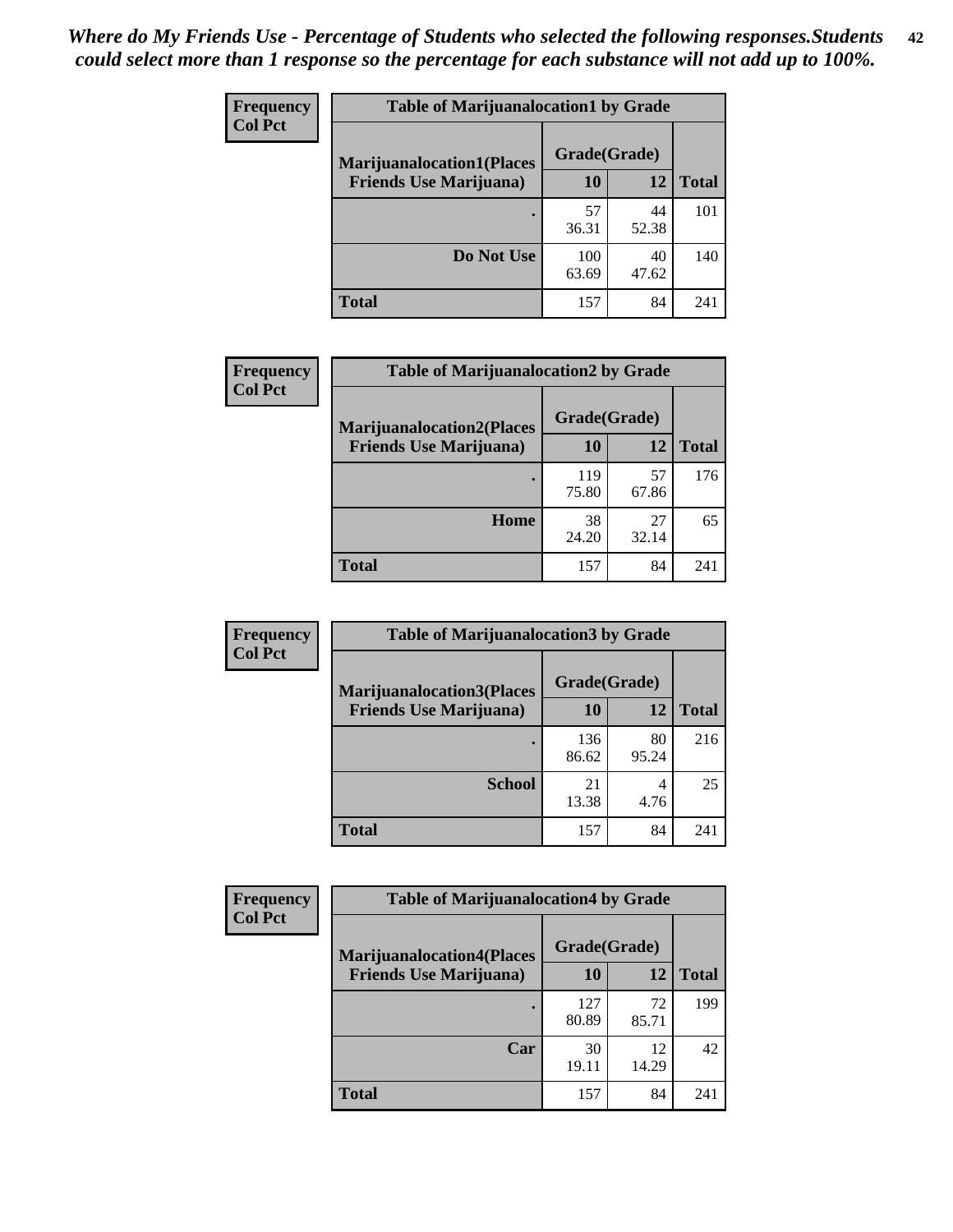*Where do My Friends Use - Percentage of Students who selected the following responses.Students could select more than 1 response so the percentage for each substance will not add up to 100%.*

**Frequency**
**Col Pct**

| Table of Marijuanalocation1 by Grade | | | |
|---|---|---|---|
| **Marijuanalocation1(Places Friends Use Marijuana)** | **Grade(Grade)** | | **Total** |
| | **10** | **12** | |
| **.** | 57<br>36.31 | 44<br>52.38 | 101 |
| **Do Not Use** | 100<br>63.69 | 40<br>47.62 | 140 |
| **Total** | 157 | 84 | 241 |

**Frequency**
**Col Pct**

| Table of Marijuanalocation2 by Grade | | | |
|---|---|---|---|
| **Marijuanalocation2(Places Friends Use Marijuana)** | **Grade(Grade)** | | **Total** |
| | **10** | **12** | |
| **.** | 119<br>75.80 | 57<br>67.86 | 176 |
| **Home** | 38<br>24.20 | 27<br>32.14 | 65 |
| **Total** | 157 | 84 | 241 |

**Frequency**
**Col Pct**

| Table of Marijuanalocation3 by Grade | | | |
|---|---|---|---|
| **Marijuanalocation3(Places Friends Use Marijuana)** | **Grade(Grade)** | | **Total** |
| | **10** | **12** | |
| **.** | 136<br>86.62 | 80<br>95.24 | 216 |
| **School** | 21<br>13.38 | 4<br>4.76 | 25 |
| **Total** | 157 | 84 | 241 |

**Frequency**
**Col Pct**

| Table of Marijuanalocation4 by Grade | | | |
|---|---|---|---|
| **Marijuanalocation4(Places Friends Use Marijuana)** | **Grade(Grade)** | | **Total** |
| | **10** | **12** | |
| **.** | 127<br>80.89 | 72<br>85.71 | 199 |
| **Car** | 30<br>19.11 | 12<br>14.29 | 42 |
| **Total** | 157 | 84 | 241 |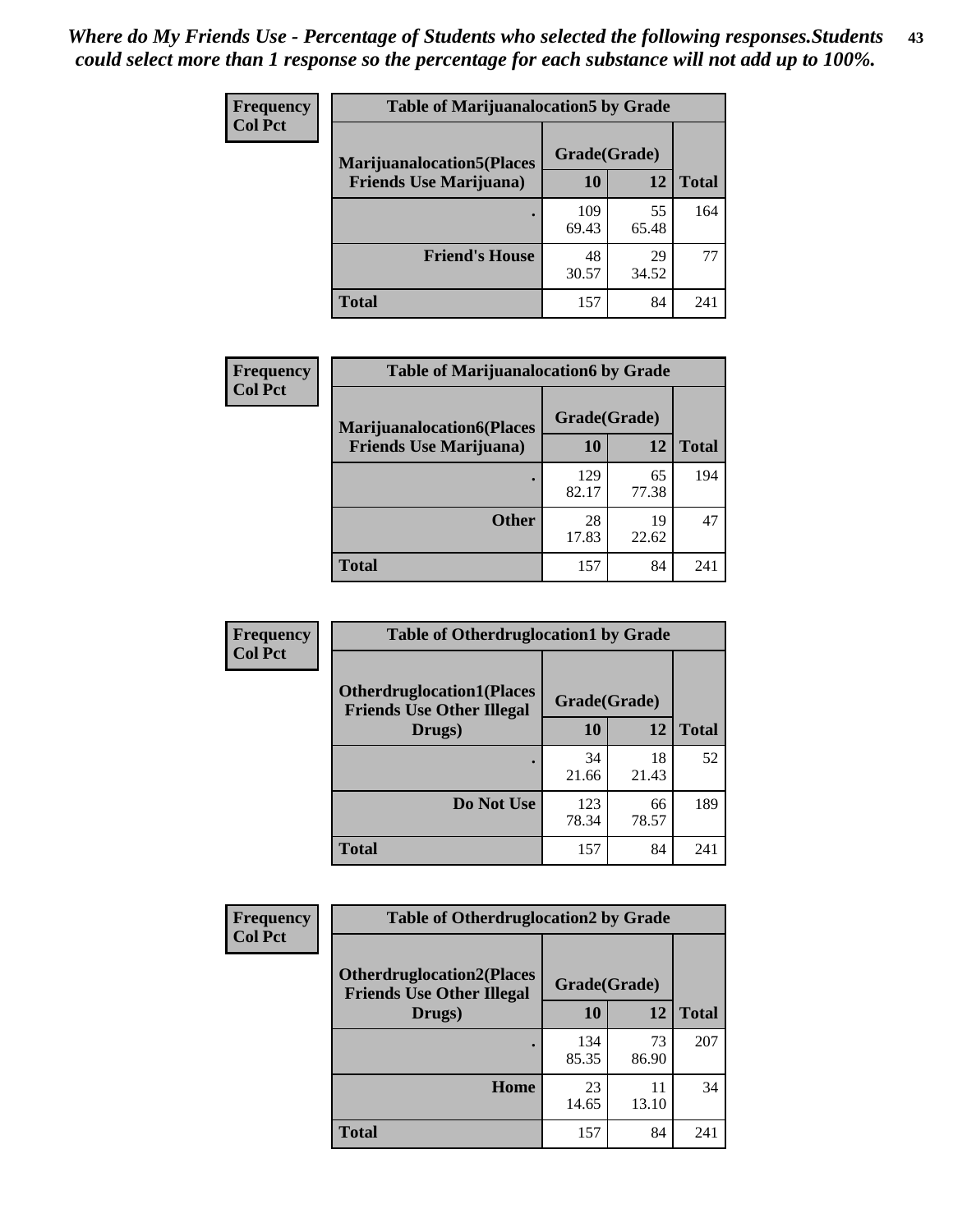*Where do My Friends Use - Percentage of Students who selected the following responses.Students could select more than 1 response so the percentage for each substance will not add up to 100%.*

**Frequency**
**Col Pct**

| Table of Marijuanalocation5 by Grade | | | |
|---|---|---|---|
| **Marijuanalocation5(Places Friends Use Marijuana)** | **Grade(Grade)** | | **Total** |
| | **10** | **12** | |
| **.** | 109<br>69.43 | 55<br>65.48 | 164 |
| **Friend's House** | 48<br>30.57 | 29<br>34.52 | 77 |
| **Total** | 157 | 84 | 241 |

**Frequency**
**Col Pct**

| Table of Marijuanalocation6 by Grade | | | |
|---|---|---|---|
| **Marijuanalocation6(Places Friends Use Marijuana)** | **Grade(Grade)** | | **Total** |
| | **10** | **12** | |
| **.** | 129<br>82.17 | 65<br>77.38 | 194 |
| **Other** | 28<br>17.83 | 19<br>22.62 | 47 |
| **Total** | 157 | 84 | 241 |

**Frequency**
**Col Pct**

| Table of Otherdruglocation1 by Grade | | | |
|---|---|---|---|
| **Otherdruglocation1(Places Friends Use Other Illegal Drugs)** | **Grade(Grade)** | | **Total** |
| | **10** | **12** | |
| **.** | 34<br>21.66 | 18<br>21.43 | 52 |
| **Do Not Use** | 123<br>78.34 | 66<br>78.57 | 189 |
| **Total** | 157 | 84 | 241 |

**Frequency**
**Col Pct**

| Table of Otherdruglocation2 by Grade | | | |
|---|---|---|---|
| **Otherdruglocation2(Places Friends Use Other Illegal Drugs)** | **Grade(Grade)** | | **Total** |
| | **10** | **12** | |
| **.** | 134<br>85.35 | 73<br>86.90 | 207 |
| **Home** | 23<br>14.65 | 11<br>13.10 | 34 |
| **Total** | 157 | 84 | 241 |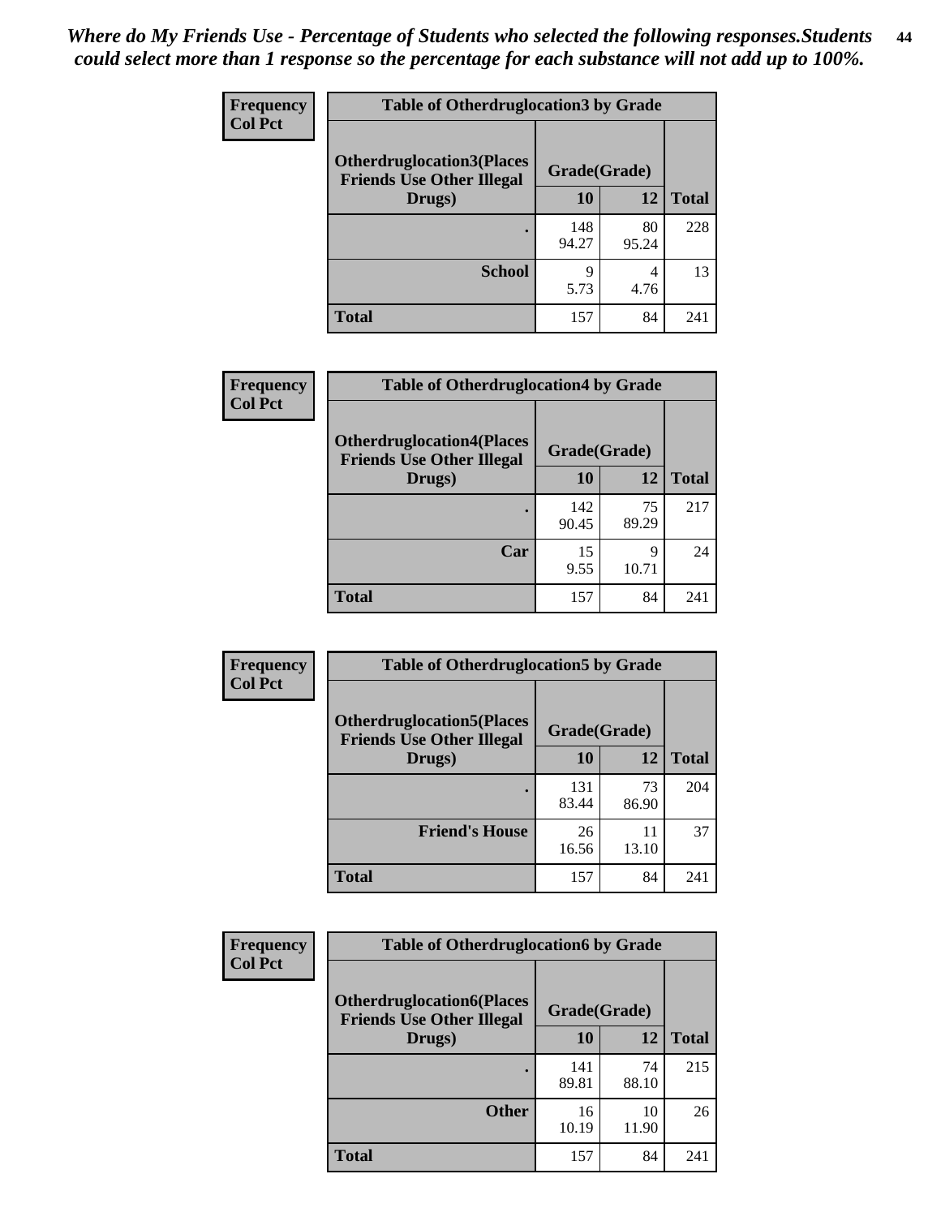*Where do My Friends Use - Percentage of Students who selected the following responses.Students could select more than 1 response so the percentage for each substance will not add up to 100%.*

**Frequency / Col Pct**

| Table of Otherdruglocation3 by Grade | | | |
|---|---|---|---|
| Otherdruglocation3(Places Friends Use Other Illegal Drugs) | Grade(Grade) | | |
| | 10 | 12 | Total |
| . | 148<br>94.27 | 80<br>95.24 | 228 |
| School | 9<br>5.73 | 4<br>4.76 | 13 |
| Total | 157 | 84 | 241 |

**Frequency / Col Pct**

| Table of Otherdruglocation4 by Grade | | | |
|---|---|---|---|
| Otherdruglocation4(Places Friends Use Other Illegal Drugs) | Grade(Grade) | | |
| | 10 | 12 | Total |
| . | 142<br>90.45 | 75<br>89.29 | 217 |
| Car | 15<br>9.55 | 9<br>10.71 | 24 |
| Total | 157 | 84 | 241 |

**Frequency / Col Pct**

| Table of Otherdruglocation5 by Grade | | | |
|---|---|---|---|
| Otherdruglocation5(Places Friends Use Other Illegal Drugs) | Grade(Grade) | | |
| | 10 | 12 | Total |
| . | 131<br>83.44 | 73<br>86.90 | 204 |
| Friend's House | 26<br>16.56 | 11<br>13.10 | 37 |
| Total | 157 | 84 | 241 |

**Frequency / Col Pct**

| Table of Otherdruglocation6 by Grade | | | |
|---|---|---|---|
| Otherdruglocation6(Places Friends Use Other Illegal Drugs) | Grade(Grade) | | |
| | 10 | 12 | Total |
| . | 141<br>89.81 | 74<br>88.10 | 215 |
| Other | 16<br>10.19 | 10<br>11.90 | 26 |
| Total | 157 | 84 | 241 |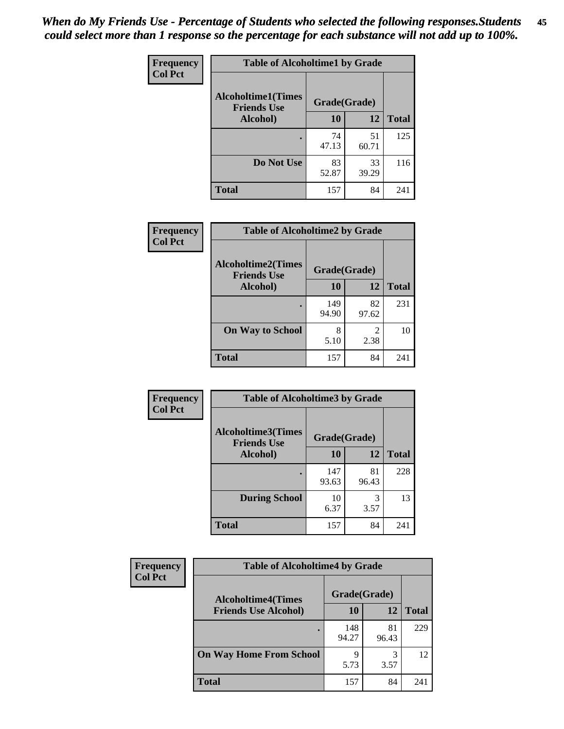*When do My Friends Use - Percentage of Students who selected the following responses.Students could select more than 1 response so the percentage for each substance will not add up to 100%.*

**Frequency**
**Col Pct**

| Table of Alcoholtime1 by Grade | | | |
|---|---|---|---|
| Alcoholtime1(Times Friends Use Alcohol) | Grade(Grade) | | |
| | 10 | 12 | Total |
| . | 74<br>47.13 | 51<br>60.71 | 125 |
| Do Not Use | 83<br>52.87 | 33<br>39.29 | 116 |
| Total | 157 | 84 | 241 |

**Frequency**
**Col Pct**

| Table of Alcoholtime2 by Grade | | | |
|---|---|---|---|
| Alcoholtime2(Times Friends Use Alcohol) | Grade(Grade) | | |
| | 10 | 12 | Total |
| . | 149<br>94.90 | 82<br>97.62 | 231 |
| On Way to School | 8<br>5.10 | 2<br>2.38 | 10 |
| Total | 157 | 84 | 241 |

**Frequency**
**Col Pct**

| Table of Alcoholtime3 by Grade | | | |
|---|---|---|---|
| Alcoholtime3(Times Friends Use Alcohol) | Grade(Grade) | | |
| | 10 | 12 | Total |
| . | 147<br>93.63 | 81<br>96.43 | 228 |
| During School | 10<br>6.37 | 3<br>3.57 | 13 |
| Total | 157 | 84 | 241 |

**Frequency**
**Col Pct**

| Table of Alcoholtime4 by Grade | | | |
|---|---|---|---|
| Alcoholtime4(Times Friends Use Alcohol) | Grade(Grade) | | |
| | 10 | 12 | Total |
| . | 148<br>94.27 | 81<br>96.43 | 229 |
| On Way Home From School | 9<br>5.73 | 3<br>3.57 | 12 |
| Total | 157 | 84 | 241 |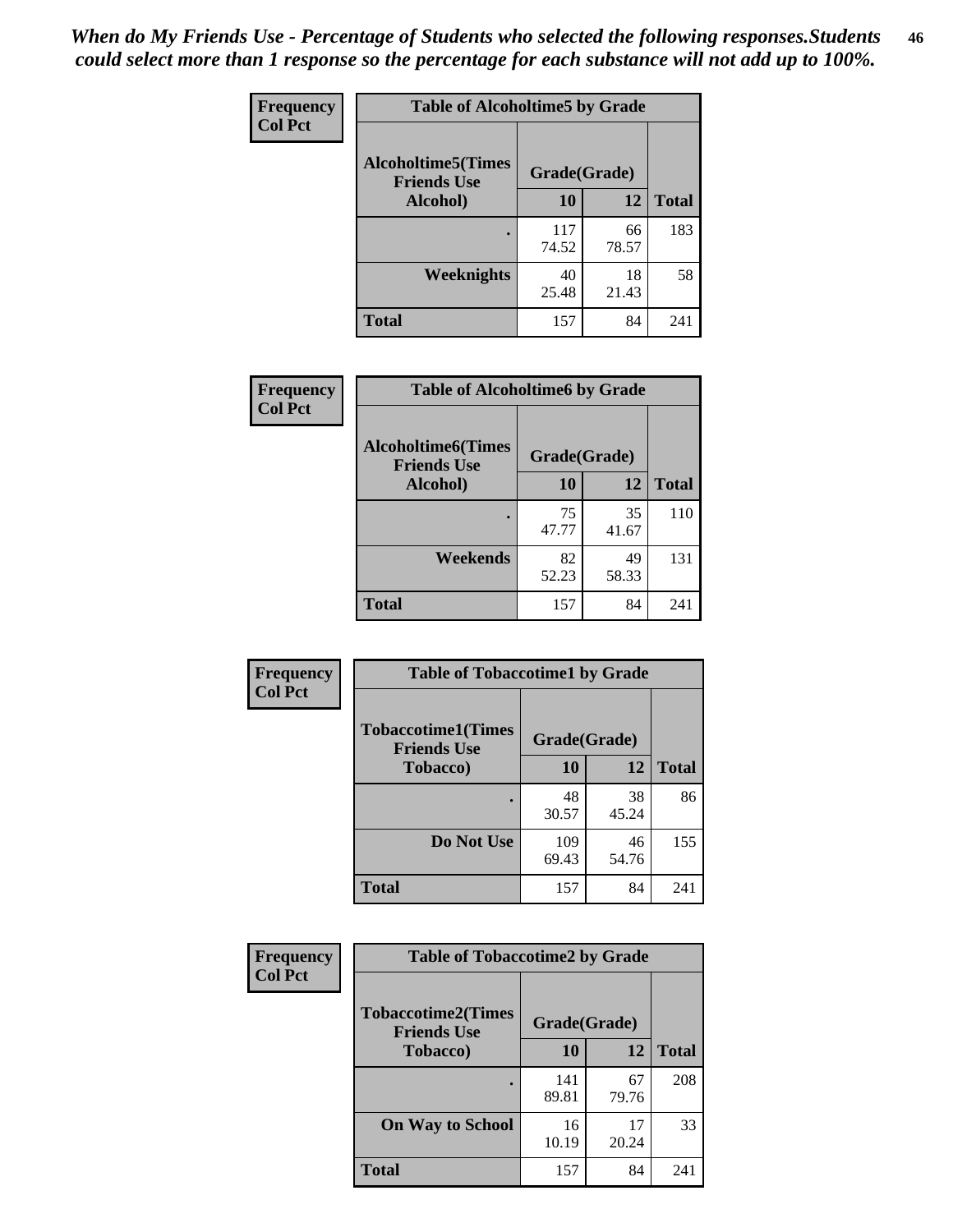*When do My Friends Use - Percentage of Students who selected the following responses.Students could select more than 1 response so the percentage for each substance will not add up to 100%.*

**Frequency**
**Col Pct**

| Table of Alcoholtime5 by Grade | | | |
|---|---|---|---|
| **Alcoholtime5(Times Friends Use Alcohol)** | **Grade(Grade)** | | **Total** |
| | **10** | **12** | |
| **.** | 117<br>74.52 | 66<br>78.57 | 183 |
| **Weeknights** | 40<br>25.48 | 18<br>21.43 | 58 |
| **Total** | 157 | 84 | 241 |

**Frequency**
**Col Pct**

| Table of Alcoholtime6 by Grade | | | |
|---|---|---|---|
| **Alcoholtime6(Times Friends Use Alcohol)** | **Grade(Grade)** | | **Total** |
| | **10** | **12** | |
| **.** | 75<br>47.77 | 35<br>41.67 | 110 |
| **Weekends** | 82<br>52.23 | 49<br>58.33 | 131 |
| **Total** | 157 | 84 | 241 |

**Frequency**
**Col Pct**

| Table of Tobaccotime1 by Grade | | | |
|---|---|---|---|
| **Tobaccotime1(Times Friends Use Tobacco)** | **Grade(Grade)** | | **Total** |
| | **10** | **12** | |
| **.** | 48<br>30.57 | 38<br>45.24 | 86 |
| **Do Not Use** | 109<br>69.43 | 46<br>54.76 | 155 |
| **Total** | 157 | 84 | 241 |

**Frequency**
**Col Pct**

| Table of Tobaccotime2 by Grade | | | |
|---|---|---|---|
| **Tobaccotime2(Times Friends Use Tobacco)** | **Grade(Grade)** | | **Total** |
| | **10** | **12** | |
| **.** | 141<br>89.81 | 67<br>79.76 | 208 |
| **On Way to School** | 16<br>10.19 | 17<br>20.24 | 33 |
| **Total** | 157 | 84 | 241 |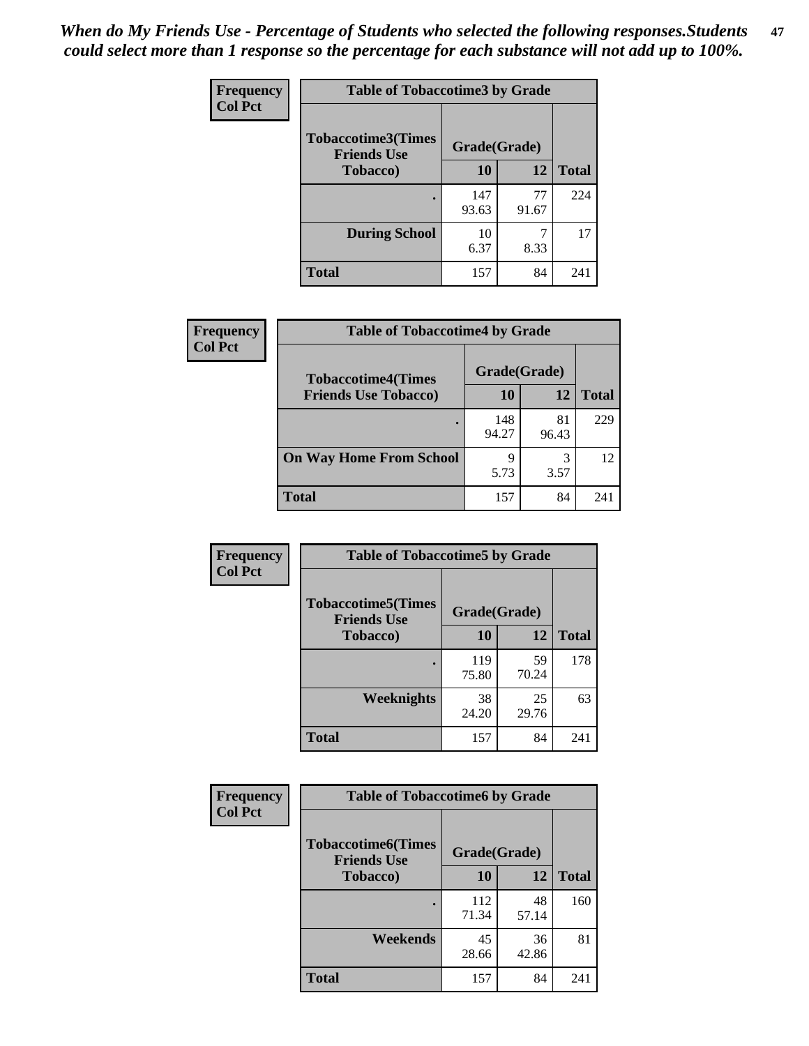*When do My Friends Use - Percentage of Students who selected the following responses.Students could select more than 1 response so the percentage for each substance will not add up to 100%.*

**Frequency**
**Col Pct**

| Table of Tobaccotime3 by Grade | | | |
|---|---|---|---|
| Tobaccotime3(Times Friends Use Tobacco) | Grade(Grade) | | |
| | 10 | 12 | Total |
| . | 147<br>93.63 | 77<br>91.67 | 224 |
| During School | 10<br>6.37 | 7<br>8.33 | 17 |
| Total | 157 | 84 | 241 |

**Frequency**
**Col Pct**

| Table of Tobaccotime4 by Grade | | | |
|---|---|---|---|
| Tobaccotime4(Times Friends Use Tobacco) | Grade(Grade) | | |
| | 10 | 12 | Total |
| . | 148<br>94.27 | 81<br>96.43 | 229 |
| On Way Home From School | 9<br>5.73 | 3<br>3.57 | 12 |
| Total | 157 | 84 | 241 |

**Frequency**
**Col Pct**

| Table of Tobaccotime5 by Grade | | | |
|---|---|---|---|
| Tobaccotime5(Times Friends Use Tobacco) | Grade(Grade) | | |
| | 10 | 12 | Total |
| . | 119<br>75.80 | 59<br>70.24 | 178 |
| Weeknights | 38<br>24.20 | 25<br>29.76 | 63 |
| Total | 157 | 84 | 241 |

**Frequency**
**Col Pct**

| Table of Tobaccotime6 by Grade | | | |
|---|---|---|---|
| Tobaccotime6(Times Friends Use Tobacco) | Grade(Grade) | | |
| | 10 | 12 | Total |
| . | 112<br>71.34 | 48<br>57.14 | 160 |
| Weekends | 45<br>28.66 | 36<br>42.86 | 81 |
| Total | 157 | 84 | 241 |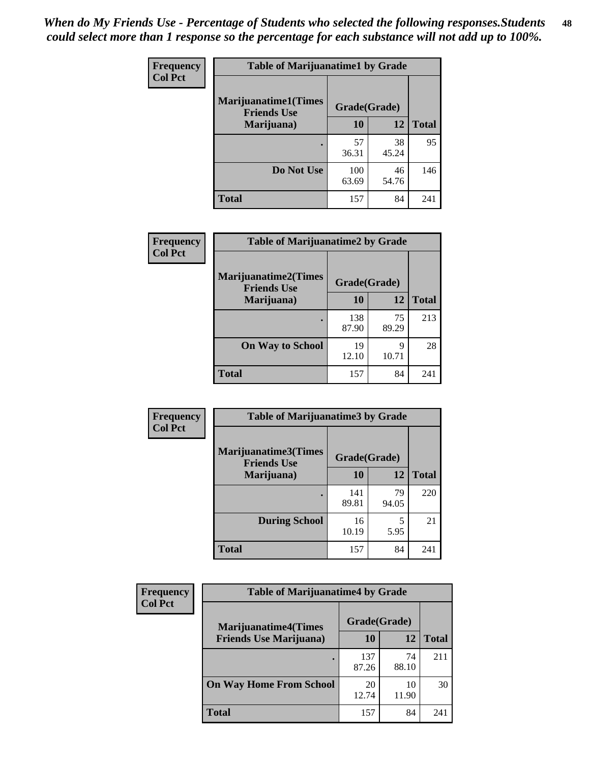*When do My Friends Use - Percentage of Students who selected the following responses.Students could select more than 1 response so the percentage for each substance will not add up to 100%.*

**Frequency**
**Col Pct**

| Table of Marijuanatime1 by Grade | | | |
|---|---|---|---|
| **Marijuanatime1(Times Friends Use Marijuana)** | **Grade(Grade)** | | |
| | **10** | **12** | **Total** |
| **.** | 57<br>36.31 | 38<br>45.24 | 95 |
| **Do Not Use** | 100<br>63.69 | 46<br>54.76 | 146 |
| **Total** | 157 | 84 | 241 |

**Frequency**
**Col Pct**

| Table of Marijuanatime2 by Grade | | | |
|---|---|---|---|
| **Marijuanatime2(Times Friends Use Marijuana)** | **Grade(Grade)** | | |
| | **10** | **12** | **Total** |
| **.** | 138<br>87.90 | 75<br>89.29 | 213 |
| **On Way to School** | 19<br>12.10 | 9<br>10.71 | 28 |
| **Total** | 157 | 84 | 241 |

**Frequency**
**Col Pct**

| Table of Marijuanatime3 by Grade | | | |
|---|---|---|---|
| **Marijuanatime3(Times Friends Use Marijuana)** | **Grade(Grade)** | | |
| | **10** | **12** | **Total** |
| **.** | 141<br>89.81 | 79<br>94.05 | 220 |
| **During School** | 16<br>10.19 | 5<br>5.95 | 21 |
| **Total** | 157 | 84 | 241 |

**Frequency**
**Col Pct**

| Table of Marijuanatime4 by Grade | | | |
|---|---|---|---|
| **Marijuanatime4(Times Friends Use Marijuana)** | **Grade(Grade)** | | |
| | **10** | **12** | **Total** |
| **.** | 137<br>87.26 | 74<br>88.10 | 211 |
| **On Way Home From School** | 20<br>12.74 | 10<br>11.90 | 30 |
| **Total** | 157 | 84 | 241 |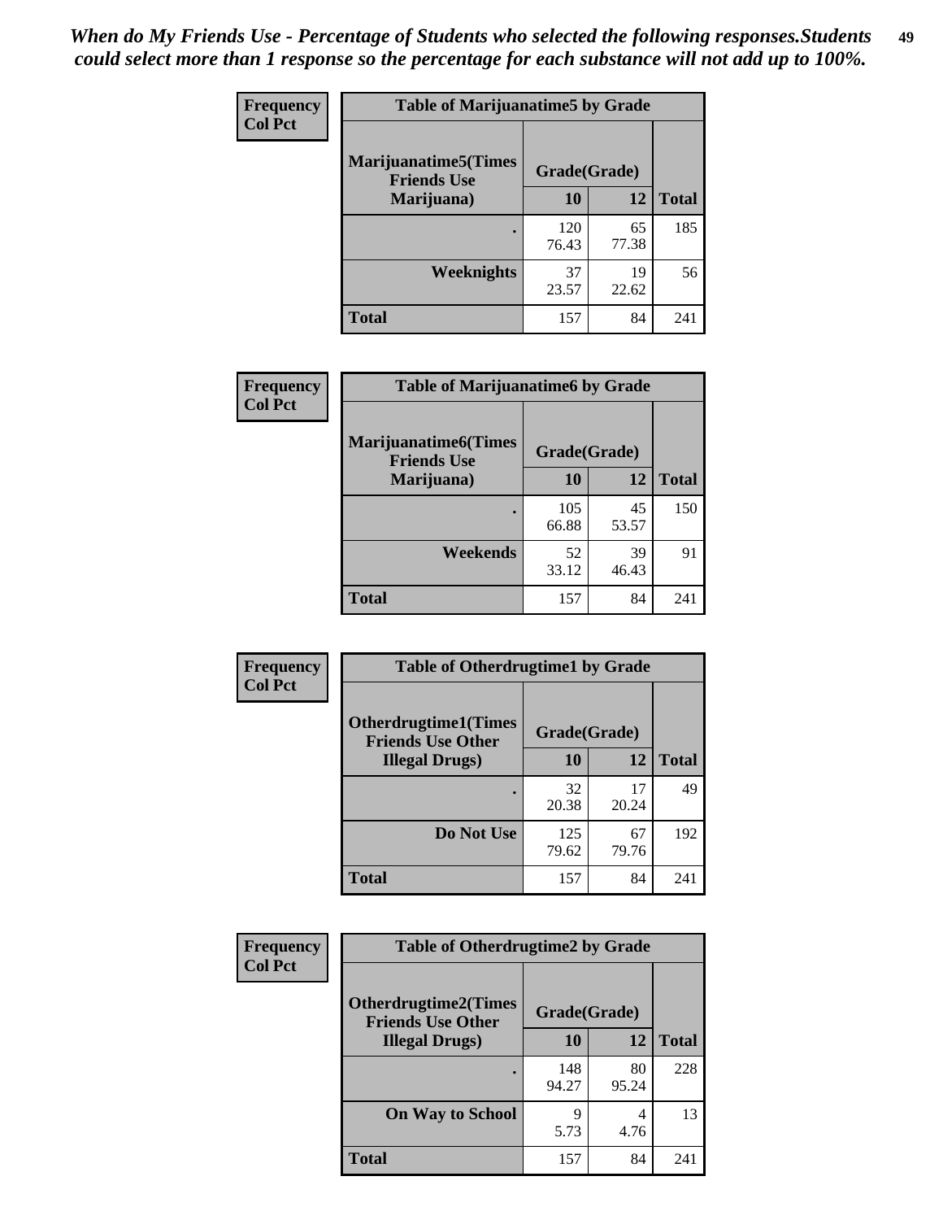*When do My Friends Use - Percentage of Students who selected the following responses.Students could select more than 1 response so the percentage for each substance will not add up to 100%.*

**Frequency**
**Col Pct**

| Table of Marijuanatime5 by Grade | | | |
|---|---|---|---|
| **Marijuanatime5(Times Friends Use Marijuana)** | **Grade(Grade)** | | |
| | **10** | **12** | **Total** |
| **.** | 120<br>76.43 | 65<br>77.38 | 185 |
| **Weeknights** | 37<br>23.57 | 19<br>22.62 | 56 |
| **Total** | 157 | 84 | 241 |

**Frequency**
**Col Pct**

| Table of Marijuanatime6 by Grade | | | |
|---|---|---|---|
| **Marijuanatime6(Times Friends Use Marijuana)** | **Grade(Grade)** | | |
| | **10** | **12** | **Total** |
| **.** | 105<br>66.88 | 45<br>53.57 | 150 |
| **Weekends** | 52<br>33.12 | 39<br>46.43 | 91 |
| **Total** | 157 | 84 | 241 |

**Frequency**
**Col Pct**

| Table of Otherdrugtime1 by Grade | | | |
|---|---|---|---|
| **Otherdrugtime1(Times Friends Use Other Illegal Drugs)** | **Grade(Grade)** | | |
| | **10** | **12** | **Total** |
| **.** | 32<br>20.38 | 17<br>20.24 | 49 |
| **Do Not Use** | 125<br>79.62 | 67<br>79.76 | 192 |
| **Total** | 157 | 84 | 241 |

**Frequency**
**Col Pct**

| Table of Otherdrugtime2 by Grade | | | |
|---|---|---|---|
| **Otherdrugtime2(Times Friends Use Other Illegal Drugs)** | **Grade(Grade)** | | |
| | **10** | **12** | **Total** |
| **.** | 148<br>94.27 | 80<br>95.24 | 228 |
| **On Way to School** | 9<br>5.73 | 4<br>4.76 | 13 |
| **Total** | 157 | 84 | 241 |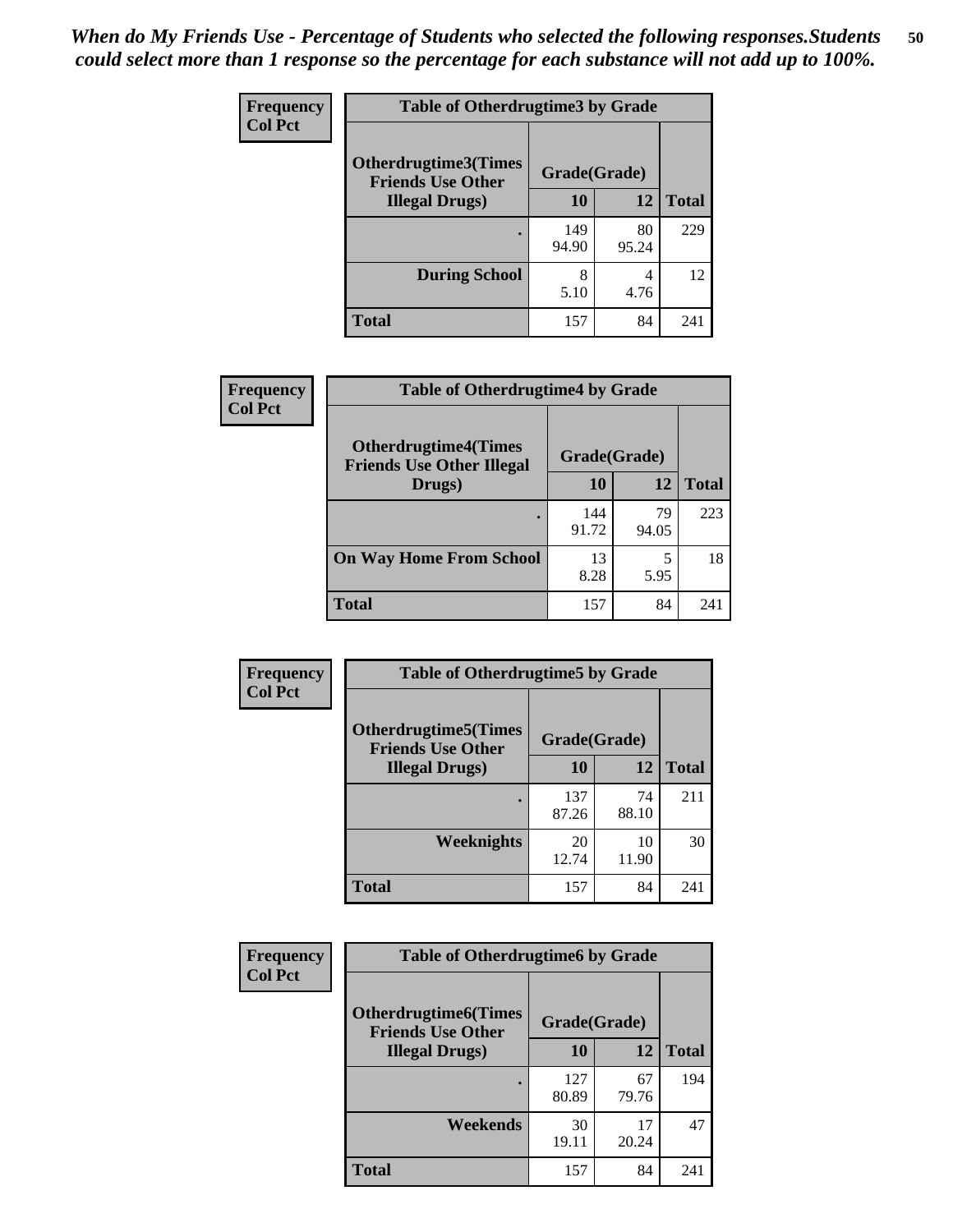*When do My Friends Use - Percentage of Students who selected the following responses.Students could select more than 1 response so the percentage for each substance will not add up to 100%.*

**Frequency**
**Col Pct**

| Table of Otherdrugtime3 by Grade | | | |
|---|---|---|---|
| **Otherdrugtime3(Times Friends Use Other Illegal Drugs)** | **Grade(Grade)** | | |
| | **10** | **12** | **Total** |
| . | 149<br>94.90 | 80<br>95.24 | 229 |
| **During School** | 8<br>5.10 | 4<br>4.76 | 12 |
| **Total** | 157 | 84 | 241 |

**Frequency**
**Col Pct**

| Table of Otherdrugtime4 by Grade | | | |
|---|---|---|---|
| **Otherdrugtime4(Times Friends Use Other Illegal Drugs)** | **Grade(Grade)** | | |
| | **10** | **12** | **Total** |
| . | 144<br>91.72 | 79<br>94.05 | 223 |
| **On Way Home From School** | 13<br>8.28 | 5<br>5.95 | 18 |
| **Total** | 157 | 84 | 241 |

**Frequency**
**Col Pct**

| Table of Otherdrugtime5 by Grade | | | |
|---|---|---|---|
| **Otherdrugtime5(Times Friends Use Other Illegal Drugs)** | **Grade(Grade)** | | |
| | **10** | **12** | **Total** |
| . | 137<br>87.26 | 74<br>88.10 | 211 |
| **Weeknights** | 20<br>12.74 | 10<br>11.90 | 30 |
| **Total** | 157 | 84 | 241 |

**Frequency**
**Col Pct**

| Table of Otherdrugtime6 by Grade | | | |
|---|---|---|---|
| **Otherdrugtime6(Times Friends Use Other Illegal Drugs)** | **Grade(Grade)** | | |
| | **10** | **12** | **Total** |
| . | 127<br>80.89 | 67<br>79.76 | 194 |
| **Weekends** | 30<br>19.11 | 17<br>20.24 | 47 |
| **Total** | 157 | 84 | 241 |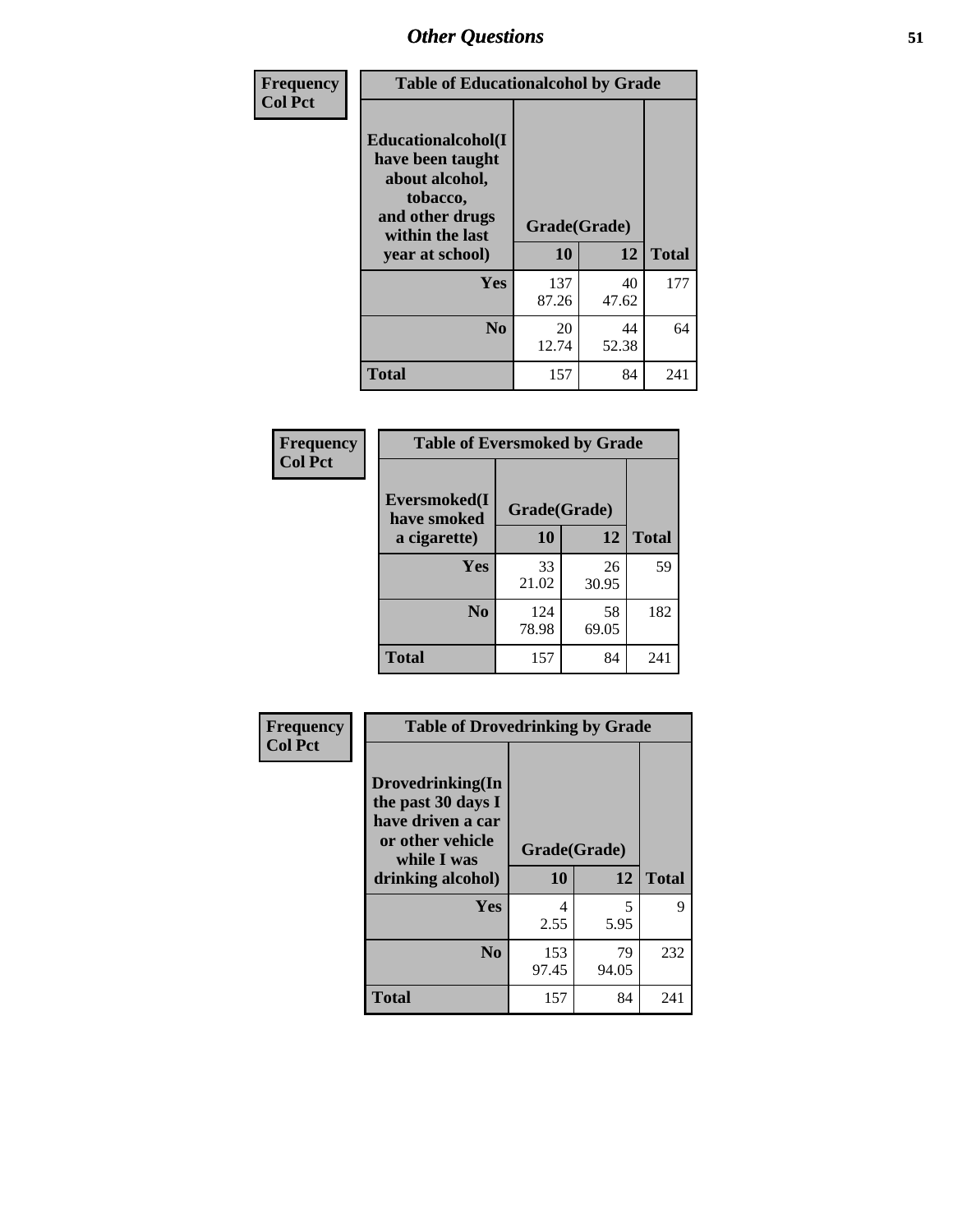# Other Questions

**Frequency / Col Pct**

| Table of Educationalcohol by Grade | | | |
|---|---|---|---|
| Educationalcohol(I have been taught about alcohol, tobacco, and other drugs within the last year at school) | Grade(Grade) | | |
| | 10 | 12 | Total |
| Yes | 137<br>87.26 | 40<br>47.62 | 177 |
| No | 20<br>12.74 | 44<br>52.38 | 64 |
| Total | 157 | 84 | 241 |

**Frequency / Col Pct**

| Table of Eversmoked by Grade | | | |
|---|---|---|---|
| Eversmoked(I have smoked a cigarette) | Grade(Grade) | | |
| | 10 | 12 | Total |
| Yes | 33<br>21.02 | 26<br>30.95 | 59 |
| No | 124<br>78.98 | 58<br>69.05 | 182 |
| Total | 157 | 84 | 241 |

**Frequency / Col Pct**

| Table of Drovedrinking by Grade | | | |
|---|---|---|---|
| Drovedrinking(In the past 30 days I have driven a car or other vehicle while I was drinking alcohol) | Grade(Grade) | | |
| | 10 | 12 | Total |
| Yes | 4<br>2.55 | 5<br>5.95 | 9 |
| No | 153<br>97.45 | 79<br>94.05 | 232 |
| Total | 157 | 84 | 241 |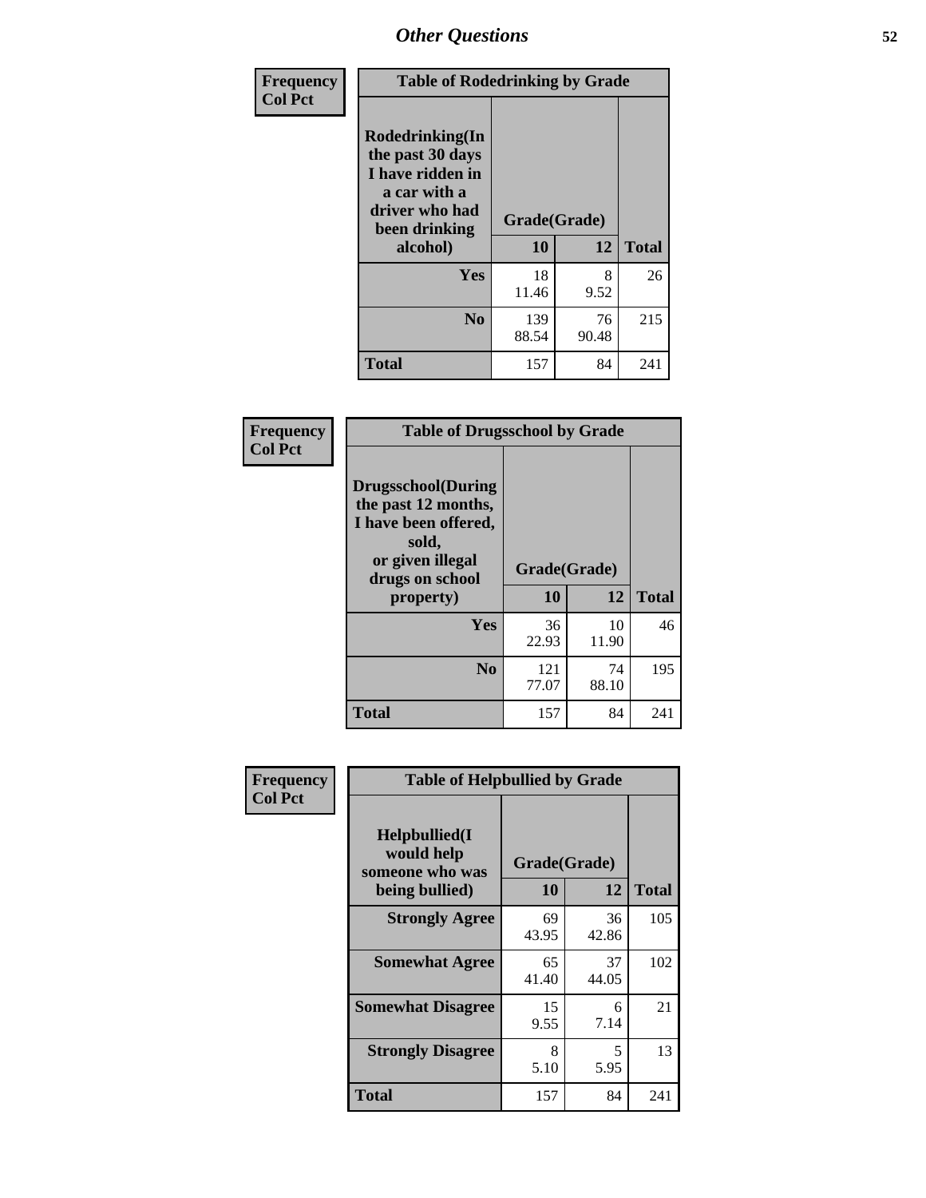# Other Questions

**Frequency**
**Col Pct**

| Table of Rodedrinking by Grade | | | |
|---|---|---|---|
| **Rodedrinking(In the past 30 days I have ridden in a car with a driver who had been drinking alcohol)** | **Grade(Grade)** | | |
| | **10** | **12** | **Total** |
| **Yes** | 18<br>11.46 | 8<br>9.52 | 26 |
| **No** | 139<br>88.54 | 76<br>90.48 | 215 |
| **Total** | 157 | 84 | 241 |

**Frequency**
**Col Pct**

| Table of Drugsschool by Grade | | | |
|---|---|---|---|
| **Drugsschool(During the past 12 months, I have been offered, sold, or given illegal drugs on school property)** | **Grade(Grade)** | | |
| | **10** | **12** | **Total** |
| **Yes** | 36<br>22.93 | 10<br>11.90 | 46 |
| **No** | 121<br>77.07 | 74<br>88.10 | 195 |
| **Total** | 157 | 84 | 241 |

**Frequency**
**Col Pct**

| Table of Helpbullied by Grade | | | |
|---|---|---|---|
| **Helpbullied(I would help someone who was being bullied)** | **Grade(Grade)** | | |
| | **10** | **12** | **Total** |
| **Strongly Agree** | 69<br>43.95 | 36<br>42.86 | 105 |
| **Somewhat Agree** | 65<br>41.40 | 37<br>44.05 | 102 |
| **Somewhat Disagree** | 15<br>9.55 | 6<br>7.14 | 21 |
| **Strongly Disagree** | 8<br>5.10 | 5<br>5.95 | 13 |
| **Total** | 157 | 84 | 241 |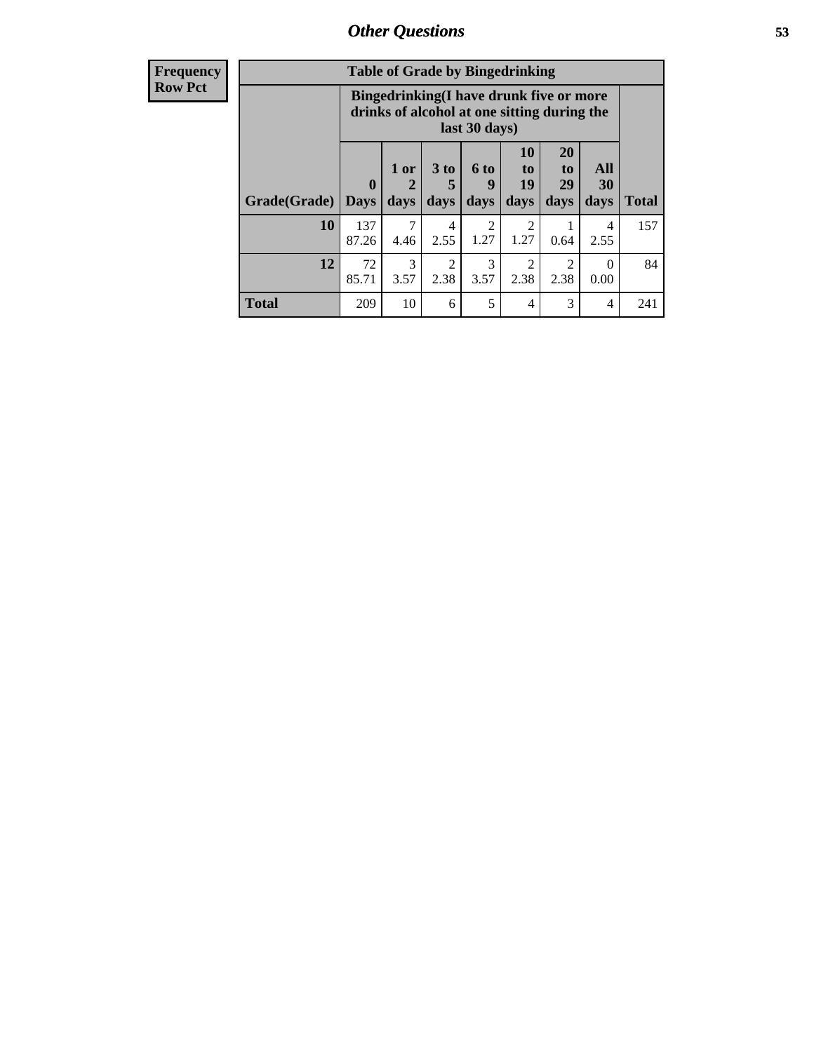| Frequency Row Pct |
|---|

**Table of Grade by Bingedrinking**

| Grade(Grade) | Bingedrinking(I have drunk five or more drinks of alcohol at one sitting during the last 30 days) | | | | | | | Total |
|---|---|---|---|---|---|---|---|---|
| | 0 Days | 1 or 2 days | 3 to 5 days | 6 to 9 days | 10 to 19 days | 20 to 29 days | All 30 days | |
| 10 | 137<br>87.26 | 7<br>4.46 | 4<br>2.55 | 2<br>1.27 | 2<br>1.27 | 1<br>0.64 | 4<br>2.55 | 157 |
| 12 | 72<br>85.71 | 3<br>3.57 | 2<br>2.38 | 3<br>3.57 | 2<br>2.38 | 2<br>2.38 | 0<br>0.00 | 84 |
| Total | 209 | 10 | 6 | 5 | 4 | 3 | 4 | 241 |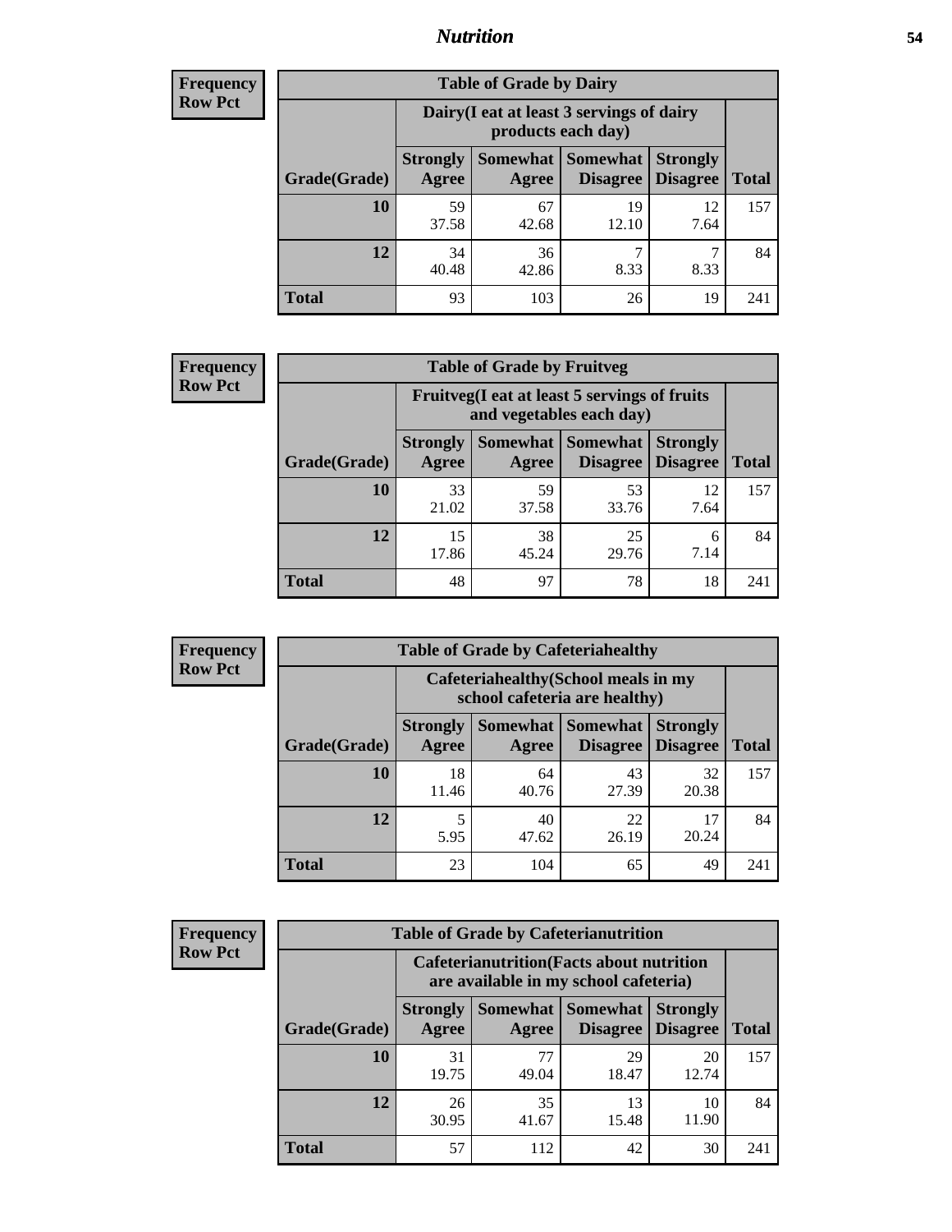# Nutrition

**Frequency**
**Row Pct**

| Table of Grade by Dairy | | | | | |
|---|---|---|---|---|---|
| | Dairy(I eat at least 3 servings of dairy products each day) | | | | |
| Grade(Grade) | Strongly Agree | Somewhat Agree | Somewhat Disagree | Strongly Disagree | Total |
| 10 | 59<br>37.58 | 67<br>42.68 | 19<br>12.10 | 12<br>7.64 | 157 |
| 12 | 34<br>40.48 | 36<br>42.86 | 7<br>8.33 | 7<br>8.33 | 84 |
| Total | 93 | 103 | 26 | 19 | 241 |

**Frequency**
**Row Pct**

| Table of Grade by Fruitveg | | | | | |
|---|---|---|---|---|---|
| | Fruitveg(I eat at least 5 servings of fruits and vegetables each day) | | | | |
| Grade(Grade) | Strongly Agree | Somewhat Agree | Somewhat Disagree | Strongly Disagree | Total |
| 10 | 33<br>21.02 | 59<br>37.58 | 53<br>33.76 | 12<br>7.64 | 157 |
| 12 | 15<br>17.86 | 38<br>45.24 | 25<br>29.76 | 6<br>7.14 | 84 |
| Total | 48 | 97 | 78 | 18 | 241 |

**Frequency**
**Row Pct**

| Table of Grade by Cafeteriahealthy | | | | | |
|---|---|---|---|---|---|
| | Cafeteriahealthy(School meals in my school cafeteria are healthy) | | | | |
| Grade(Grade) | Strongly Agree | Somewhat Agree | Somewhat Disagree | Strongly Disagree | Total |
| 10 | 18<br>11.46 | 64<br>40.76 | 43<br>27.39 | 32<br>20.38 | 157 |
| 12 | 5<br>5.95 | 40<br>47.62 | 22<br>26.19 | 17<br>20.24 | 84 |
| Total | 23 | 104 | 65 | 49 | 241 |

**Frequency**
**Row Pct**

| Table of Grade by Cafeterianutrition | | | | | |
|---|---|---|---|---|---|
| | Cafeterianutrition(Facts about nutrition are available in my school cafeteria) | | | | |
| Grade(Grade) | Strongly Agree | Somewhat Agree | Somewhat Disagree | Strongly Disagree | Total |
| 10 | 31<br>19.75 | 77<br>49.04 | 29<br>18.47 | 20<br>12.74 | 157 |
| 12 | 26<br>30.95 | 35<br>41.67 | 13<br>15.48 | 10<br>11.90 | 84 |
| Total | 57 | 112 | 42 | 30 | 241 |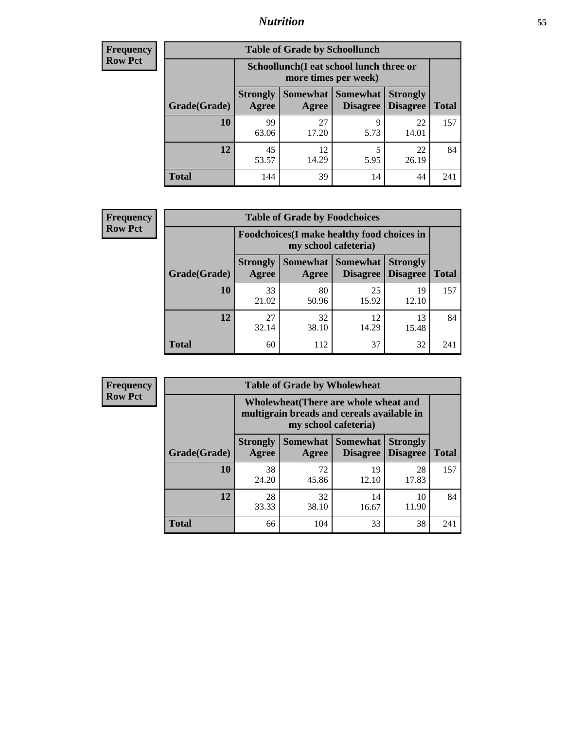**Frequency**
**Row Pct**

| Table of Grade by Schoollunch | | | | | |
|---|---|---|---|---|---|
| | Schoollunch(I eat school lunch three or more times per week) | | | | |
| Grade(Grade) | Strongly Agree | Somewhat Agree | Somewhat Disagree | Strongly Disagree | Total |
| **10** | 99<br>63.06 | 27<br>17.20 | 9<br>5.73 | 22<br>14.01 | 157 |
| **12** | 45<br>53.57 | 12<br>14.29 | 5<br>5.95 | 22<br>26.19 | 84 |
| **Total** | 144 | 39 | 14 | 44 | 241 |

**Frequency**
**Row Pct**

| Table of Grade by Foodchoices | | | | | |
|---|---|---|---|---|---|
| | Foodchoices(I make healthy food choices in my school cafeteria) | | | | |
| Grade(Grade) | Strongly Agree | Somewhat Agree | Somewhat Disagree | Strongly Disagree | Total |
| **10** | 33<br>21.02 | 80<br>50.96 | 25<br>15.92 | 19<br>12.10 | 157 |
| **12** | 27<br>32.14 | 32<br>38.10 | 12<br>14.29 | 13<br>15.48 | 84 |
| **Total** | 60 | 112 | 37 | 32 | 241 |

**Frequency**
**Row Pct**

| Table of Grade by Wholewheat | | | | | |
|---|---|---|---|---|---|
| | Wholewheat(There are whole wheat and multigrain breads and cereals available in my school cafeteria) | | | | |
| Grade(Grade) | Strongly Agree | Somewhat Agree | Somewhat Disagree | Strongly Disagree | Total |
| **10** | 38<br>24.20 | 72<br>45.86 | 19<br>12.10 | 28<br>17.83 | 157 |
| **12** | 28<br>33.33 | 32<br>38.10 | 14<br>16.67 | 10<br>11.90 | 84 |
| **Total** | 66 | 104 | 33 | 38 | 241 |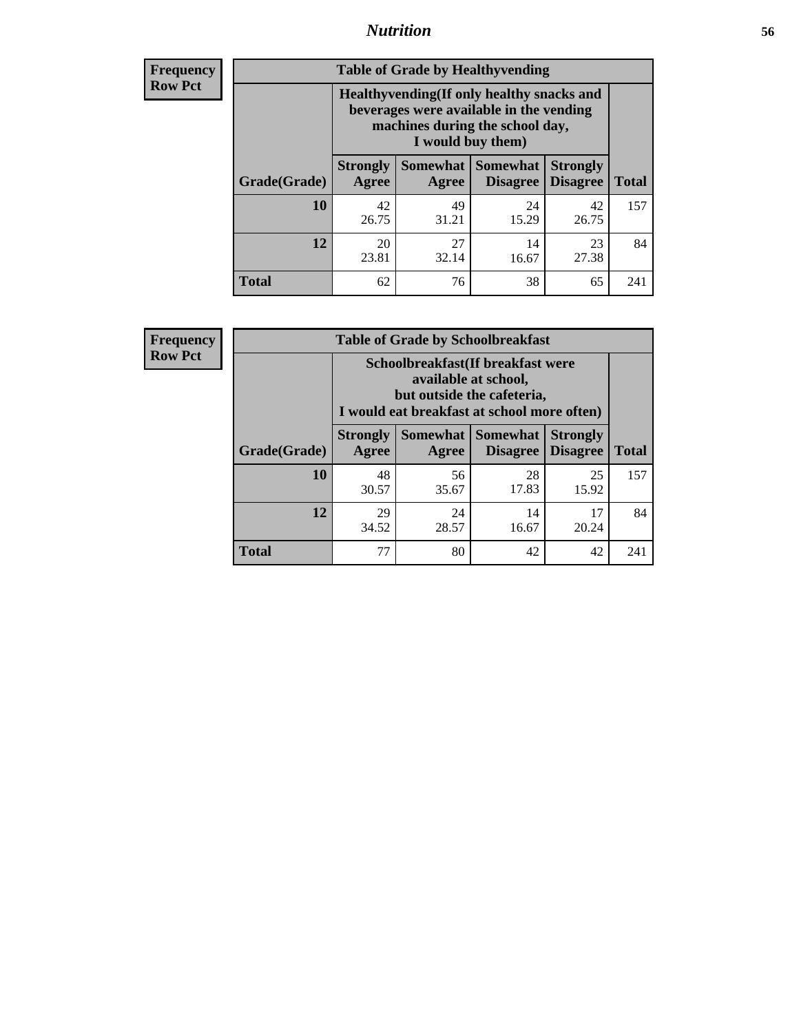| Frequency Row Pct |
|---|

**Table of Grade by Healthyvending**

| Grade(Grade) | Healthyvending(If only healthy snacks and beverages were available in the vending machines during the school day, I would buy them) | | | | Total |
|---|---|---|---|---|---|
| | Strongly Agree | Somewhat Agree | Somewhat Disagree | Strongly Disagree | |
| 10 | 42<br>26.75 | 49<br>31.21 | 24<br>15.29 | 42<br>26.75 | 157 |
| 12 | 20<br>23.81 | 27<br>32.14 | 14<br>16.67 | 23<br>27.38 | 84 |
| Total | 62 | 76 | 38 | 65 | 241 |

| Frequency Row Pct |
|---|

**Table of Grade by Schoolbreakfast**

| Grade(Grade) | Schoolbreakfast(If breakfast were available at school, but outside the cafeteria, I would eat breakfast at school more often) | | | | Total |
|---|---|---|---|---|---|
| | Strongly Agree | Somewhat Agree | Somewhat Disagree | Strongly Disagree | |
| 10 | 48<br>30.57 | 56<br>35.67 | 28<br>17.83 | 25<br>15.92 | 157 |
| 12 | 29<br>34.52 | 24<br>28.57 | 14<br>16.67 | 17<br>20.24 | 84 |
| Total | 77 | 80 | 42 | 42 | 241 |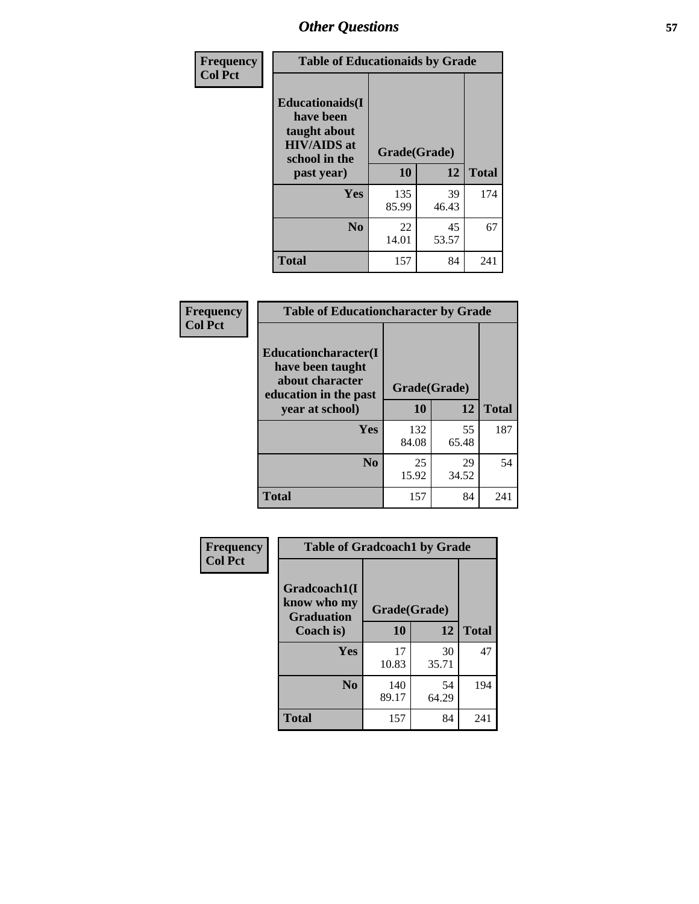| Frequency Col Pct | | | |
|---|---|---|---|

**Table of Educationaids by Grade**

| Educationaids(I have been taught about HIV/AIDS at school in the past year) | Grade(Grade) 10 | 12 | Total |
|---|---|---|---|
| Yes | 135<br>85.99 | 39<br>46.43 | 174 |
| No | 22<br>14.01 | 45<br>53.57 | 67 |
| Total | 157 | 84 | 241 |

| Frequency Col Pct | | | |
|---|---|---|---|

**Table of Educationcharacter by Grade**

| Educationcharacter(I have been taught about character education in the past year at school) | Grade(Grade) 10 | 12 | Total |
|---|---|---|---|
| Yes | 132<br>84.08 | 55<br>65.48 | 187 |
| No | 25<br>15.92 | 29<br>34.52 | 54 |
| Total | 157 | 84 | 241 |

| Frequency Col Pct | | | |
|---|---|---|---|

**Table of Gradcoach1 by Grade**

| Gradcoach1(I know who my Graduation Coach is) | Grade(Grade) 10 | 12 | Total |
|---|---|---|---|
| Yes | 17<br>10.83 | 30<br>35.71 | 47 |
| No | 140<br>89.17 | 54<br>64.29 | 194 |
| Total | 157 | 84 | 241 |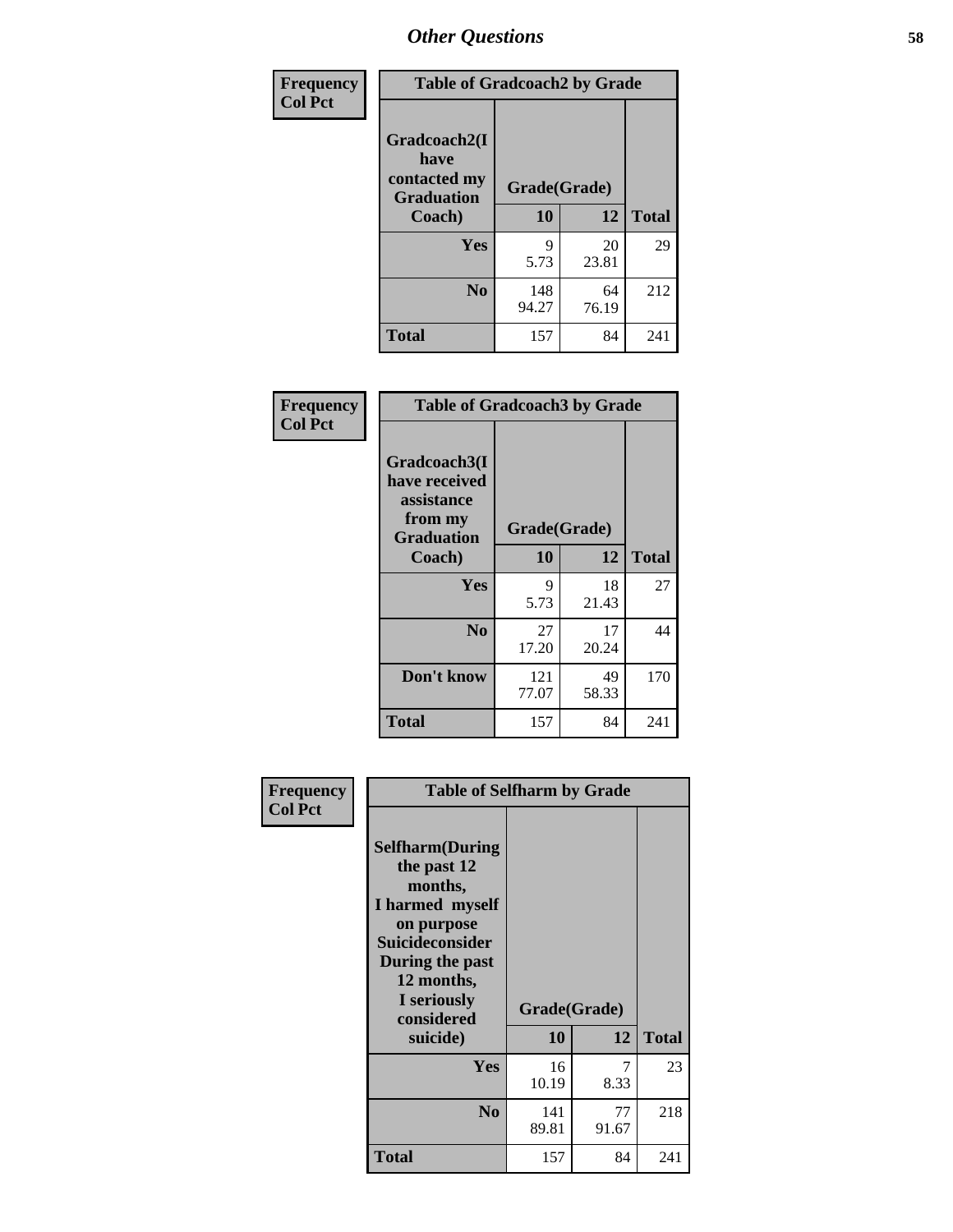# Other Questions

**Frequency**
**Col Pct**

| Table of Gradcoach2 by Grade | | | |
|---|---|---|---|
| Gradcoach2(I have contacted my Graduation Coach) | Grade(Grade) | | |
| | 10 | 12 | Total |
| Yes | 9<br>5.73 | 20<br>23.81 | 29 |
| No | 148<br>94.27 | 64<br>76.19 | 212 |
| Total | 157 | 84 | 241 |

**Frequency**
**Col Pct**

| Table of Gradcoach3 by Grade | | | |
|---|---|---|---|
| Gradcoach3(I have received assistance from my Graduation Coach) | Grade(Grade) | | |
| | 10 | 12 | Total |
| Yes | 9<br>5.73 | 18<br>21.43 | 27 |
| No | 27<br>17.20 | 17<br>20.24 | 44 |
| Don't know | 121<br>77.07 | 49<br>58.33 | 170 |
| Total | 157 | 84 | 241 |

**Frequency**
**Col Pct**

| Table of Selfharm by Grade | | | |
|---|---|---|---|
| Selfharm(During the past 12 months, I harmed myself on purpose Suicideconsider During the past 12 months, I seriously considered suicide) | Grade(Grade) | | |
| | 10 | 12 | Total |
| Yes | 16<br>10.19 | 7<br>8.33 | 23 |
| No | 141<br>89.81 | 77<br>91.67 | 218 |
| Total | 157 | 84 | 241 |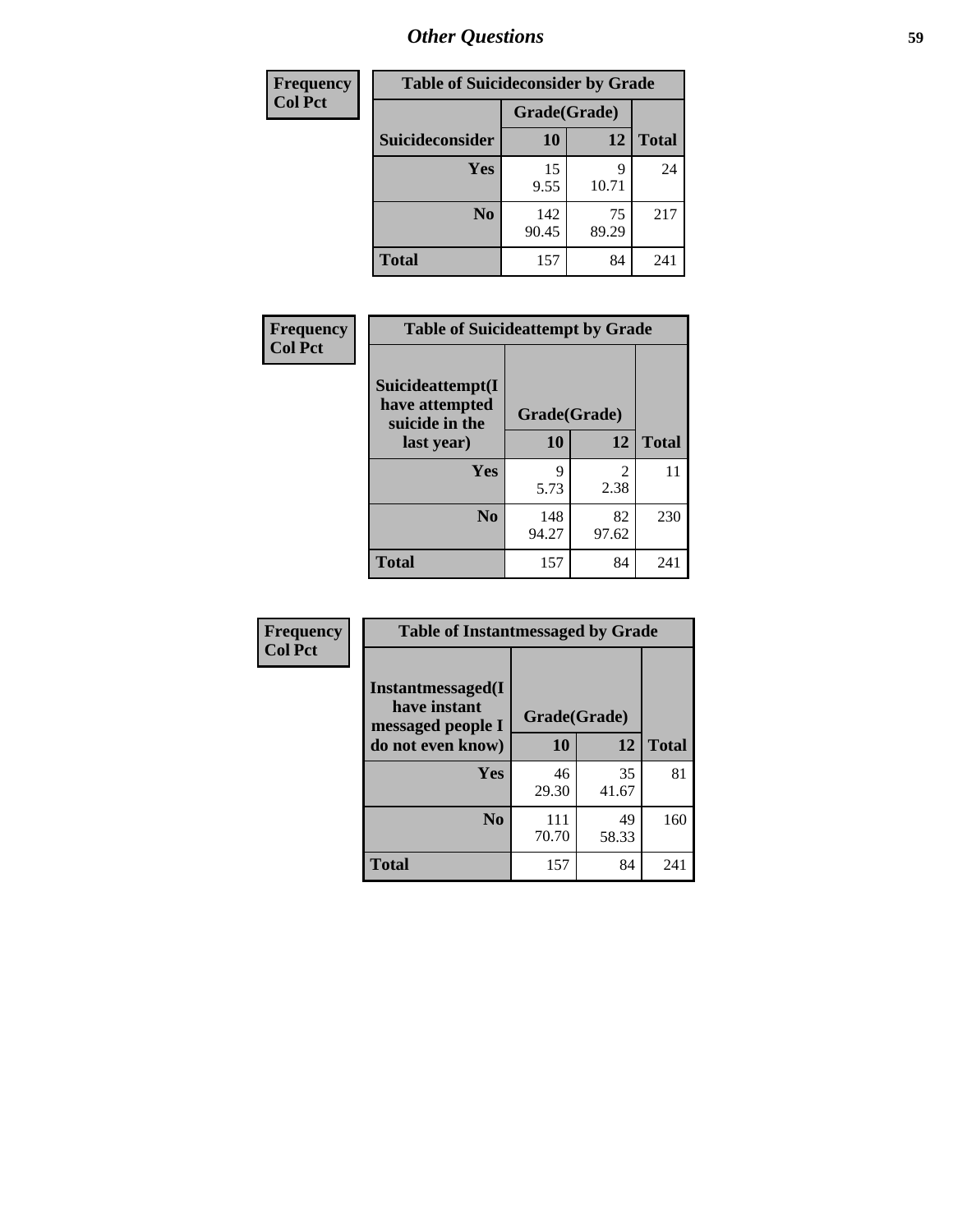# Other Questions

| Frequency<br>Col Pct | Table of Suicideconsider by Grade | | |
|---|---|---|---|
| | Grade(Grade) | | |
| Suicideconsider | 10 | 12 | Total |
| Yes | 15<br>9.55 | 9<br>10.71 | 24 |
| No | 142<br>90.45 | 75<br>89.29 | 217 |
| Total | 157 | 84 | 241 |

| Frequency<br>Col Pct | Table of Suicideattempt by Grade | | |
|---|---|---|---|
| Suicideattempt(I have attempted suicide in the last year) | Grade(Grade) | | |
| | 10 | 12 | Total |
| Yes | 9<br>5.73 | 2<br>2.38 | 11 |
| No | 148<br>94.27 | 82<br>97.62 | 230 |
| Total | 157 | 84 | 241 |

| Frequency<br>Col Pct | Table of Instantmessaged by Grade | | |
|---|---|---|---|
| Instantmessaged(I have instant messaged people I do not even know) | Grade(Grade) | | |
| | 10 | 12 | Total |
| Yes | 46<br>29.30 | 35<br>41.67 | 81 |
| No | 111<br>70.70 | 49<br>58.33 | 160 |
| Total | 157 | 84 | 241 |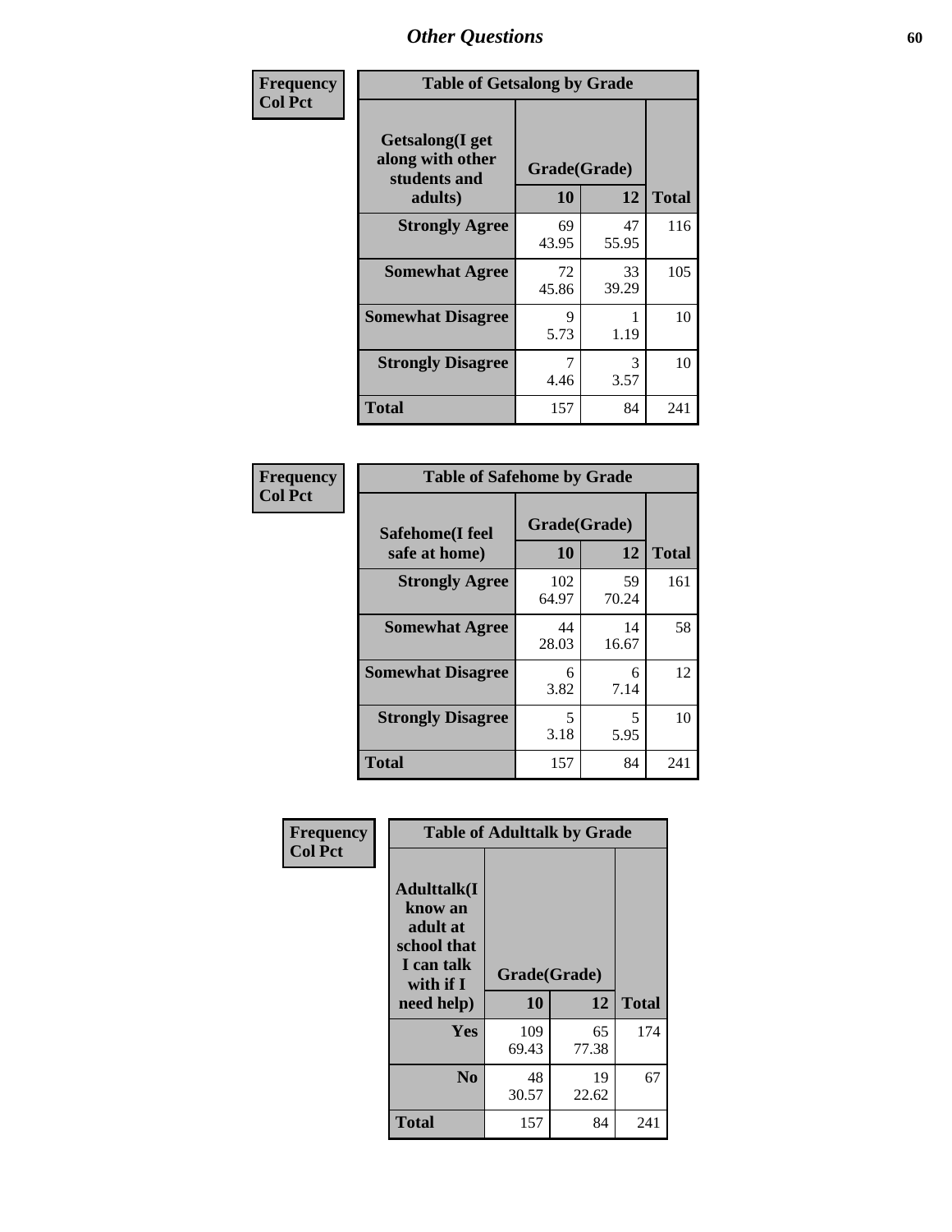| Frequency Col Pct | Table of Getsalong by Grade | | |
|---|---|---|---|
| Getsalong(I get along with other students and adults) | Grade(Grade) | | |
| | 10 | 12 | Total |
| Strongly Agree | 69<br>43.95 | 47<br>55.95 | 116 |
| Somewhat Agree | 72<br>45.86 | 33<br>39.29 | 105 |
| Somewhat Disagree | 9<br>5.73 | 1<br>1.19 | 10 |
| Strongly Disagree | 7<br>4.46 | 3<br>3.57 | 10 |
| Total | 157 | 84 | 241 |

| Frequency Col Pct | Table of Safehome by Grade | | |
|---|---|---|---|
| Safehome(I feel safe at home) | Grade(Grade) | | |
| | 10 | 12 | Total |
| Strongly Agree | 102<br>64.97 | 59<br>70.24 | 161 |
| Somewhat Agree | 44<br>28.03 | 14<br>16.67 | 58 |
| Somewhat Disagree | 6<br>3.82 | 6<br>7.14 | 12 |
| Strongly Disagree | 5<br>3.18 | 5<br>5.95 | 10 |
| Total | 157 | 84 | 241 |

| Frequency Col Pct | Table of Adulttalk by Grade | | |
|---|---|---|---|
| Adulttalk(I know an adult at school that I can talk with if I need help) | Grade(Grade) | | |
| | 10 | 12 | Total |
| Yes | 109<br>69.43 | 65<br>77.38 | 174 |
| No | 48<br>30.57 | 19<br>22.62 | 67 |
| Total | 157 | 84 | 241 |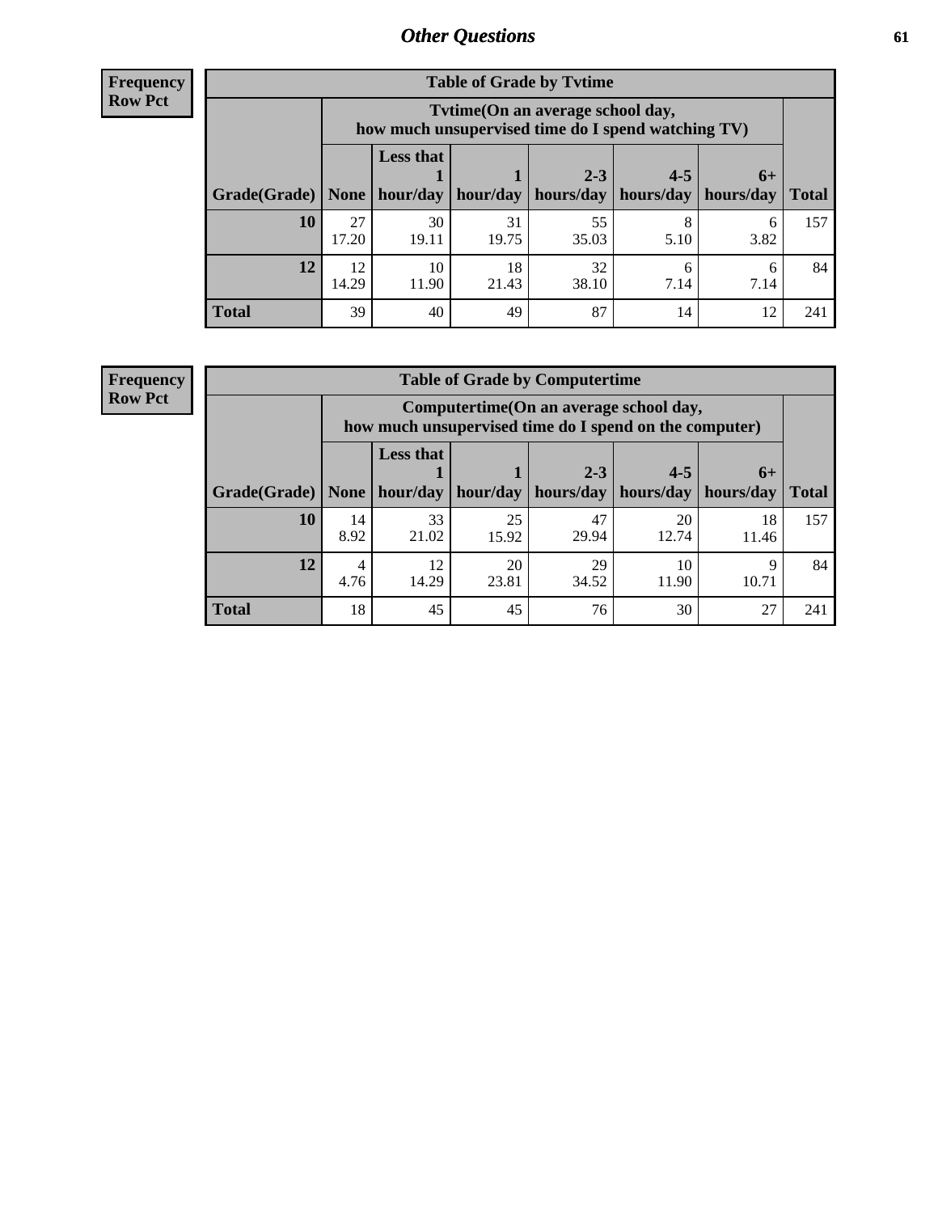## Other Questions

**Frequency**
**Row Pct**

| Table of Grade by Tvtime | | | | | | | |
|---|---|---|---|---|---|---|---|
| | Tvtime(On an average school day, how much unsupervised time do I spend watching TV) | | | | | | |
| Grade(Grade) | None | Less that 1 hour/day | 1 hour/day | 2-3 hours/day | 4-5 hours/day | 6+ hours/day | Total |
| **10** | 27<br>17.20 | 30<br>19.11 | 31<br>19.75 | 55<br>35.03 | 8<br>5.10 | 6<br>3.82 | 157 |
| **12** | 12<br>14.29 | 10<br>11.90 | 18<br>21.43 | 32<br>38.10 | 6<br>7.14 | 6<br>7.14 | 84 |
| **Total** | 39 | 40 | 49 | 87 | 14 | 12 | 241 |

**Frequency**
**Row Pct**

| Table of Grade by Computertime | | | | | | | |
|---|---|---|---|---|---|---|---|
| | Computertime(On an average school day, how much unsupervised time do I spend on the computer) | | | | | | |
| Grade(Grade) | None | Less that 1 hour/day | 1 hour/day | 2-3 hours/day | 4-5 hours/day | 6+ hours/day | Total |
| **10** | 14<br>8.92 | 33<br>21.02 | 25<br>15.92 | 47<br>29.94 | 20<br>12.74 | 18<br>11.46 | 157 |
| **12** | 4<br>4.76 | 12<br>14.29 | 20<br>23.81 | 29<br>34.52 | 10<br>11.90 | 9<br>10.71 | 84 |
| **Total** | 18 | 45 | 45 | 76 | 30 | 27 | 241 |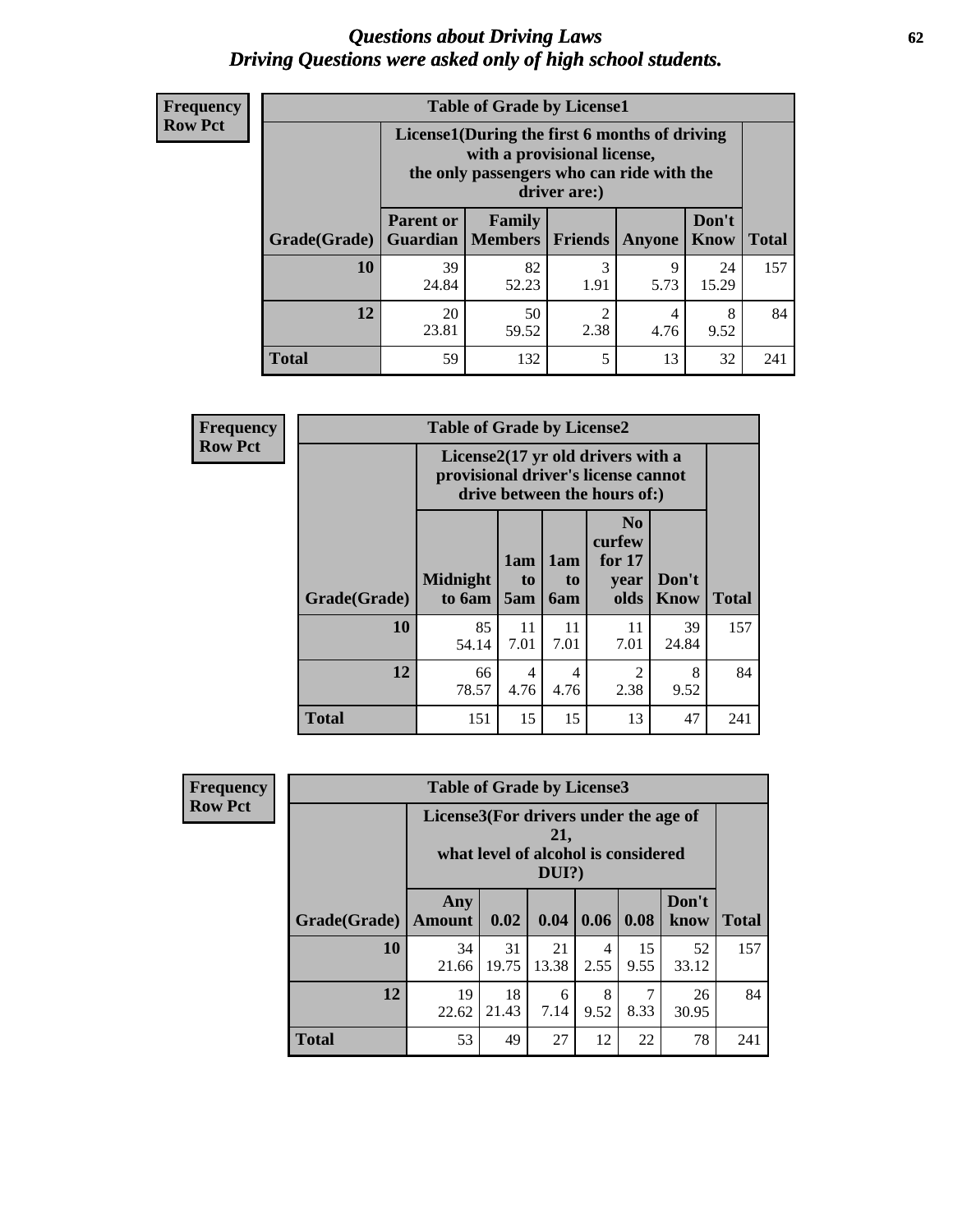# *Questions about Driving Laws*
# *Driving Questions were asked only of high school students.*

**Frequency**
**Row Pct**

**Table of Grade by License1**

| Grade(Grade) | License1(During the first 6 months of driving with a provisional license, the only passengers who can ride with the driver are:) | | | | | Total |
|---|---|---|---|---|---|---|
| | Parent or Guardian | Family Members | Friends | Anyone | Don't Know | |
| 10 | 39<br>24.84 | 82<br>52.23 | 3<br>1.91 | 9<br>5.73 | 24<br>15.29 | 157 |
| 12 | 20<br>23.81 | 50<br>59.52 | 2<br>2.38 | 4<br>4.76 | 8<br>9.52 | 84 |
| Total | 59 | 132 | 5 | 13 | 32 | 241 |

**Frequency**
**Row Pct**

**Table of Grade by License2**

| Grade(Grade) | License2(17 yr old drivers with a provisional driver's license cannot drive between the hours of:) | | | | | Total |
|---|---|---|---|---|---|---|
| | Midnight to 6am | 1am to 5am | 1am to 6am | No curfew for 17 year olds | Don't Know | |
| 10 | 85<br>54.14 | 11<br>7.01 | 11<br>7.01 | 11<br>7.01 | 39<br>24.84 | 157 |
| 12 | 66<br>78.57 | 4<br>4.76 | 4<br>4.76 | 2<br>2.38 | 8<br>9.52 | 84 |
| Total | 151 | 15 | 15 | 13 | 47 | 241 |

**Frequency**
**Row Pct**

**Table of Grade by License3**

| Grade(Grade) | License3(For drivers under the age of 21, what level of alcohol is considered DUI?) | | | | | | Total |
|---|---|---|---|---|---|---|---|
| | Any Amount | 0.02 | 0.04 | 0.06 | 0.08 | Don't know | |
| 10 | 34<br>21.66 | 31<br>19.75 | 21<br>13.38 | 4<br>2.55 | 15<br>9.55 | 52<br>33.12 | 157 |
| 12 | 19<br>22.62 | 18<br>21.43 | 6<br>7.14 | 8<br>9.52 | 7<br>8.33 | 26<br>30.95 | 84 |
| Total | 53 | 49 | 27 | 12 | 22 | 78 | 241 |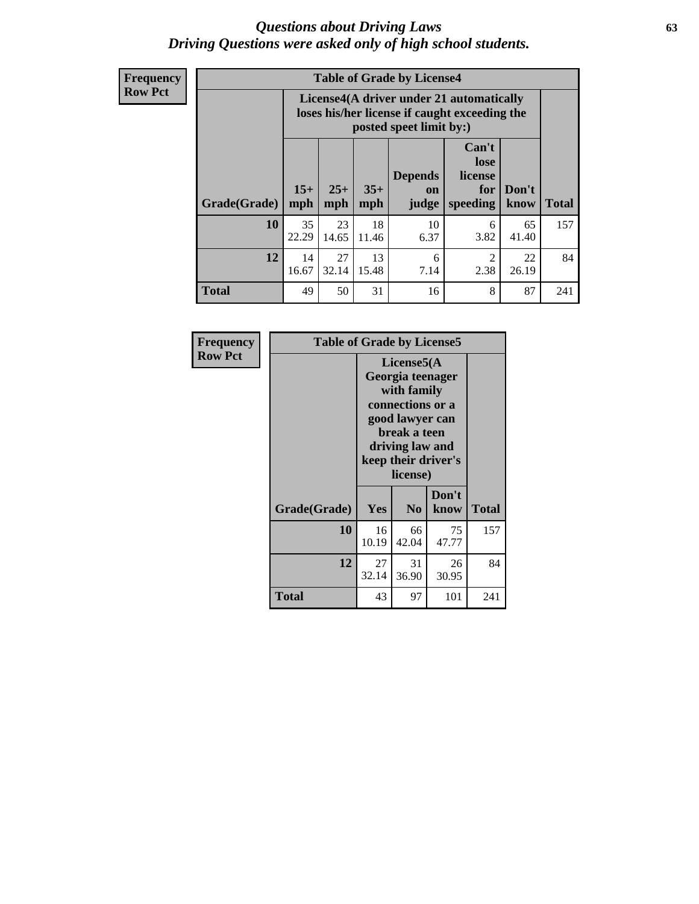# Questions about Driving Laws
## Driving Questions were asked only of high school students.

**Frequency**
**Row Pct**

| Table of Grade by License4 | | | | | | | |
|---|---|---|---|---|---|---|---|
| | License4(A driver under 21 automatically loses his/her license if caught exceeding the posted speet limit by:) | | | | | | |
| Grade(Grade) | 15+ mph | 25+ mph | 35+ mph | Depends on judge | Can't lose license for speeding | Don't know | Total |
| 10 | 35<br>22.29 | 23<br>14.65 | 18<br>11.46 | 10<br>6.37 | 6<br>3.82 | 65<br>41.40 | 157 |
| 12 | 14<br>16.67 | 27<br>32.14 | 13<br>15.48 | 6<br>7.14 | 2<br>2.38 | 22<br>26.19 | 84 |
| Total | 49 | 50 | 31 | 16 | 8 | 87 | 241 |

**Frequency**
**Row Pct**

| Table of Grade by License5 | | | | |
|---|---|---|---|---|
| | License5(A Georgia teenager with family connections or a good lawyer can break a teen driving law and keep their driver's license) | | | |
| Grade(Grade) | Yes | No | Don't know | Total |
| 10 | 16<br>10.19 | 66<br>42.04 | 75<br>47.77 | 157 |
| 12 | 27<br>32.14 | 31<br>36.90 | 26<br>30.95 | 84 |
| Total | 43 | 97 | 101 | 241 |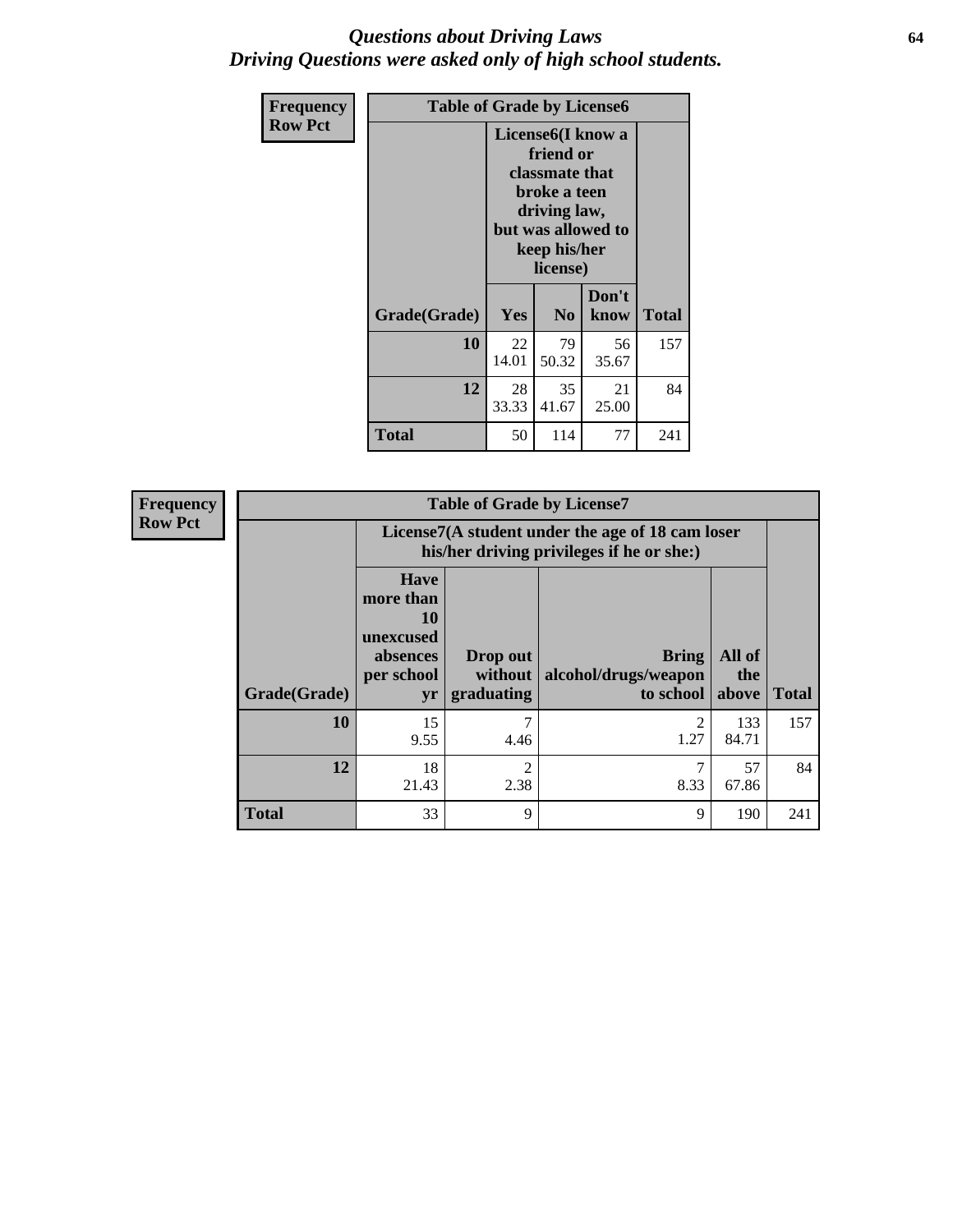# *Questions about Driving Laws*
## *Driving Questions were asked only of high school students.*

**Frequency**
**Row Pct**

| Table of Grade by License6 | | | | |
|---|---|---|---|---|
| | License6(I know a friend or classmate that broke a teen driving law, but was allowed to keep his/her license) | | | |
| **Grade(Grade)** | **Yes** | **No** | **Don't know** | **Total** |
| **10** | 22<br>14.01 | 79<br>50.32 | 56<br>35.67 | 157 |
| **12** | 28<br>33.33 | 35<br>41.67 | 21<br>25.00 | 84 |
| **Total** | 50 | 114 | 77 | 241 |

**Frequency**
**Row Pct**

| Table of Grade by License7 | | | | | |
|---|---|---|---|---|---|
| | License7(A student under the age of 18 cam loser his/her driving privileges if he or she:) | | | | |
| **Grade(Grade)** | **Have more than 10 unexcused absences per school yr** | **Drop out without graduating** | **Bring alcohol/drugs/weapon to school** | **All of the above** | **Total** |
| **10** | 15<br>9.55 | 7<br>4.46 | 2<br>1.27 | 133<br>84.71 | 157 |
| **12** | 18<br>21.43 | 2<br>2.38 | 7<br>8.33 | 57<br>67.86 | 84 |
| **Total** | 33 | 9 | 9 | 190 | 241 |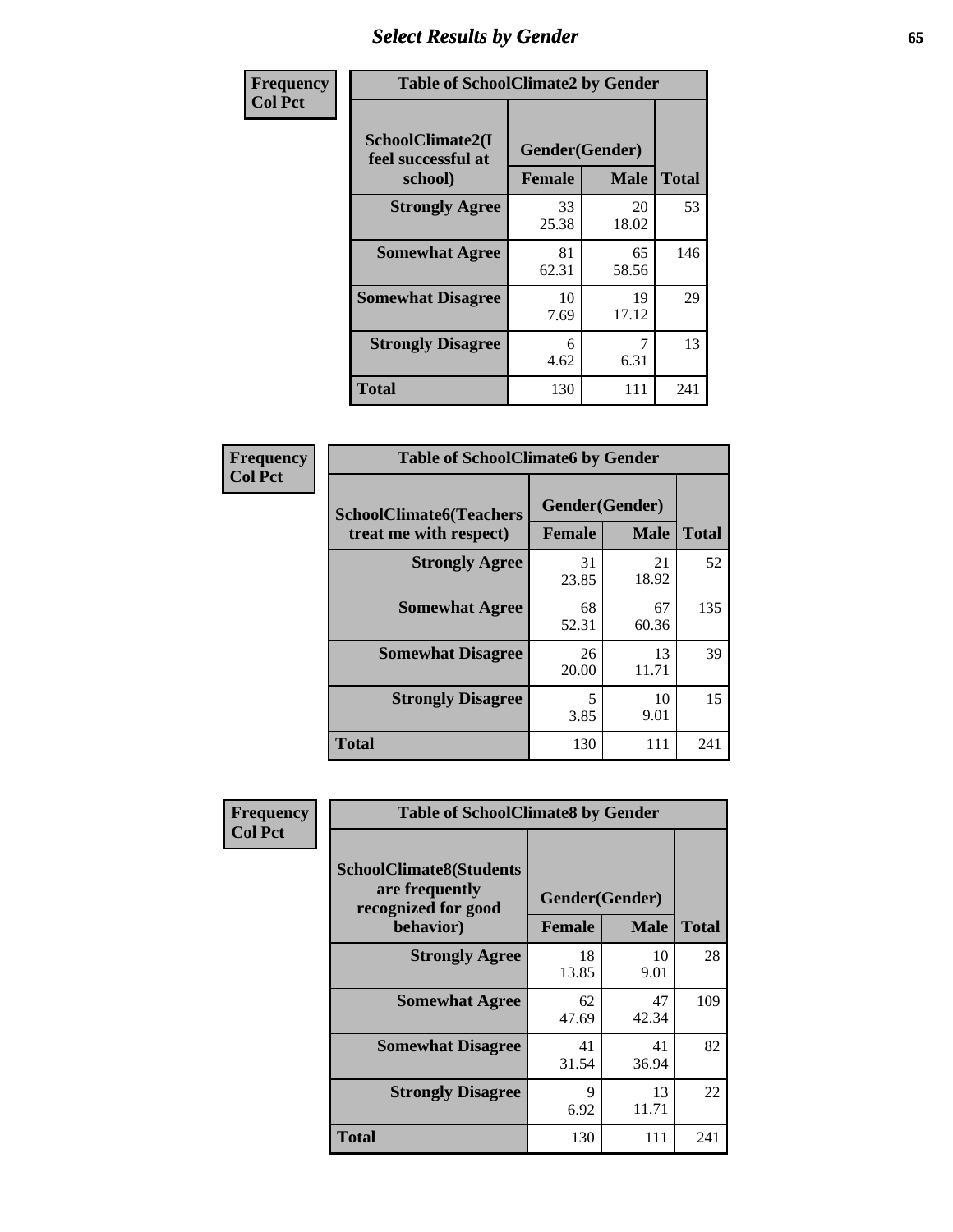## Select Results by Gender

**Frequency**
**Col Pct**

| Table of SchoolClimate2 by Gender | | | |
|---|---|---|---|
| SchoolClimate2(I feel successful at school) | Gender(Gender) | | |
| | Female | Male | Total |
| Strongly Agree | 33<br>25.38 | 20<br>18.02 | 53 |
| Somewhat Agree | 81<br>62.31 | 65<br>58.56 | 146 |
| Somewhat Disagree | 10<br>7.69 | 19<br>17.12 | 29 |
| Strongly Disagree | 6<br>4.62 | 7<br>6.31 | 13 |
| Total | 130 | 111 | 241 |

**Frequency**
**Col Pct**

| Table of SchoolClimate6 by Gender | | | |
|---|---|---|---|
| SchoolClimate6(Teachers treat me with respect) | Gender(Gender) | | |
| | Female | Male | Total |
| Strongly Agree | 31<br>23.85 | 21<br>18.92 | 52 |
| Somewhat Agree | 68<br>52.31 | 67<br>60.36 | 135 |
| Somewhat Disagree | 26<br>20.00 | 13<br>11.71 | 39 |
| Strongly Disagree | 5<br>3.85 | 10<br>9.01 | 15 |
| Total | 130 | 111 | 241 |

**Frequency**
**Col Pct**

| Table of SchoolClimate8 by Gender | | | |
|---|---|---|---|
| SchoolClimate8(Students are frequently recognized for good behavior) | Gender(Gender) | | |
| | Female | Male | Total |
| Strongly Agree | 18<br>13.85 | 10<br>9.01 | 28 |
| Somewhat Agree | 62<br>47.69 | 47<br>42.34 | 109 |
| Somewhat Disagree | 41<br>31.54 | 41<br>36.94 | 82 |
| Strongly Disagree | 9<br>6.92 | 13<br>11.71 | 22 |
| Total | 130 | 111 | 241 |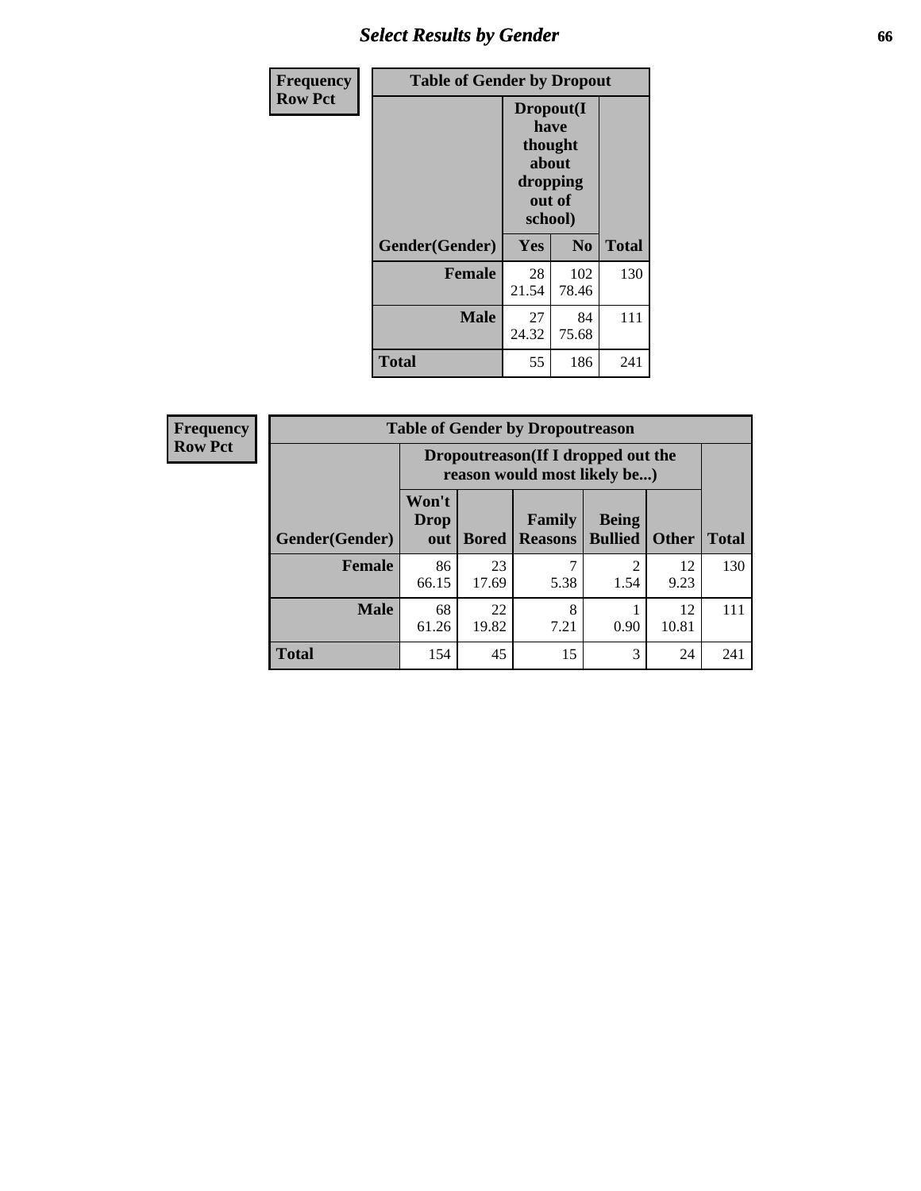# Select Results by Gender

| Frequency Row Pct | | | |
|---|---|---|---|
| **Table of Gender by Dropout** | | | |
| | **Dropout(I have thought about dropping out of school)** | | |
| **Gender(Gender)** | **Yes** | **No** | **Total** |
| **Female** | 28<br>21.54 | 102<br>78.46 | 130 |
| **Male** | 27<br>24.32 | 84<br>75.68 | 111 |
| **Total** | 55 | 186 | 241 |

| Frequency Row Pct | | | | | | |
|---|---|---|---|---|---|---|
| **Table of Gender by Dropoutreason** | | | | | | |
| | **Dropoutreason(If I dropped out the reason would most likely be...)** | | | | | |
| **Gender(Gender)** | **Won't Drop out** | **Bored** | **Family Reasons** | **Being Bullied** | **Other** | **Total** |
| **Female** | 86<br>66.15 | 23<br>17.69 | 7<br>5.38 | 2<br>1.54 | 12<br>9.23 | 130 |
| **Male** | 68<br>61.26 | 22<br>19.82 | 8<br>7.21 | 1<br>0.90 | 12<br>10.81 | 111 |
| **Total** | 154 | 45 | 15 | 3 | 24 | 241 |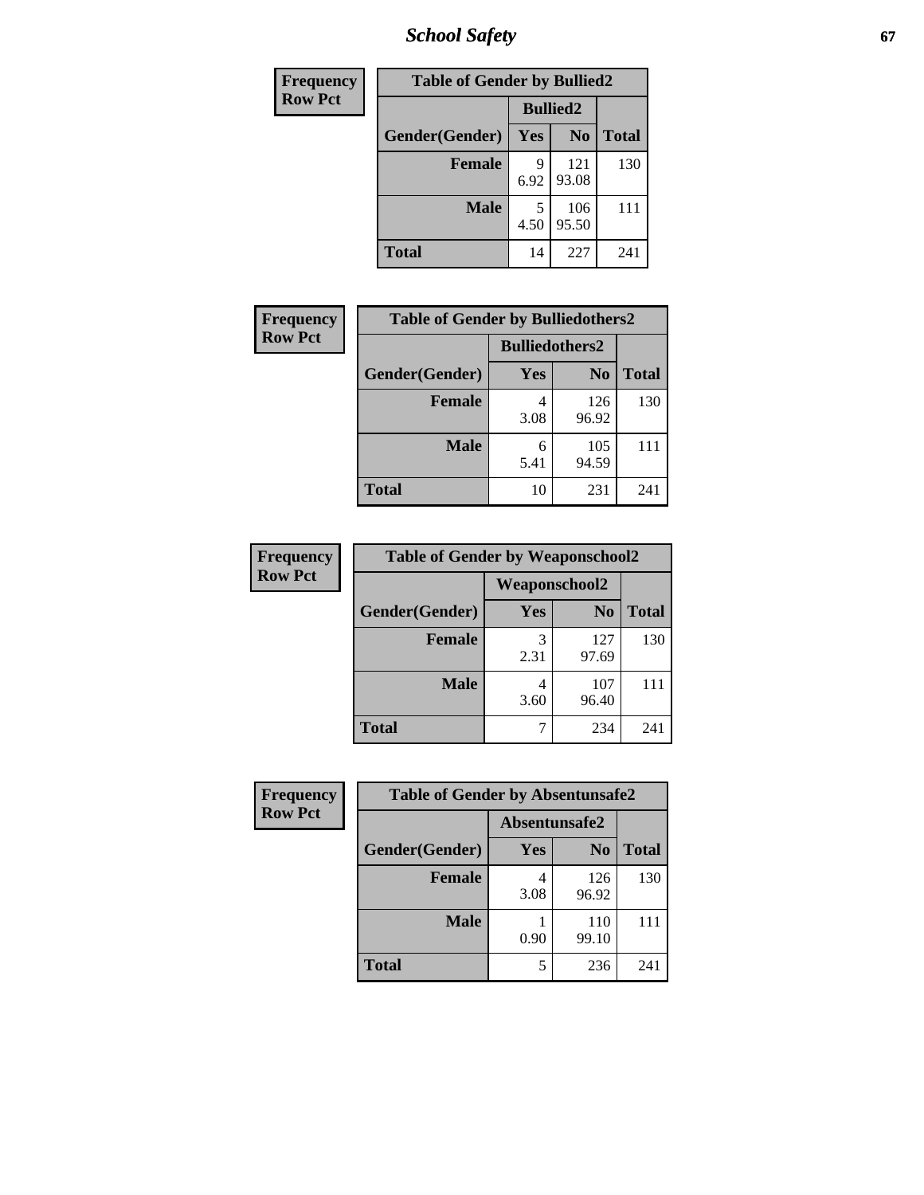| Frequency Row Pct |
| --- |

| Table of Gender by Bullied2 | | | |
| --- | --- | --- | --- |
| | Bullied2 | | |
| Gender(Gender) | Yes | No | Total |
| Female | 9<br>6.92 | 121<br>93.08 | 130 |
| Male | 5<br>4.50 | 106<br>95.50 | 111 |
| Total | 14 | 227 | 241 |

| Frequency Row Pct |
| --- |

| Table of Gender by Bulliedothers2 | | | |
| --- | --- | --- | --- |
| | Bulliedothers2 | | |
| Gender(Gender) | Yes | No | Total |
| Female | 4<br>3.08 | 126<br>96.92 | 130 |
| Male | 6<br>5.41 | 105<br>94.59 | 111 |
| Total | 10 | 231 | 241 |

| Frequency Row Pct |
| --- |

| Table of Gender by Weaponschool2 | | | |
| --- | --- | --- | --- |
| | Weaponschool2 | | |
| Gender(Gender) | Yes | No | Total |
| Female | 3<br>2.31 | 127<br>97.69 | 130 |
| Male | 4<br>3.60 | 107<br>96.40 | 111 |
| Total | 7 | 234 | 241 |

| Frequency Row Pct |
| --- |

| Table of Gender by Absentunsafe2 | | | |
| --- | --- | --- | --- |
| | Absentunsafe2 | | |
| Gender(Gender) | Yes | No | Total |
| Female | 4<br>3.08 | 126<br>96.92 | 130 |
| Male | 1<br>0.90 | 110<br>99.10 | 111 |
| Total | 5 | 236 | 241 |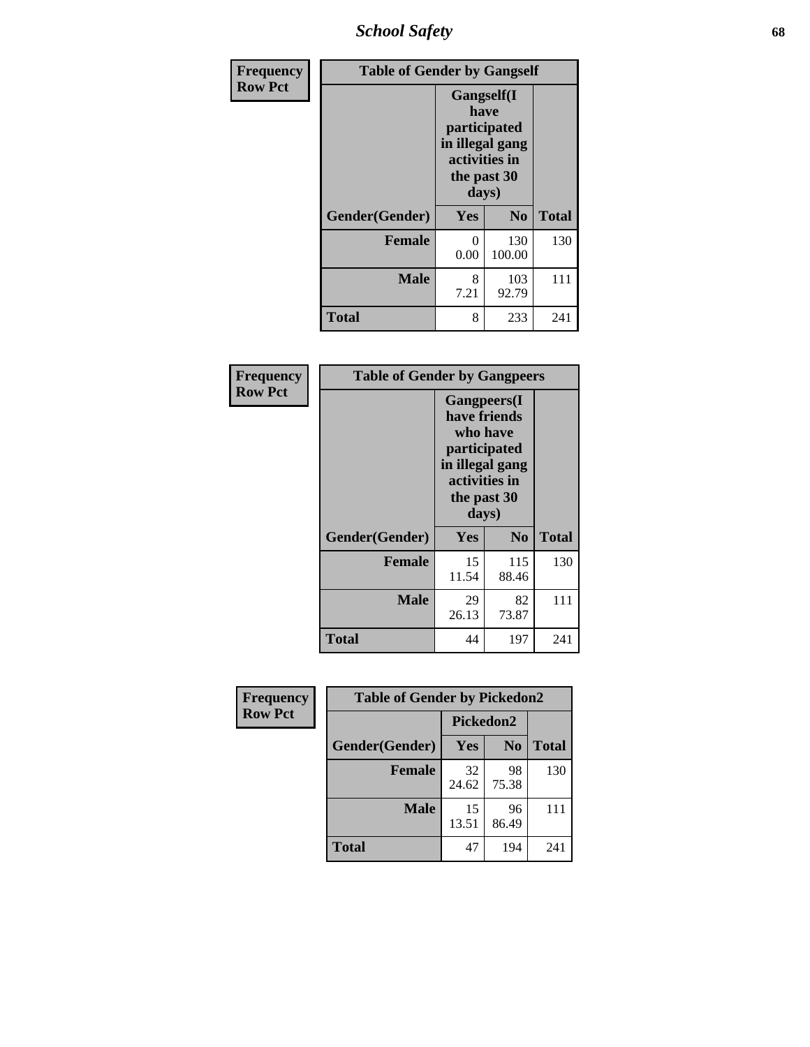| Frequency Row Pct | Table of Gender by Gangself | | |
|---|---|---|---|
| | Gangself(I have participated in illegal gang activities in the past 30 days) | | |
| Gender(Gender) | Yes | No | Total |
| Female | 0<br>0.00 | 130<br>100.00 | 130 |
| Male | 8<br>7.21 | 103<br>92.79 | 111 |
| Total | 8 | 233 | 241 |

| Frequency Row Pct | Table of Gender by Gangpeers | | |
|---|---|---|---|
| | Gangpeers(I have friends who have participated in illegal gang activities in the past 30 days) | | |
| Gender(Gender) | Yes | No | Total |
| Female | 15<br>11.54 | 115<br>88.46 | 130 |
| Male | 29<br>26.13 | 82<br>73.87 | 111 |
| Total | 44 | 197 | 241 |

| Frequency Row Pct | Table of Gender by Pickedon2 | | |
|---|---|---|---|
| | Pickedon2 | | |
| Gender(Gender) | Yes | No | Total |
| Female | 32<br>24.62 | 98<br>75.38 | 130 |
| Male | 15<br>13.51 | 96<br>86.49 | 111 |
| Total | 47 | 194 | 241 |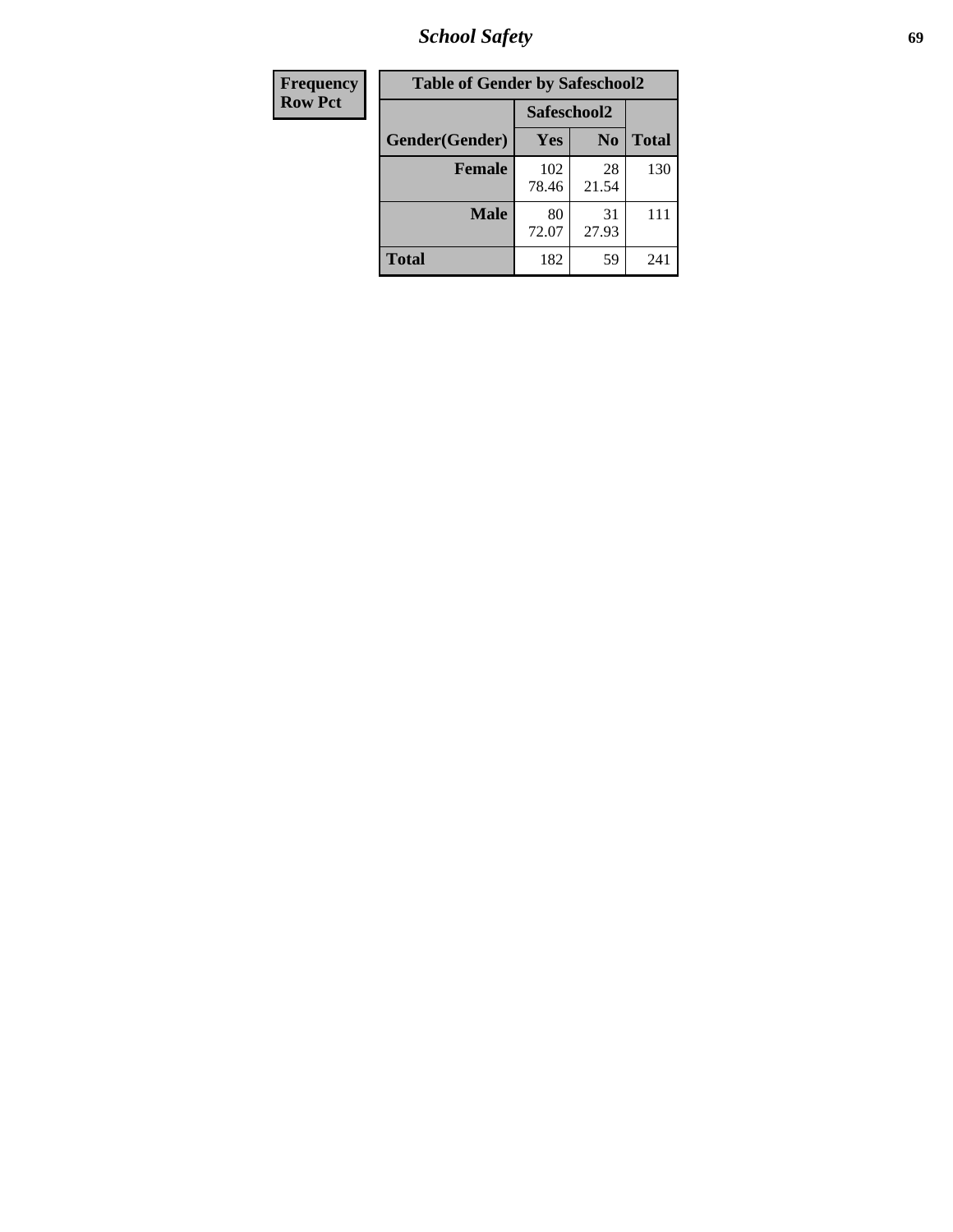| Frequency Row Pct | Table of Gender by Safeschool2 | | |
|---|---|---|---|
| | Safeschool2 | | |
| Gender(Gender) | Yes | No | Total |
| Female | 102 78.46 | 28 21.54 | 130 |
| Male | 80 72.07 | 31 27.93 | 111 |
| Total | 182 | 59 | 241 |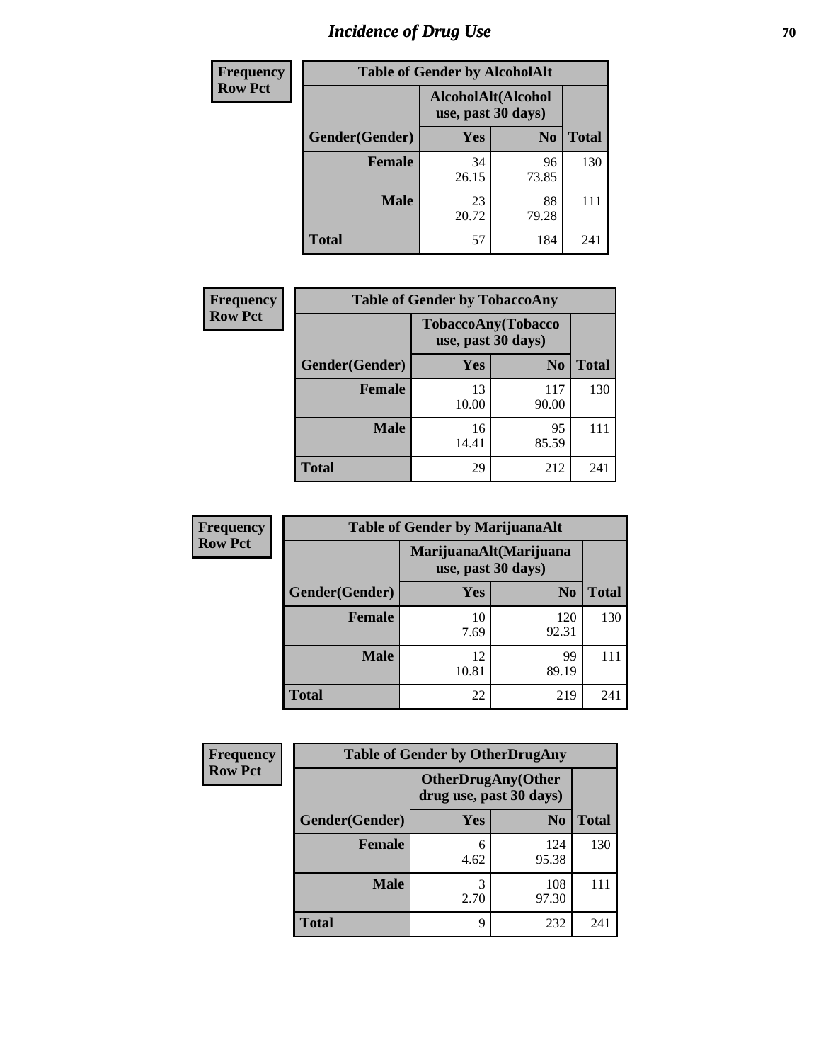# Incidence of Drug Use

| Frequency Row Pct | Table of Gender by AlcoholAlt | | |
|---|---|---|---|
| | AlcoholAlt(Alcohol use, past 30 days) | | |
| Gender(Gender) | Yes | No | Total |
| Female | 34<br>26.15 | 96<br>73.85 | 130 |
| Male | 23<br>20.72 | 88<br>79.28 | 111 |
| Total | 57 | 184 | 241 |

| Frequency Row Pct | Table of Gender by TobaccoAny | | |
|---|---|---|---|
| | TobaccoAny(Tobacco use, past 30 days) | | |
| Gender(Gender) | Yes | No | Total |
| Female | 13<br>10.00 | 117<br>90.00 | 130 |
| Male | 16<br>14.41 | 95<br>85.59 | 111 |
| Total | 29 | 212 | 241 |

| Frequency Row Pct | Table of Gender by MarijuanaAlt | | |
|---|---|---|---|
| | MarijuanaAlt(Marijuana use, past 30 days) | | |
| Gender(Gender) | Yes | No | Total |
| Female | 10<br>7.69 | 120<br>92.31 | 130 |
| Male | 12<br>10.81 | 99<br>89.19 | 111 |
| Total | 22 | 219 | 241 |

| Frequency Row Pct | Table of Gender by OtherDrugAny | | |
|---|---|---|---|
| | OtherDrugAny(Other drug use, past 30 days) | | |
| Gender(Gender) | Yes | No | Total |
| Female | 6<br>4.62 | 124<br>95.38 | 130 |
| Male | 3<br>2.70 | 108<br>97.30 | 111 |
| Total | 9 | 232 | 241 |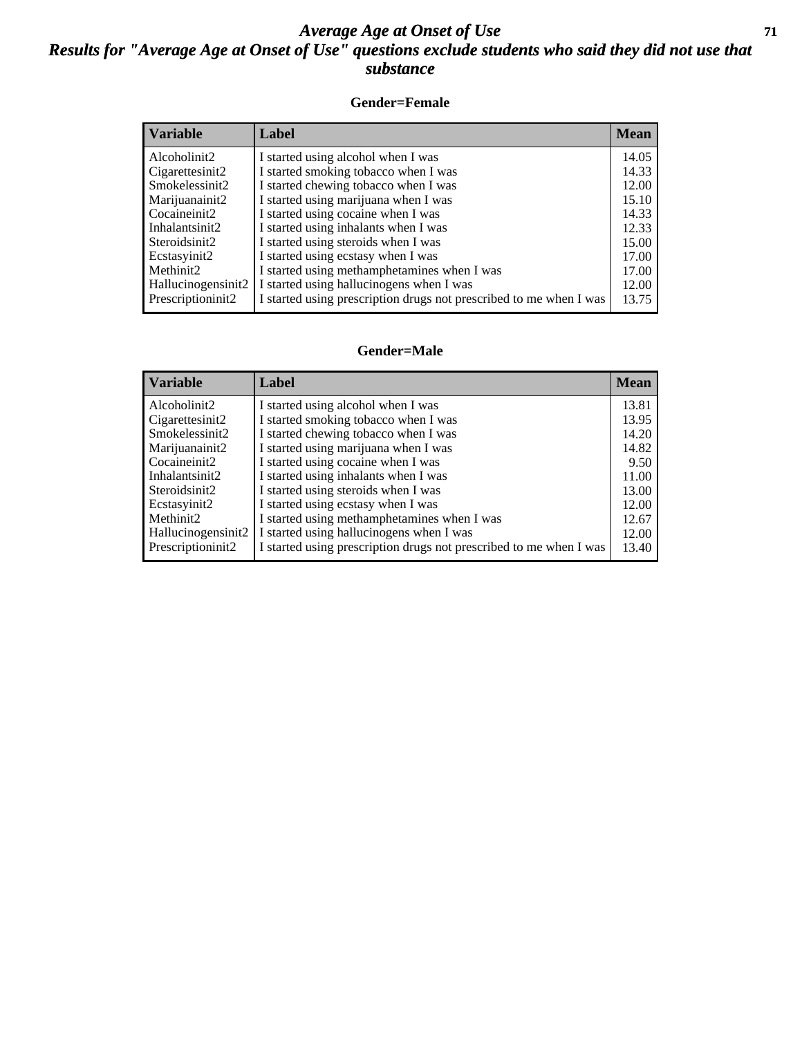# *Average Age at Onset of Use*

## *Results for "Average Age at Onset of Use" questions exclude students who said they did not use that substance*

### Gender=Female

| Variable | Label | Mean |
|---|---|---|
| Alcoholinit2 | I started using alcohol when I was | 14.05 |
| Cigarettesinit2 | I started smoking tobacco when I was | 14.33 |
| Smokelessinit2 | I started chewing tobacco when I was | 12.00 |
| Marijuanainit2 | I started using marijuana when I was | 15.10 |
| Cocaineinit2 | I started using cocaine when I was | 14.33 |
| Inhalantsinit2 | I started using inhalants when I was | 12.33 |
| Steroidsinit2 | I started using steroids when I was | 15.00 |
| Ecstasyinit2 | I started using ecstasy when I was | 17.00 |
| Methinit2 | I started using methamphetamines when I was | 17.00 |
| Hallucinogensinit2 | I started using hallucinogens when I was | 12.00 |
| Prescriptioninit2 | I started using prescription drugs not prescribed to me when I was | 13.75 |

### Gender=Male

| Variable | Label | Mean |
|---|---|---|
| Alcoholinit2 | I started using alcohol when I was | 13.81 |
| Cigarettesinit2 | I started smoking tobacco when I was | 13.95 |
| Smokelessinit2 | I started chewing tobacco when I was | 14.20 |
| Marijuanainit2 | I started using marijuana when I was | 14.82 |
| Cocaineinit2 | I started using cocaine when I was | 9.50 |
| Inhalantsinit2 | I started using inhalants when I was | 11.00 |
| Steroidsinit2 | I started using steroids when I was | 13.00 |
| Ecstasyinit2 | I started using ecstasy when I was | 12.00 |
| Methinit2 | I started using methamphetamines when I was | 12.67 |
| Hallucinogensinit2 | I started using hallucinogens when I was | 12.00 |
| Prescriptioninit2 | I started using prescription drugs not prescribed to me when I was | 13.40 |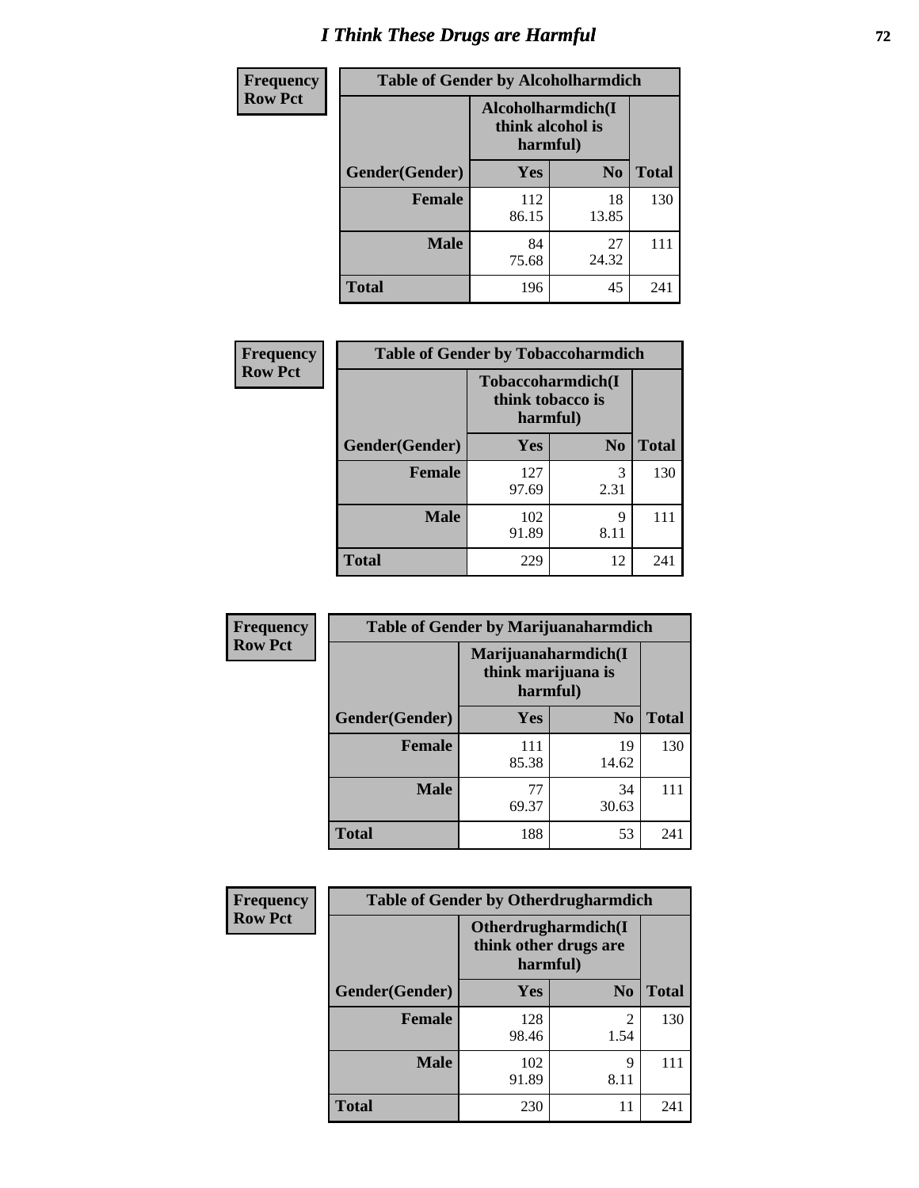# I Think These Drugs are Harmful

**Frequency**
**Row Pct**

| Table of Gender by Alcoholharmdich | | | |
|---|---|---|---|
| | Alcoholharmdich(I think alcohol is harmful) | | |
| Gender(Gender) | Yes | No | Total |
| Female | 112<br>86.15 | 18<br>13.85 | 130 |
| Male | 84<br>75.68 | 27<br>24.32 | 111 |
| Total | 196 | 45 | 241 |

**Frequency**
**Row Pct**

| Table of Gender by Tobaccoharmdich | | | |
|---|---|---|---|
| | Tobaccoharmdich(I think tobacco is harmful) | | |
| Gender(Gender) | Yes | No | Total |
| Female | 127<br>97.69 | 3<br>2.31 | 130 |
| Male | 102<br>91.89 | 9<br>8.11 | 111 |
| Total | 229 | 12 | 241 |

**Frequency**
**Row Pct**

| Table of Gender by Marijuanaharmdich | | | |
|---|---|---|---|
| | Marijuanaharmdich(I think marijuana is harmful) | | |
| Gender(Gender) | Yes | No | Total |
| Female | 111<br>85.38 | 19<br>14.62 | 130 |
| Male | 77<br>69.37 | 34<br>30.63 | 111 |
| Total | 188 | 53 | 241 |

**Frequency**
**Row Pct**

| Table of Gender by Otherdrugharmdich | | | |
|---|---|---|---|
| | Otherdrugharmdich(I think other drugs are harmful) | | |
| Gender(Gender) | Yes | No | Total |
| Female | 128<br>98.46 | 2<br>1.54 | 130 |
| Male | 102<br>91.89 | 9<br>8.11 | 111 |
| Total | 230 | 11 | 241 |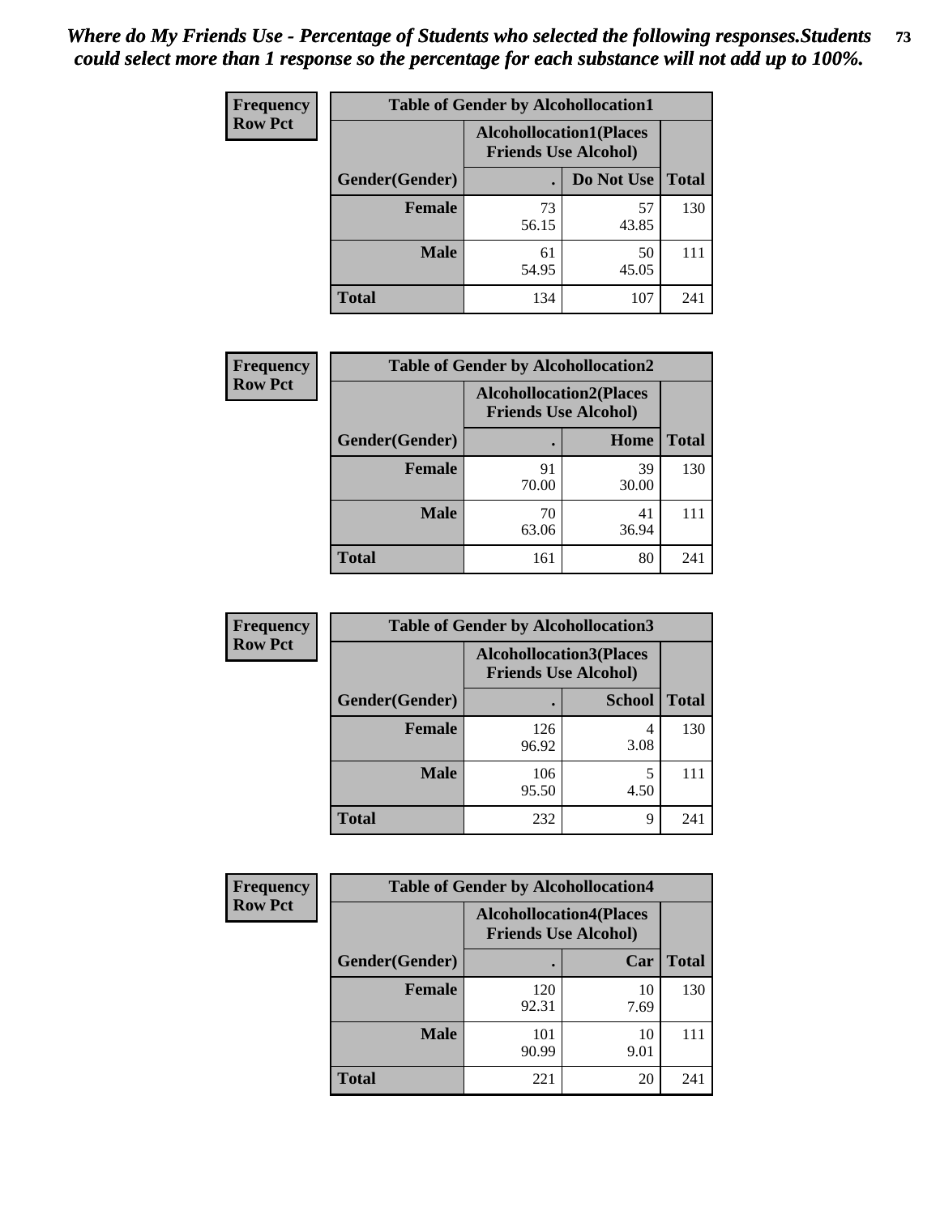*Where do My Friends Use - Percentage of Students who selected the following responses.Students could select more than 1 response so the percentage for each substance will not add up to 100%.*

**Frequency**
**Row Pct**

| Table of Gender by Alcohollocation1 | | | |
|---|---|---|---|
| | Alcohollocation1(Places Friends Use Alcohol) | | |
| Gender(Gender) | . | Do Not Use | Total |
| Female | 73<br>56.15 | 57<br>43.85 | 130 |
| Male | 61<br>54.95 | 50<br>45.05 | 111 |
| Total | 134 | 107 | 241 |

**Frequency**
**Row Pct**

| Table of Gender by Alcohollocation2 | | | |
|---|---|---|---|
| | Alcohollocation2(Places Friends Use Alcohol) | | |
| Gender(Gender) | . | Home | Total |
| Female | 91<br>70.00 | 39<br>30.00 | 130 |
| Male | 70<br>63.06 | 41<br>36.94 | 111 |
| Total | 161 | 80 | 241 |

**Frequency**
**Row Pct**

| Table of Gender by Alcohollocation3 | | | |
|---|---|---|---|
| | Alcohollocation3(Places Friends Use Alcohol) | | |
| Gender(Gender) | . | School | Total |
| Female | 126<br>96.92 | 4<br>3.08 | 130 |
| Male | 106<br>95.50 | 5<br>4.50 | 111 |
| Total | 232 | 9 | 241 |

**Frequency**
**Row Pct**

| Table of Gender by Alcohollocation4 | | | |
|---|---|---|---|
| | Alcohollocation4(Places Friends Use Alcohol) | | |
| Gender(Gender) | . | Car | Total |
| Female | 120<br>92.31 | 10<br>7.69 | 130 |
| Male | 101<br>90.99 | 10<br>9.01 | 111 |
| Total | 221 | 20 | 241 |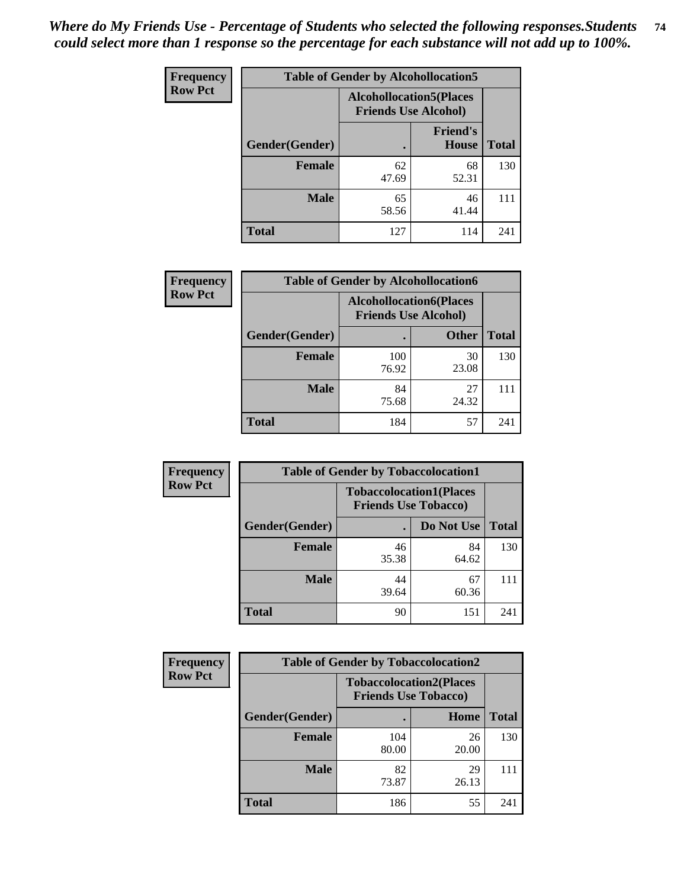*Where do My Friends Use - Percentage of Students who selected the following responses.Students could select more than 1 response so the percentage for each substance will not add up to 100%.*

**Frequency**
**Row Pct**

| Table of Gender by Alcohollocation5 | | | |
|---|---|---|---|
| | Alcohollocation5(Places Friends Use Alcohol) | | |
| Gender(Gender) | . | Friend's House | Total |
| Female | 62<br>47.69 | 68<br>52.31 | 130 |
| Male | 65<br>58.56 | 46<br>41.44 | 111 |
| Total | 127 | 114 | 241 |

**Frequency**
**Row Pct**

| Table of Gender by Alcohollocation6 | | | |
|---|---|---|---|
| | Alcohollocation6(Places Friends Use Alcohol) | | |
| Gender(Gender) | . | Other | Total |
| Female | 100<br>76.92 | 30<br>23.08 | 130 |
| Male | 84<br>75.68 | 27<br>24.32 | 111 |
| Total | 184 | 57 | 241 |

**Frequency**
**Row Pct**

| Table of Gender by Tobaccolocation1 | | | |
|---|---|---|---|
| | Tobaccolocation1(Places Friends Use Tobacco) | | |
| Gender(Gender) | . | Do Not Use | Total |
| Female | 46<br>35.38 | 84<br>64.62 | 130 |
| Male | 44<br>39.64 | 67<br>60.36 | 111 |
| Total | 90 | 151 | 241 |

**Frequency**
**Row Pct**

| Table of Gender by Tobaccolocation2 | | | |
|---|---|---|---|
| | Tobaccolocation2(Places Friends Use Tobacco) | | |
| Gender(Gender) | . | Home | Total |
| Female | 104<br>80.00 | 26<br>20.00 | 130 |
| Male | 82<br>73.87 | 29<br>26.13 | 111 |
| Total | 186 | 55 | 241 |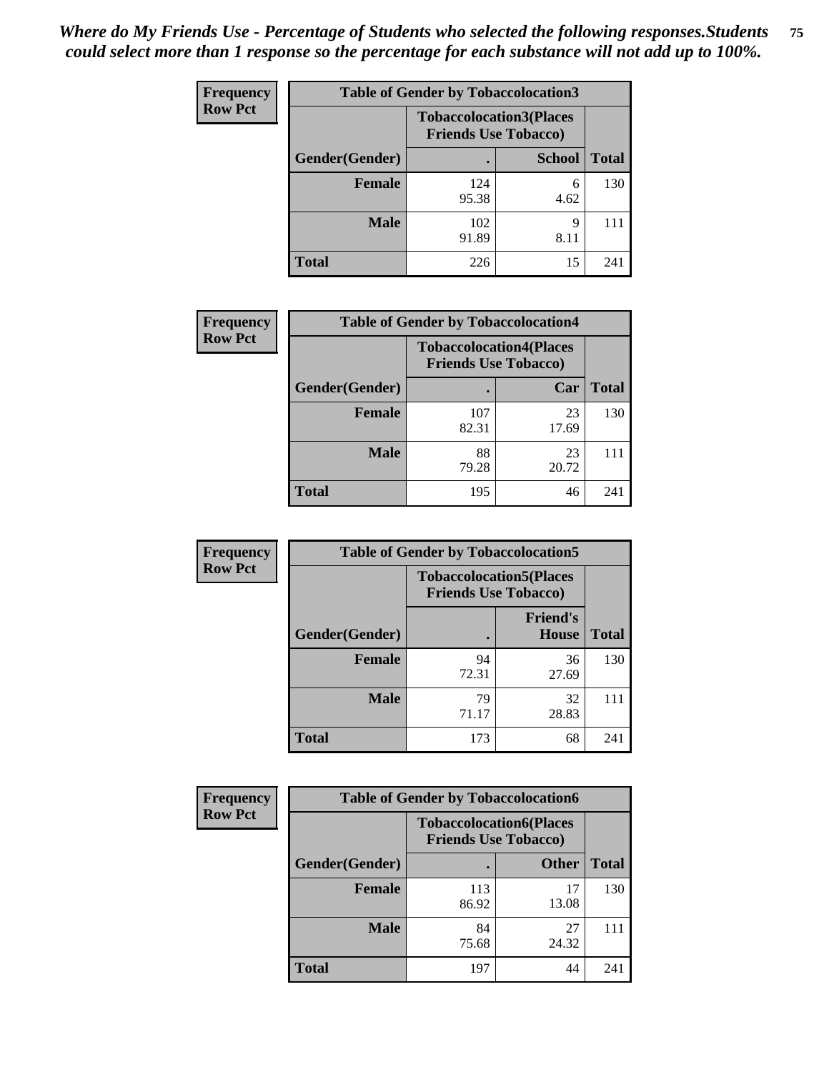*Where do My Friends Use - Percentage of Students who selected the following responses.Students could select more than 1 response so the percentage for each substance will not add up to 100%.*

**Frequency**
**Row Pct**

| Table of Gender by Tobaccolocation3 | | | |
|---|---|---|---|
| | Tobaccolocation3(Places Friends Use Tobacco) | | |
| Gender(Gender) | . | School | Total |
| Female | 124<br>95.38 | 6<br>4.62 | 130 |
| Male | 102<br>91.89 | 9<br>8.11 | 111 |
| Total | 226 | 15 | 241 |

**Frequency**
**Row Pct**

| Table of Gender by Tobaccolocation4 | | | |
|---|---|---|---|
| | Tobaccolocation4(Places Friends Use Tobacco) | | |
| Gender(Gender) | . | Car | Total |
| Female | 107<br>82.31 | 23<br>17.69 | 130 |
| Male | 88<br>79.28 | 23<br>20.72 | 111 |
| Total | 195 | 46 | 241 |

**Frequency**
**Row Pct**

| Table of Gender by Tobaccolocation5 | | | |
|---|---|---|---|
| | Tobaccolocation5(Places Friends Use Tobacco) | | |
| Gender(Gender) | . | Friend's House | Total |
| Female | 94<br>72.31 | 36<br>27.69 | 130 |
| Male | 79<br>71.17 | 32<br>28.83 | 111 |
| Total | 173 | 68 | 241 |

**Frequency**
**Row Pct**

| Table of Gender by Tobaccolocation6 | | | |
|---|---|---|---|
| | Tobaccolocation6(Places Friends Use Tobacco) | | |
| Gender(Gender) | . | Other | Total |
| Female | 113<br>86.92 | 17<br>13.08 | 130 |
| Male | 84<br>75.68 | 27<br>24.32 | 111 |
| Total | 197 | 44 | 241 |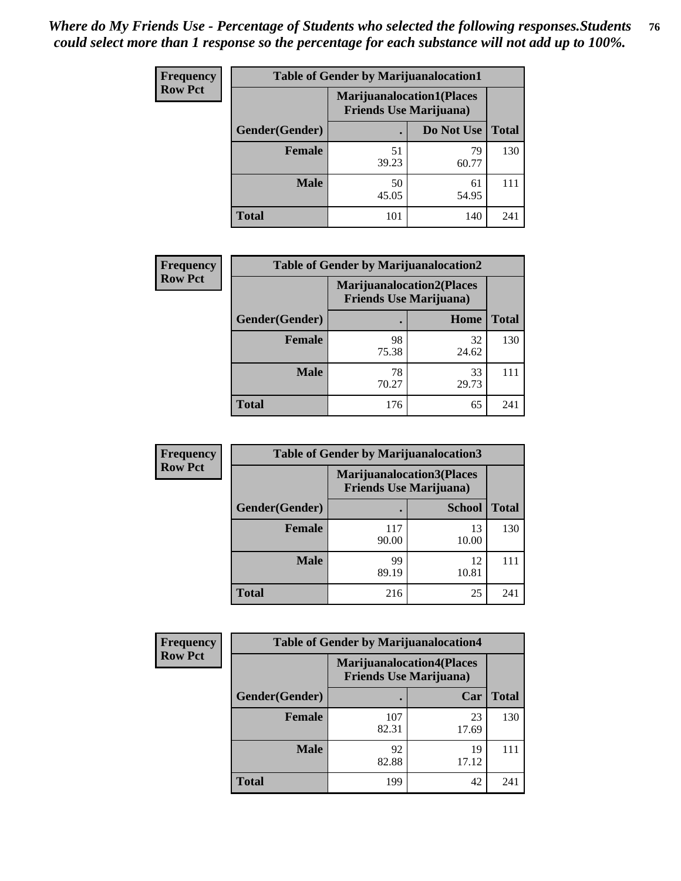*Where do My Friends Use - Percentage of Students who selected the following responses.Students could select more than 1 response so the percentage for each substance will not add up to 100%.*

| Frequency Row Pct | Table of Gender by Marijuanalocation1 | | |
|---|---|---|---|
| | Marijuanalocation1(Places Friends Use Marijuana) | | |
| Gender(Gender) | . | Do Not Use | Total |
| Female | 51<br>39.23 | 79<br>60.77 | 130 |
| Male | 50<br>45.05 | 61<br>54.95 | 111 |
| Total | 101 | 140 | 241 |

| Frequency Row Pct | Table of Gender by Marijuanalocation2 | | |
|---|---|---|---|
| | Marijuanalocation2(Places Friends Use Marijuana) | | |
| Gender(Gender) | . | Home | Total |
| Female | 98<br>75.38 | 32<br>24.62 | 130 |
| Male | 78<br>70.27 | 33<br>29.73 | 111 |
| Total | 176 | 65 | 241 |

| Frequency Row Pct | Table of Gender by Marijuanalocation3 | | |
|---|---|---|---|
| | Marijuanalocation3(Places Friends Use Marijuana) | | |
| Gender(Gender) | . | School | Total |
| Female | 117<br>90.00 | 13<br>10.00 | 130 |
| Male | 99<br>89.19 | 12<br>10.81 | 111 |
| Total | 216 | 25 | 241 |

| Frequency Row Pct | Table of Gender by Marijuanalocation4 | | |
|---|---|---|---|
| | Marijuanalocation4(Places Friends Use Marijuana) | | |
| Gender(Gender) | . | Car | Total |
| Female | 107<br>82.31 | 23<br>17.69 | 130 |
| Male | 92<br>82.88 | 19<br>17.12 | 111 |
| Total | 199 | 42 | 241 |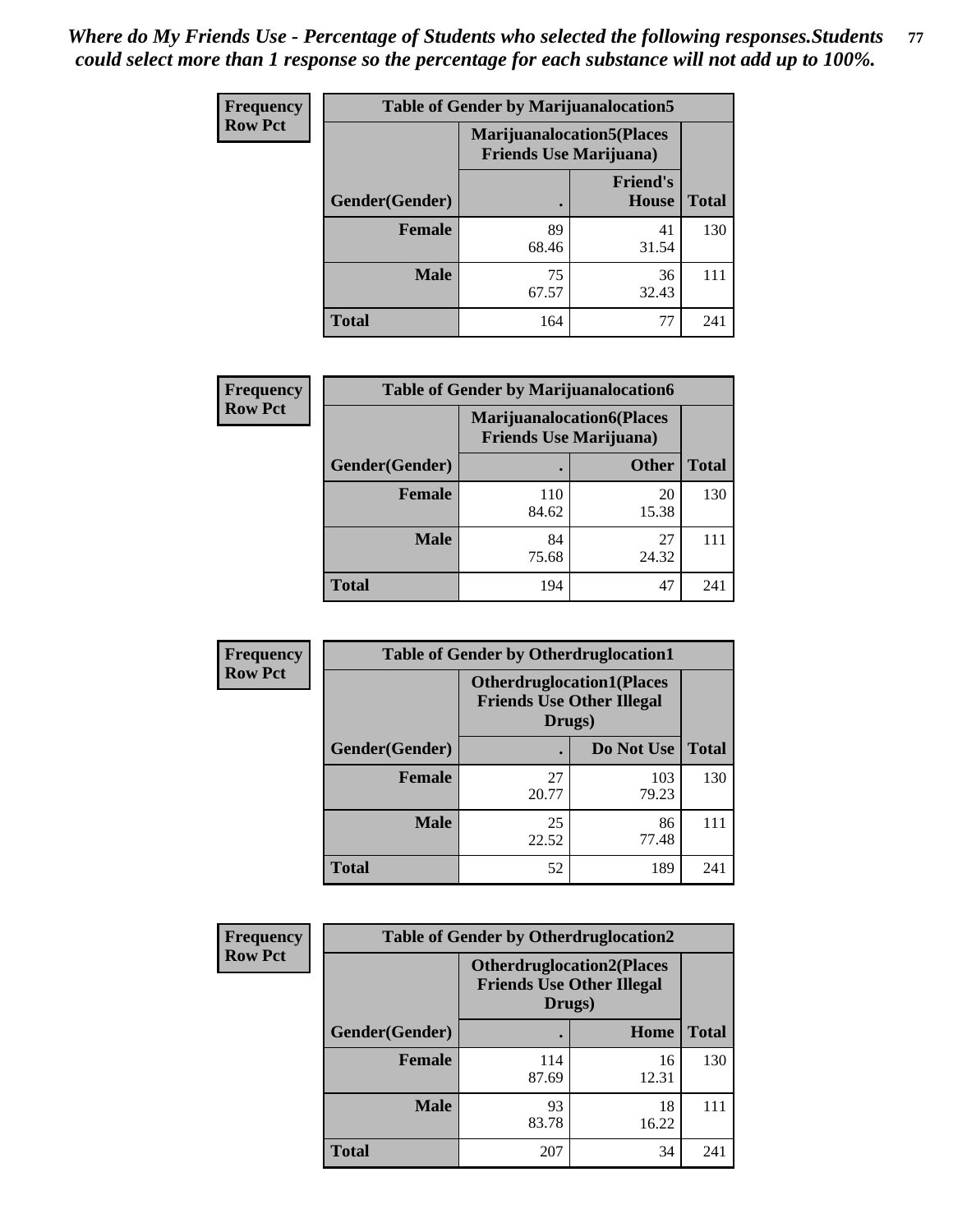*Where do My Friends Use - Percentage of Students who selected the following responses.Students could select more than 1 response so the percentage for each substance will not add up to 100%.*

**Frequency Row Pct**

| Table of Gender by Marijuanalocation5 | | | |
|---|---|---|---|
| | Marijuanalocation5(Places Friends Use Marijuana) | | |
| Gender(Gender) | . | Friend's House | Total |
| Female | 89<br>68.46 | 41<br>31.54 | 130 |
| Male | 75<br>67.57 | 36<br>32.43 | 111 |
| Total | 164 | 77 | 241 |

**Frequency Row Pct**

| Table of Gender by Marijuanalocation6 | | | |
|---|---|---|---|
| | Marijuanalocation6(Places Friends Use Marijuana) | | |
| Gender(Gender) | . | Other | Total |
| Female | 110<br>84.62 | 20<br>15.38 | 130 |
| Male | 84<br>75.68 | 27<br>24.32 | 111 |
| Total | 194 | 47 | 241 |

**Frequency Row Pct**

| Table of Gender by Otherdruglocation1 | | | |
|---|---|---|---|
| | Otherdruglocation1(Places Friends Use Other Illegal Drugs) | | |
| Gender(Gender) | . | Do Not Use | Total |
| Female | 27<br>20.77 | 103<br>79.23 | 130 |
| Male | 25<br>22.52 | 86<br>77.48 | 111 |
| Total | 52 | 189 | 241 |

**Frequency Row Pct**

| Table of Gender by Otherdruglocation2 | | | |
|---|---|---|---|
| | Otherdruglocation2(Places Friends Use Other Illegal Drugs) | | |
| Gender(Gender) | . | Home | Total |
| Female | 114<br>87.69 | 16<br>12.31 | 130 |
| Male | 93<br>83.78 | 18<br>16.22 | 111 |
| Total | 207 | 34 | 241 |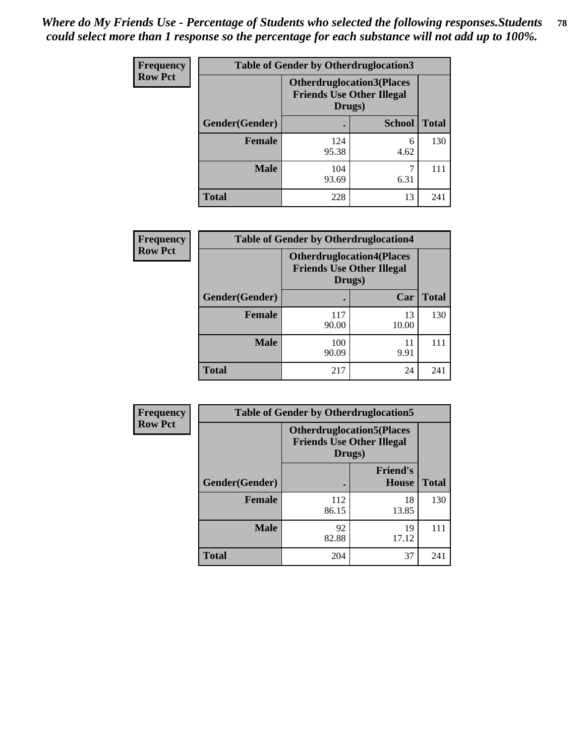*Where do My Friends Use - Percentage of Students who selected the following responses.Students could select more than 1 response so the percentage for each substance will not add up to 100%.*

**Frequency**
**Row Pct**

| Table of Gender by Otherdruglocation3 | | | |
|---|---|---|---|
| | Otherdruglocation3(Places Friends Use Other Illegal Drugs) | | |
| Gender(Gender) | . | School | Total |
| Female | 124<br>95.38 | 6<br>4.62 | 130 |
| Male | 104<br>93.69 | 7<br>6.31 | 111 |
| Total | 228 | 13 | 241 |

**Frequency**
**Row Pct**

| Table of Gender by Otherdruglocation4 | | | |
|---|---|---|---|
| | Otherdruglocation4(Places Friends Use Other Illegal Drugs) | | |
| Gender(Gender) | . | Car | Total |
| Female | 117<br>90.00 | 13<br>10.00 | 130 |
| Male | 100<br>90.09 | 11<br>9.91 | 111 |
| Total | 217 | 24 | 241 |

**Frequency**
**Row Pct**

| Table of Gender by Otherdruglocation5 | | | |
|---|---|---|---|
| | Otherdruglocation5(Places Friends Use Other Illegal Drugs) | | |
| Gender(Gender) | . | Friend's House | Total |
| Female | 112<br>86.15 | 18<br>13.85 | 130 |
| Male | 92<br>82.88 | 19<br>17.12 | 111 |
| Total | 204 | 37 | 241 |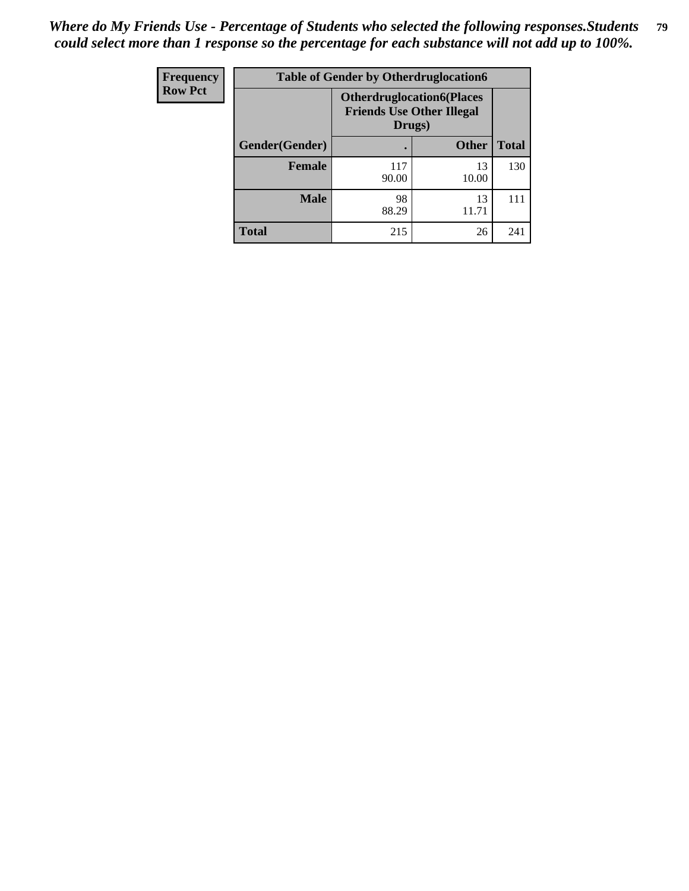*Where do My Friends Use - Percentage of Students who selected the following responses.Students could select more than 1 response so the percentage for each substance will not add up to 100%.*

| Frequency Row Pct | Table of Gender by Otherdruglocation6 | | |
|---|---|---|---|
| | Otherdruglocation6(Places Friends Use Other Illegal Drugs) | | |
| Gender(Gender) | . | Other | Total |
| Female | 117<br>90.00 | 13<br>10.00 | 130 |
| Male | 98<br>88.29 | 13<br>11.71 | 111 |
| Total | 215 | 26 | 241 |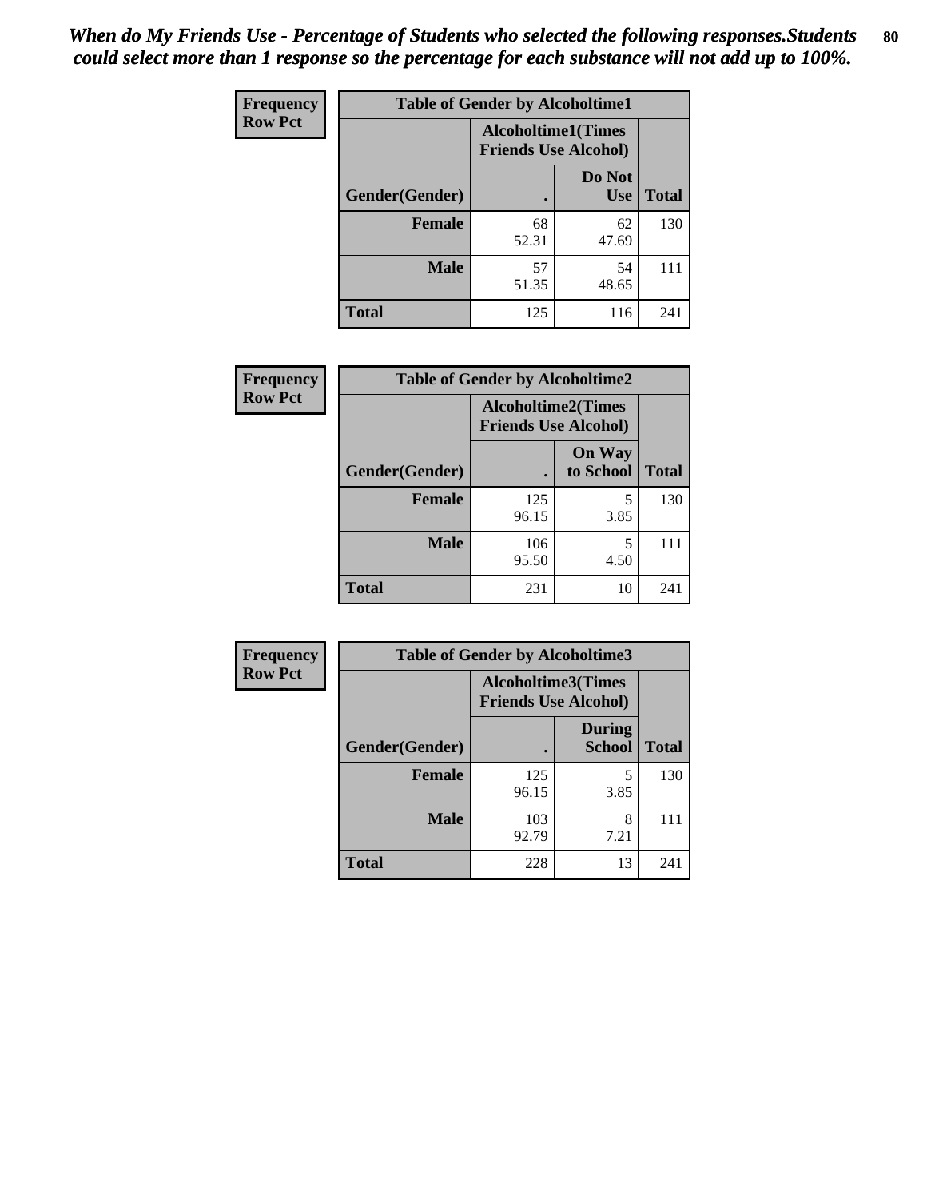*When do My Friends Use - Percentage of Students who selected the following responses.Students could select more than 1 response so the percentage for each substance will not add up to 100%.*

**Frequency**
**Row Pct**

| Table of Gender by Alcoholtime1 | | | |
|---|---|---|---|
| | Alcoholtime1(Times Friends Use Alcohol) | | |
| Gender(Gender) | . | Do Not Use | Total |
| **Female** | 68<br>52.31 | 62<br>47.69 | 130 |
| **Male** | 57<br>51.35 | 54<br>48.65 | 111 |
| **Total** | 125 | 116 | 241 |

**Frequency**
**Row Pct**

| Table of Gender by Alcoholtime2 | | | |
|---|---|---|---|
| | Alcoholtime2(Times Friends Use Alcohol) | | |
| Gender(Gender) | . | On Way to School | Total |
| **Female** | 125<br>96.15 | 5<br>3.85 | 130 |
| **Male** | 106<br>95.50 | 5<br>4.50 | 111 |
| **Total** | 231 | 10 | 241 |

**Frequency**
**Row Pct**

| Table of Gender by Alcoholtime3 | | | |
|---|---|---|---|
| | Alcoholtime3(Times Friends Use Alcohol) | | |
| Gender(Gender) | . | During School | Total |
| **Female** | 125<br>96.15 | 5<br>3.85 | 130 |
| **Male** | 103<br>92.79 | 8<br>7.21 | 111 |
| **Total** | 228 | 13 | 241 |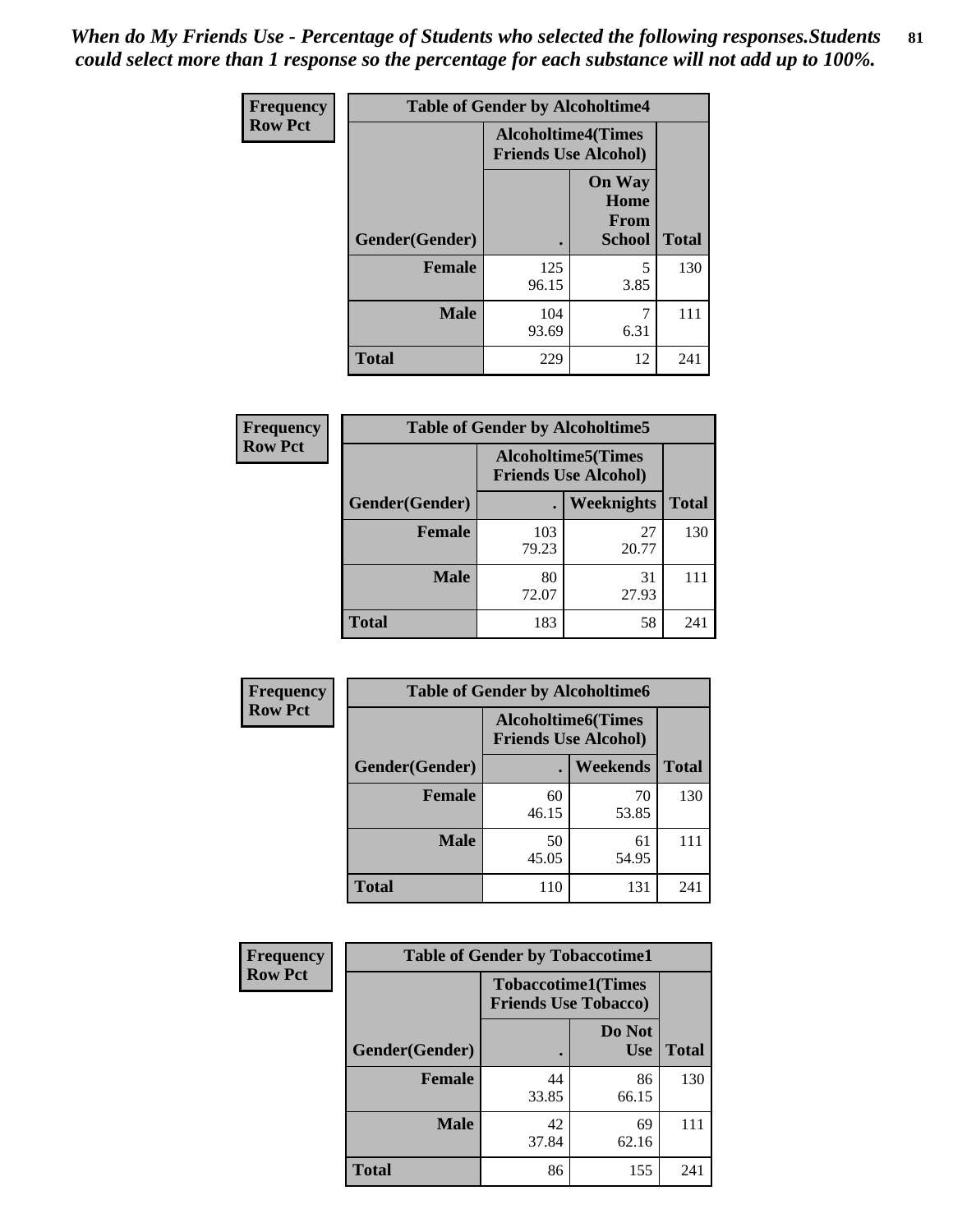*When do My Friends Use - Percentage of Students who selected the following responses.Students could select more than 1 response so the percentage for each substance will not add up to 100%.*

**Frequency Row Pct**

| Table of Gender by Alcoholtime4 | | | |
|---|---|---|---|
| | Alcoholtime4(Times Friends Use Alcohol) | | |
| Gender(Gender) | . | On Way Home From School | Total |
| **Female** | 125<br>96.15 | 5<br>3.85 | 130 |
| **Male** | 104<br>93.69 | 7<br>6.31 | 111 |
| **Total** | 229 | 12 | 241 |

**Frequency Row Pct**

| Table of Gender by Alcoholtime5 | | | |
|---|---|---|---|
| | Alcoholtime5(Times Friends Use Alcohol) | | |
| Gender(Gender) | . | Weeknights | Total |
| **Female** | 103<br>79.23 | 27<br>20.77 | 130 |
| **Male** | 80<br>72.07 | 31<br>27.93 | 111 |
| **Total** | 183 | 58 | 241 |

**Frequency Row Pct**

| Table of Gender by Alcoholtime6 | | | |
|---|---|---|---|
| | Alcoholtime6(Times Friends Use Alcohol) | | |
| Gender(Gender) | . | Weekends | Total |
| **Female** | 60<br>46.15 | 70<br>53.85 | 130 |
| **Male** | 50<br>45.05 | 61<br>54.95 | 111 |
| **Total** | 110 | 131 | 241 |

**Frequency Row Pct**

| Table of Gender by Tobaccotime1 | | | |
|---|---|---|---|
| | Tobaccotime1(Times Friends Use Tobacco) | | |
| Gender(Gender) | . | Do Not Use | Total |
| **Female** | 44<br>33.85 | 86<br>66.15 | 130 |
| **Male** | 42<br>37.84 | 69<br>62.16 | 111 |
| **Total** | 86 | 155 | 241 |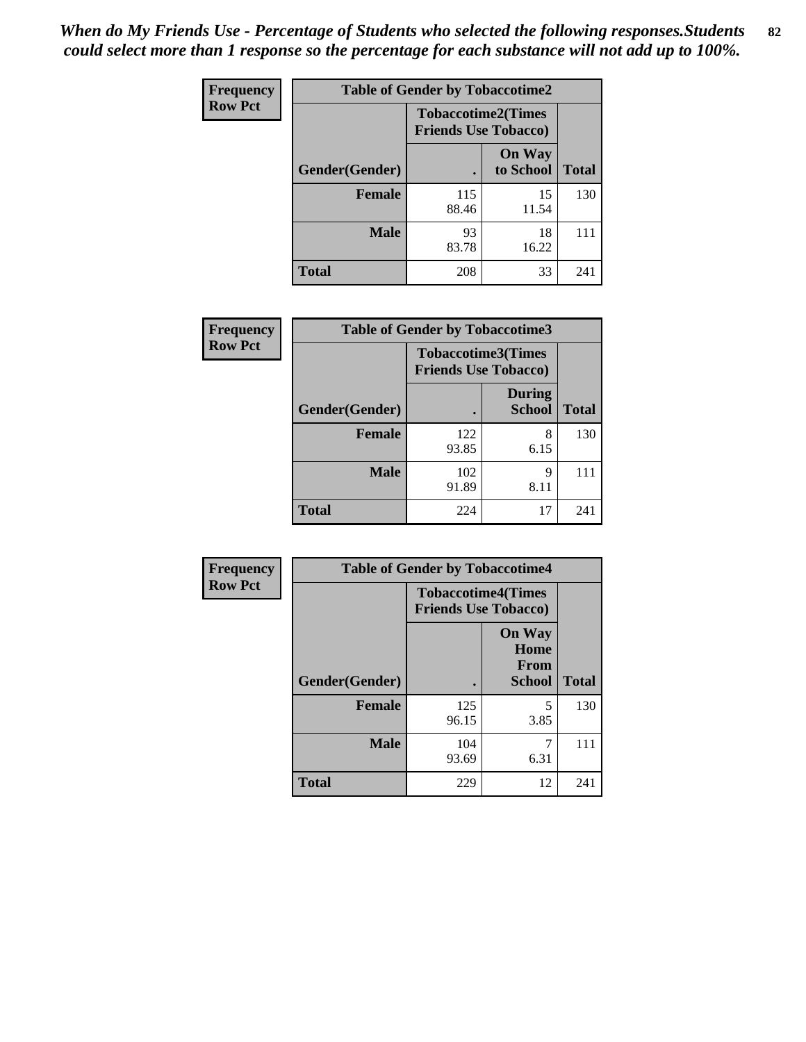*When do My Friends Use - Percentage of Students who selected the following responses.Students could select more than 1 response so the percentage for each substance will not add up to 100%.*

**Frequency**
**Row Pct**

| Table of Gender by Tobaccotime2 | | | |
|---|---|---|---|
| | Tobaccotime2(Times Friends Use Tobacco) | | |
| Gender(Gender) | . | On Way to School | Total |
| **Female** | 115<br>88.46 | 15<br>11.54 | 130 |
| **Male** | 93<br>83.78 | 18<br>16.22 | 111 |
| **Total** | 208 | 33 | 241 |

**Frequency**
**Row Pct**

| Table of Gender by Tobaccotime3 | | | |
|---|---|---|---|
| | Tobaccotime3(Times Friends Use Tobacco) | | |
| Gender(Gender) | . | During School | Total |
| **Female** | 122<br>93.85 | 8<br>6.15 | 130 |
| **Male** | 102<br>91.89 | 9<br>8.11 | 111 |
| **Total** | 224 | 17 | 241 |

**Frequency**
**Row Pct**

| Table of Gender by Tobaccotime4 | | | |
|---|---|---|---|
| | Tobaccotime4(Times Friends Use Tobacco) | | |
| Gender(Gender) | . | On Way Home From School | Total |
| **Female** | 125<br>96.15 | 5<br>3.85 | 130 |
| **Male** | 104<br>93.69 | 7<br>6.31 | 111 |
| **Total** | 229 | 12 | 241 |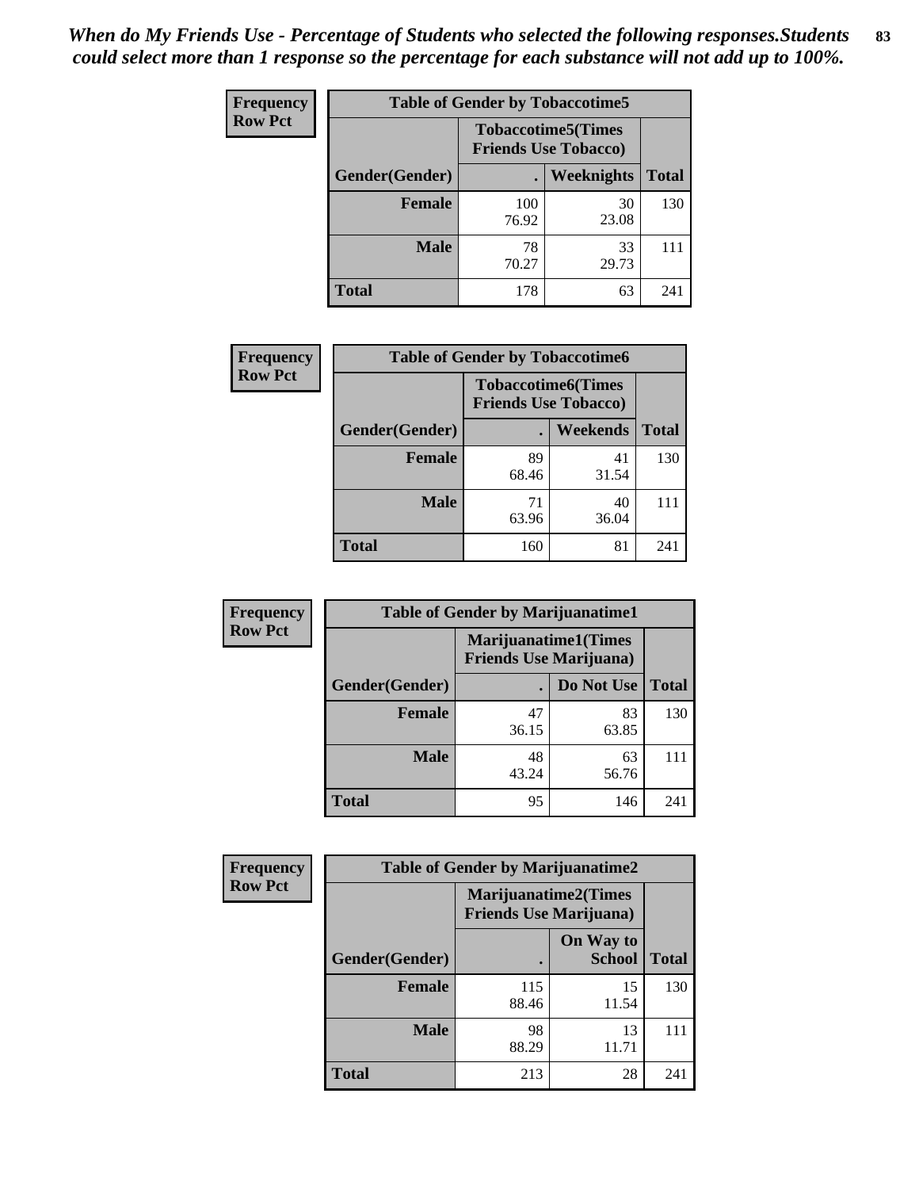*When do My Friends Use - Percentage of Students who selected the following responses.Students could select more than 1 response so the percentage for each substance will not add up to 100%.*

| Frequency Row Pct | Table of Gender by Tobaccotime5 | | |
|---|---|---|---|
| | Tobaccotime5(Times Friends Use Tobacco) | | |
| Gender(Gender) | . | Weeknights | Total |
| Female | 100<br>76.92 | 30<br>23.08 | 130 |
| Male | 78<br>70.27 | 33<br>29.73 | 111 |
| Total | 178 | 63 | 241 |

| Frequency Row Pct | Table of Gender by Tobaccotime6 | | |
|---|---|---|---|
| | Tobaccotime6(Times Friends Use Tobacco) | | |
| Gender(Gender) | . | Weekends | Total |
| Female | 89<br>68.46 | 41<br>31.54 | 130 |
| Male | 71<br>63.96 | 40<br>36.04 | 111 |
| Total | 160 | 81 | 241 |

| Frequency Row Pct | Table of Gender by Marijuanatime1 | | |
|---|---|---|---|
| | Marijuanatime1(Times Friends Use Marijuana) | | |
| Gender(Gender) | . | Do Not Use | Total |
| Female | 47<br>36.15 | 83<br>63.85 | 130 |
| Male | 48<br>43.24 | 63<br>56.76 | 111 |
| Total | 95 | 146 | 241 |

| Frequency Row Pct | Table of Gender by Marijuanatime2 | | |
|---|---|---|---|
| | Marijuanatime2(Times Friends Use Marijuana) | | |
| Gender(Gender) | . | On Way to School | Total |
| Female | 115<br>88.46 | 15<br>11.54 | 130 |
| Male | 98<br>88.29 | 13<br>11.71 | 111 |
| Total | 213 | 28 | 241 |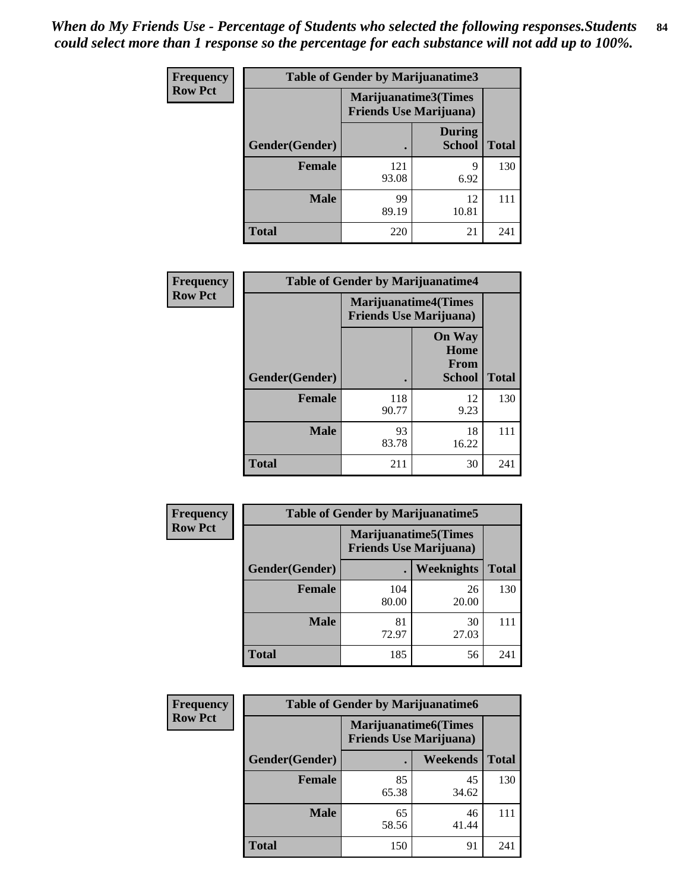*When do My Friends Use - Percentage of Students who selected the following responses.Students could select more than 1 response so the percentage for each substance will not add up to 100%.*

**Frequency**
**Row Pct**

| Table of Gender by Marijuanatime3 | | | |
|---|---|---|---|
| | Marijuanatime3(Times Friends Use Marijuana) | | |
| Gender(Gender) | . | During School | Total |
| **Female** | 121<br>93.08 | 9<br>6.92 | 130 |
| **Male** | 99<br>89.19 | 12<br>10.81 | 111 |
| **Total** | 220 | 21 | 241 |

**Frequency**
**Row Pct**

| Table of Gender by Marijuanatime4 | | | |
|---|---|---|---|
| | Marijuanatime4(Times Friends Use Marijuana) | | |
| Gender(Gender) | . | On Way Home From School | Total |
| **Female** | 118<br>90.77 | 12<br>9.23 | 130 |
| **Male** | 93<br>83.78 | 18<br>16.22 | 111 |
| **Total** | 211 | 30 | 241 |

**Frequency**
**Row Pct**

| Table of Gender by Marijuanatime5 | | | |
|---|---|---|---|
| | Marijuanatime5(Times Friends Use Marijuana) | | |
| Gender(Gender) | . | Weeknights | Total |
| **Female** | 104<br>80.00 | 26<br>20.00 | 130 |
| **Male** | 81<br>72.97 | 30<br>27.03 | 111 |
| **Total** | 185 | 56 | 241 |

**Frequency**
**Row Pct**

| Table of Gender by Marijuanatime6 | | | |
|---|---|---|---|
| | Marijuanatime6(Times Friends Use Marijuana) | | |
| Gender(Gender) | . | Weekends | Total |
| **Female** | 85<br>65.38 | 45<br>34.62 | 130 |
| **Male** | 65<br>58.56 | 46<br>41.44 | 111 |
| **Total** | 150 | 91 | 241 |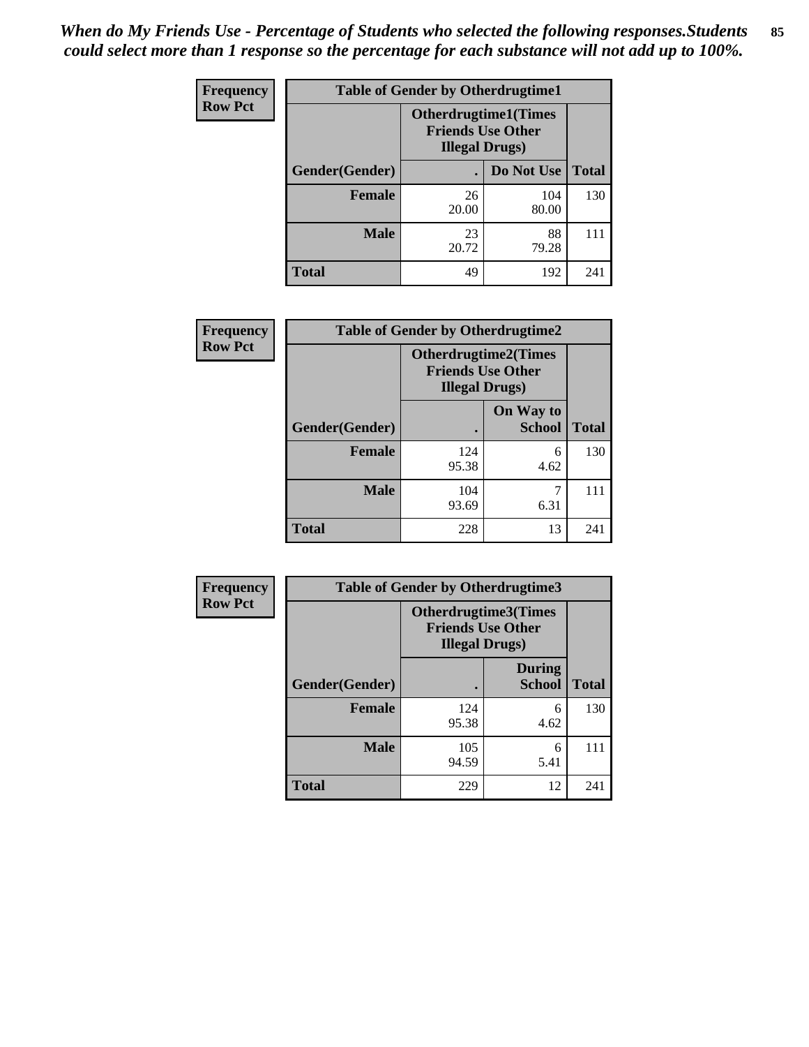*When do My Friends Use - Percentage of Students who selected the following responses.Students could select more than 1 response so the percentage for each substance will not add up to 100%.*

**Frequency**
**Row Pct**

| Table of Gender by Otherdrugtime1 | | | |
|---|---|---|---|
| | Otherdrugtime1(Times Friends Use Other Illegal Drugs) | | |
| Gender(Gender) | . | Do Not Use | Total |
| **Female** | 26<br>20.00 | 104<br>80.00 | 130 |
| **Male** | 23<br>20.72 | 88<br>79.28 | 111 |
| **Total** | 49 | 192 | 241 |

**Frequency**
**Row Pct**

| Table of Gender by Otherdrugtime2 | | | |
|---|---|---|---|
| | Otherdrugtime2(Times Friends Use Other Illegal Drugs) | | |
| Gender(Gender) | . | On Way to School | Total |
| **Female** | 124<br>95.38 | 6<br>4.62 | 130 |
| **Male** | 104<br>93.69 | 7<br>6.31 | 111 |
| **Total** | 228 | 13 | 241 |

**Frequency**
**Row Pct**

| Table of Gender by Otherdrugtime3 | | | |
|---|---|---|---|
| | Otherdrugtime3(Times Friends Use Other Illegal Drugs) | | |
| Gender(Gender) | . | During School | Total |
| **Female** | 124<br>95.38 | 6<br>4.62 | 130 |
| **Male** | 105<br>94.59 | 6<br>5.41 | 111 |
| **Total** | 229 | 12 | 241 |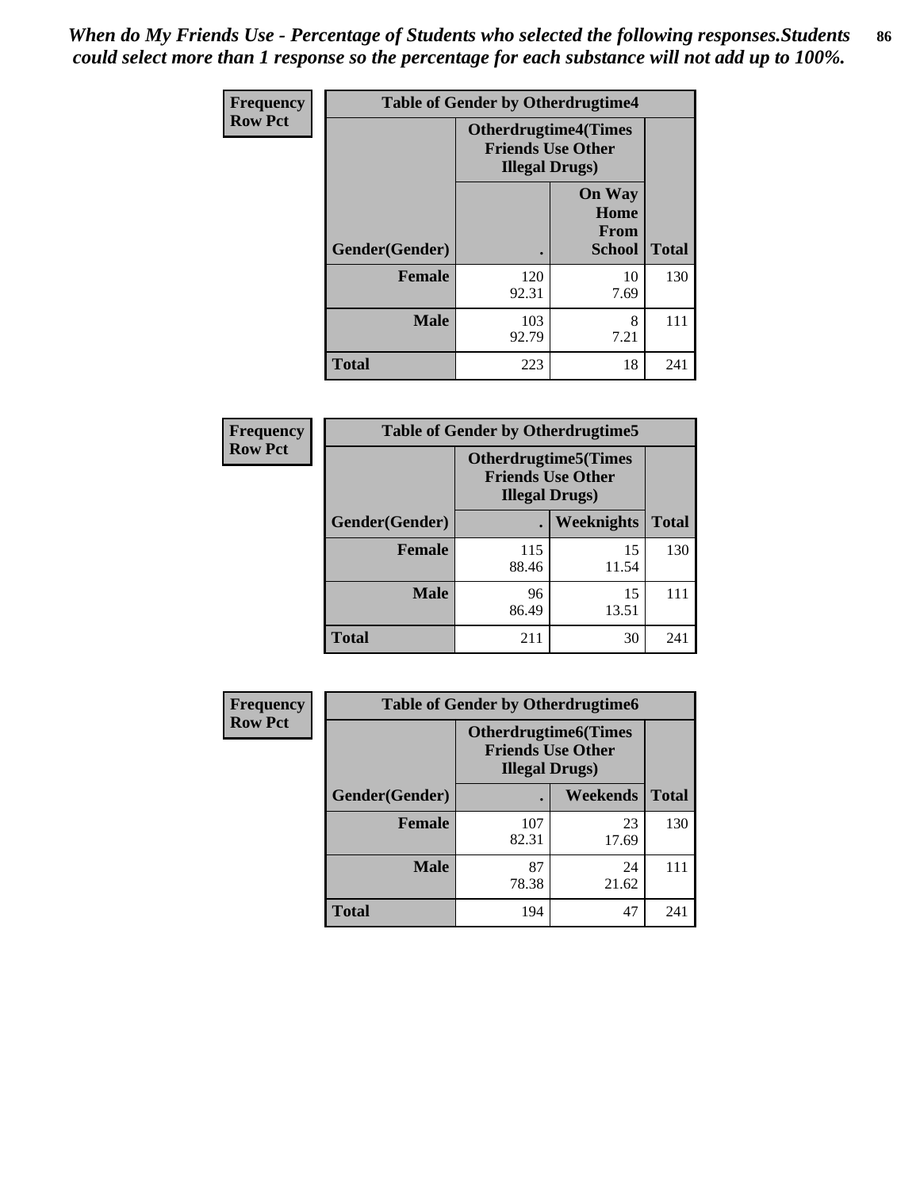*When do My Friends Use - Percentage of Students who selected the following responses.Students could select more than 1 response so the percentage for each substance will not add up to 100%.*

**Frequency**
**Row Pct**

| Table of Gender by Otherdrugtime4 | | | |
|---|---|---|---|
| | Otherdrugtime4(Times Friends Use Other Illegal Drugs) | | |
| Gender(Gender) | . | On Way Home From School | Total |
| **Female** | 120<br>92.31 | 10<br>7.69 | 130 |
| **Male** | 103<br>92.79 | 8<br>7.21 | 111 |
| **Total** | 223 | 18 | 241 |

**Frequency**
**Row Pct**

| Table of Gender by Otherdrugtime5 | | | |
|---|---|---|---|
| | Otherdrugtime5(Times Friends Use Other Illegal Drugs) | | |
| Gender(Gender) | . | Weeknights | Total |
| **Female** | 115<br>88.46 | 15<br>11.54 | 130 |
| **Male** | 96<br>86.49 | 15<br>13.51 | 111 |
| **Total** | 211 | 30 | 241 |

**Frequency**
**Row Pct**

| Table of Gender by Otherdrugtime6 | | | |
|---|---|---|---|
| | Otherdrugtime6(Times Friends Use Other Illegal Drugs) | | |
| Gender(Gender) | . | Weekends | Total |
| **Female** | 107<br>82.31 | 23<br>17.69 | 130 |
| **Male** | 87<br>78.38 | 24<br>21.62 | 111 |
| **Total** | 194 | 47 | 241 |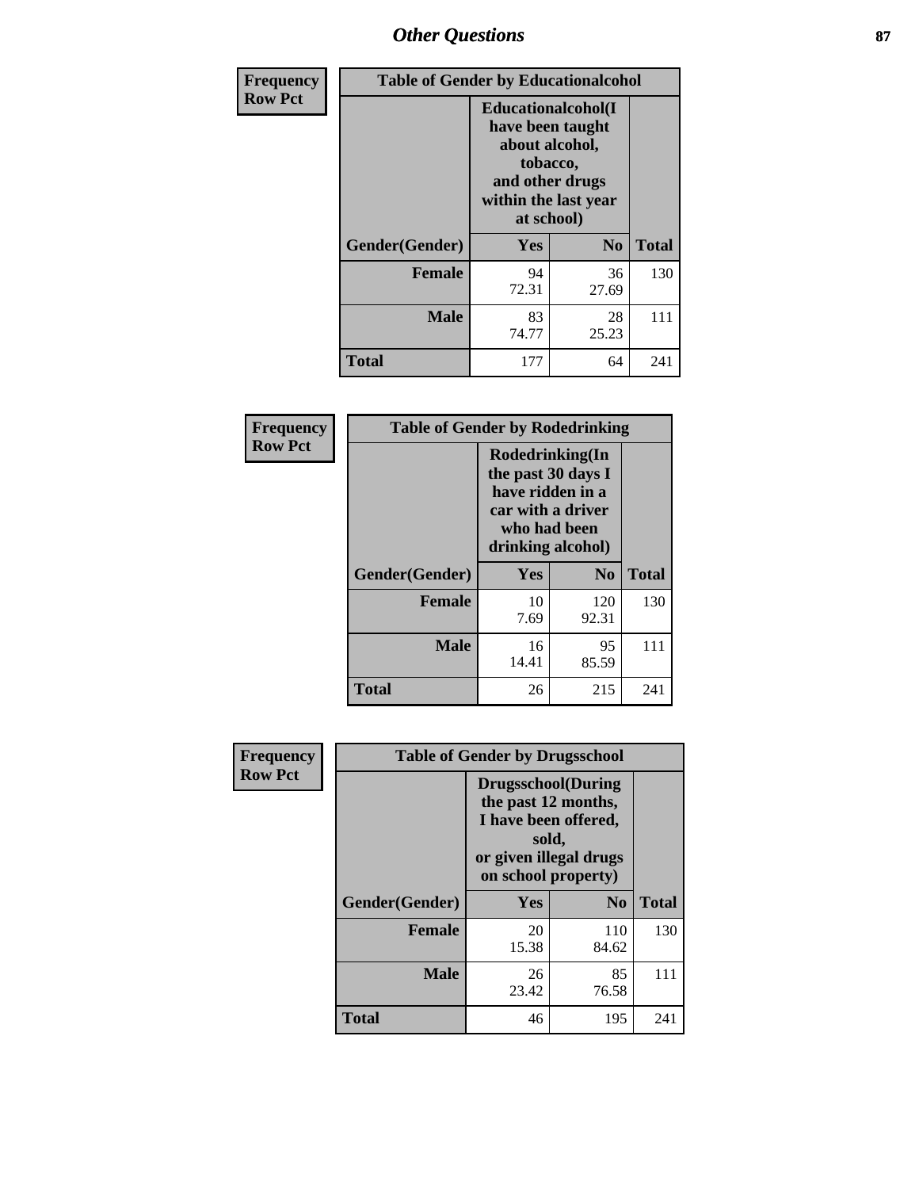## Other Questions

**Frequency**
**Row Pct**

| Table of Gender by Educationalcohol | | | |
|---|---|---|---|
| | Educationalcohol(I have been taught about alcohol, tobacco, and other drugs within the last year at school) | | |
| Gender(Gender) | Yes | No | Total |
| Female | 94<br>72.31 | 36<br>27.69 | 130 |
| Male | 83<br>74.77 | 28<br>25.23 | 111 |
| Total | 177 | 64 | 241 |

**Frequency**
**Row Pct**

| Table of Gender by Rodedrinking | | | |
|---|---|---|---|
| | Rodedrinking(In the past 30 days I have ridden in a car with a driver who had been drinking alcohol) | | |
| Gender(Gender) | Yes | No | Total |
| Female | 10<br>7.69 | 120<br>92.31 | 130 |
| Male | 16<br>14.41 | 95<br>85.59 | 111 |
| Total | 26 | 215 | 241 |

**Frequency**
**Row Pct**

| Table of Gender by Drugsschool | | | |
|---|---|---|---|
| | Drugsschool(During the past 12 months, I have been offered, sold, or given illegal drugs on school property) | | |
| Gender(Gender) | Yes | No | Total |
| Female | 20<br>15.38 | 110<br>84.62 | 130 |
| Male | 26<br>23.42 | 85<br>76.58 | 111 |
| Total | 46 | 195 | 241 |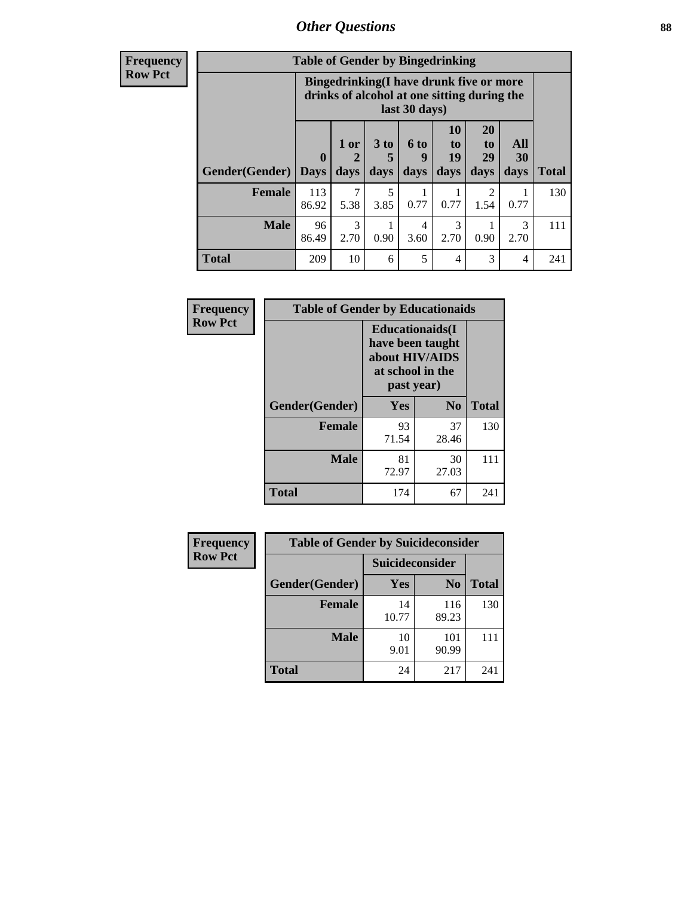# Other Questions

**Frequency**
**Row Pct**

| Table of Gender by Bingedrinking | | | | | | | | |
|---|---|---|---|---|---|---|---|---|
| | Bingedrinking(I have drunk five or more drinks of alcohol at one sitting during the last 30 days) | | | | | | | |
| Gender(Gender) | 0 Days | 1 or 2 days | 3 to 5 days | 6 to 9 days | 10 to 19 days | 20 to 29 days | All 30 days | Total |
| **Female** | 113<br>86.92 | 7<br>5.38 | 5<br>3.85 | 1<br>0.77 | 1<br>0.77 | 2<br>1.54 | 1<br>0.77 | 130 |
| **Male** | 96<br>86.49 | 3<br>2.70 | 1<br>0.90 | 4<br>3.60 | 3<br>2.70 | 1<br>0.90 | 3<br>2.70 | 111 |
| **Total** | 209 | 10 | 6 | 5 | 4 | 3 | 4 | 241 |

**Frequency**
**Row Pct**

| Table of Gender by Educationaids | | | |
|---|---|---|---|
| | Educationaids(I have been taught about HIV/AIDS at school in the past year) | | |
| Gender(Gender) | Yes | No | Total |
| **Female** | 93<br>71.54 | 37<br>28.46 | 130 |
| **Male** | 81<br>72.97 | 30<br>27.03 | 111 |
| **Total** | 174 | 67 | 241 |

**Frequency**
**Row Pct**

| Table of Gender by Suicideconsider | | | |
|---|---|---|---|
| | Suicideconsider | | |
| Gender(Gender) | Yes | No | Total |
| **Female** | 14<br>10.77 | 116<br>89.23 | 130 |
| **Male** | 10<br>9.01 | 101<br>90.99 | 111 |
| **Total** | 24 | 217 | 241 |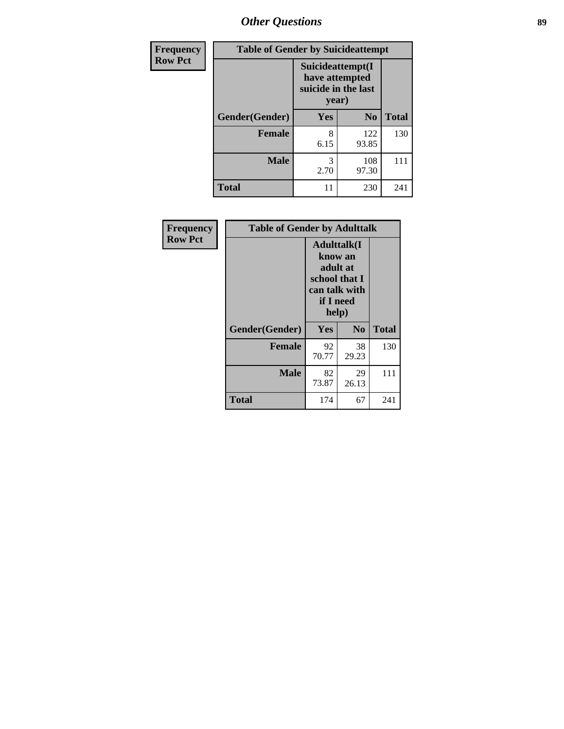| Frequency Row Pct | Table of Gender by Suicideattempt | | |
|---|---|---|---|
| | Suicideattempt(I have attempted suicide in the last year) | | |
| Gender(Gender) | Yes | No | Total |
| Female | 8<br>6.15 | 122<br>93.85 | 130 |
| Male | 3<br>2.70 | 108<br>97.30 | 111 |
| Total | 11 | 230 | 241 |

| Frequency Row Pct | Table of Gender by Adulttalk | | |
|---|---|---|---|
| | Adulttalk(I know an adult at school that I can talk with if I need help) | | |
| Gender(Gender) | Yes | No | Total |
| Female | 92<br>70.77 | 38<br>29.23 | 130 |
| Male | 82<br>73.87 | 29<br>26.13 | 111 |
| Total | 174 | 67 | 241 |